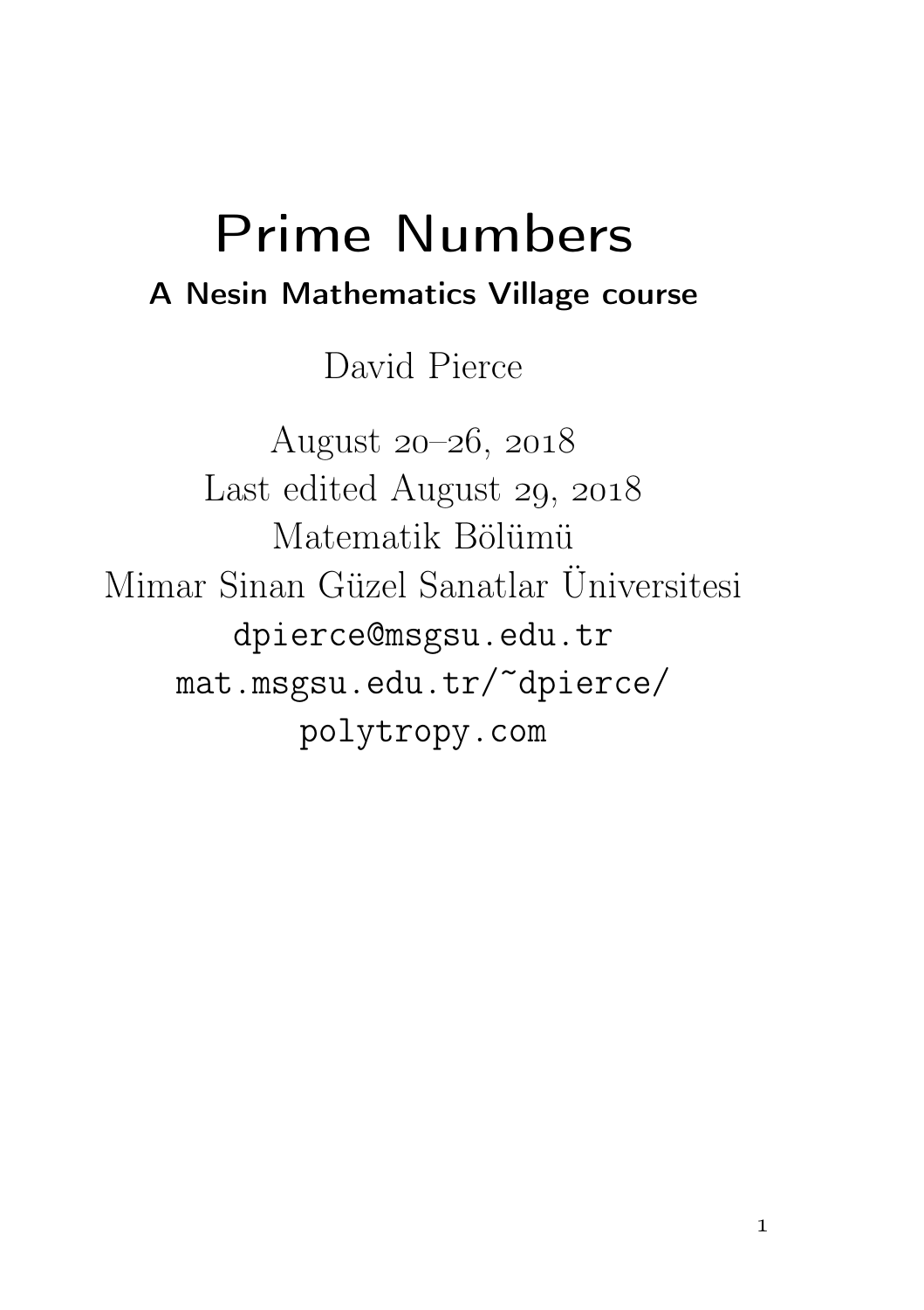# Prime Numbers

**A Nesin Mathematics Village course**

David Pierce

August 20–26, 2018
Last edited August 29, 2018
Matematik Bölümü
Mimar Sinan Güzel Sanatlar Üniversitesi
`dpierce@msgsu.edu.tr`
`mat.msgsu.edu.tr/~dpierce/`
`polytropy.com`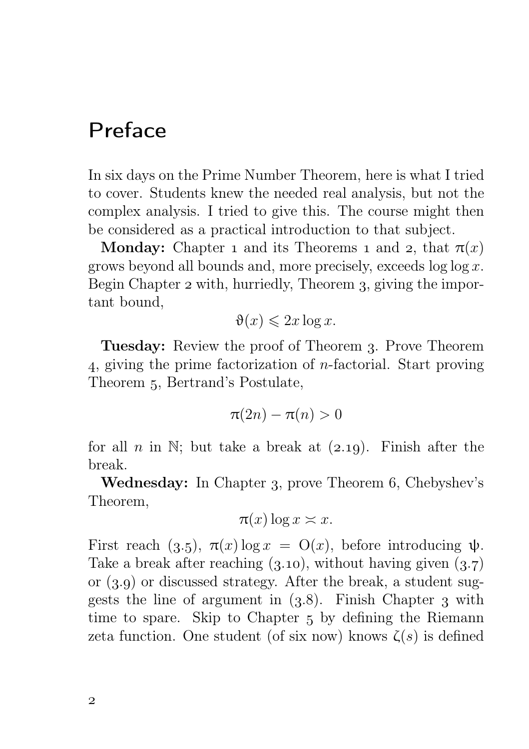# Preface

In six days on the Prime Number Theorem, here is what I tried to cover. Students knew the needed real analysis, but not the complex analysis. I tried to give this. The course might then be considered as a practical introduction to that subject.

**Monday:** Chapter 1 and its Theorems 1 and 2, that $\pi(x)$ grows beyond all bounds and, more precisely, exceeds $\log \log x$. Begin Chapter 2 with, hurriedly, Theorem 3, giving the important bound,

$$\vartheta(x) \leqslant 2x \log x.$$

**Tuesday:** Review the proof of Theorem 3. Prove Theorem 4, giving the prime factorization of $n$-factorial. Start proving Theorem 5, Bertrand's Postulate,

$$\pi(2n) - \pi(n) > 0$$

for all $n$ in $\mathbb{N}$; but take a break at (2.19). Finish after the break.

**Wednesday:** In Chapter 3, prove Theorem 6, Chebyshev's Theorem,

$$\pi(x) \log x \asymp x.$$

First reach (3.5), $\pi(x) \log x = \mathrm{O}(x)$, before introducing $\psi$. Take a break after reaching (3.10), without having given (3.7) or (3.9) or discussed strategy. After the break, a student suggests the line of argument in (3.8). Finish Chapter 3 with time to spare. Skip to Chapter 5 by defining the Riemann zeta function. One student (of six now) knows $\zeta(s)$ is defined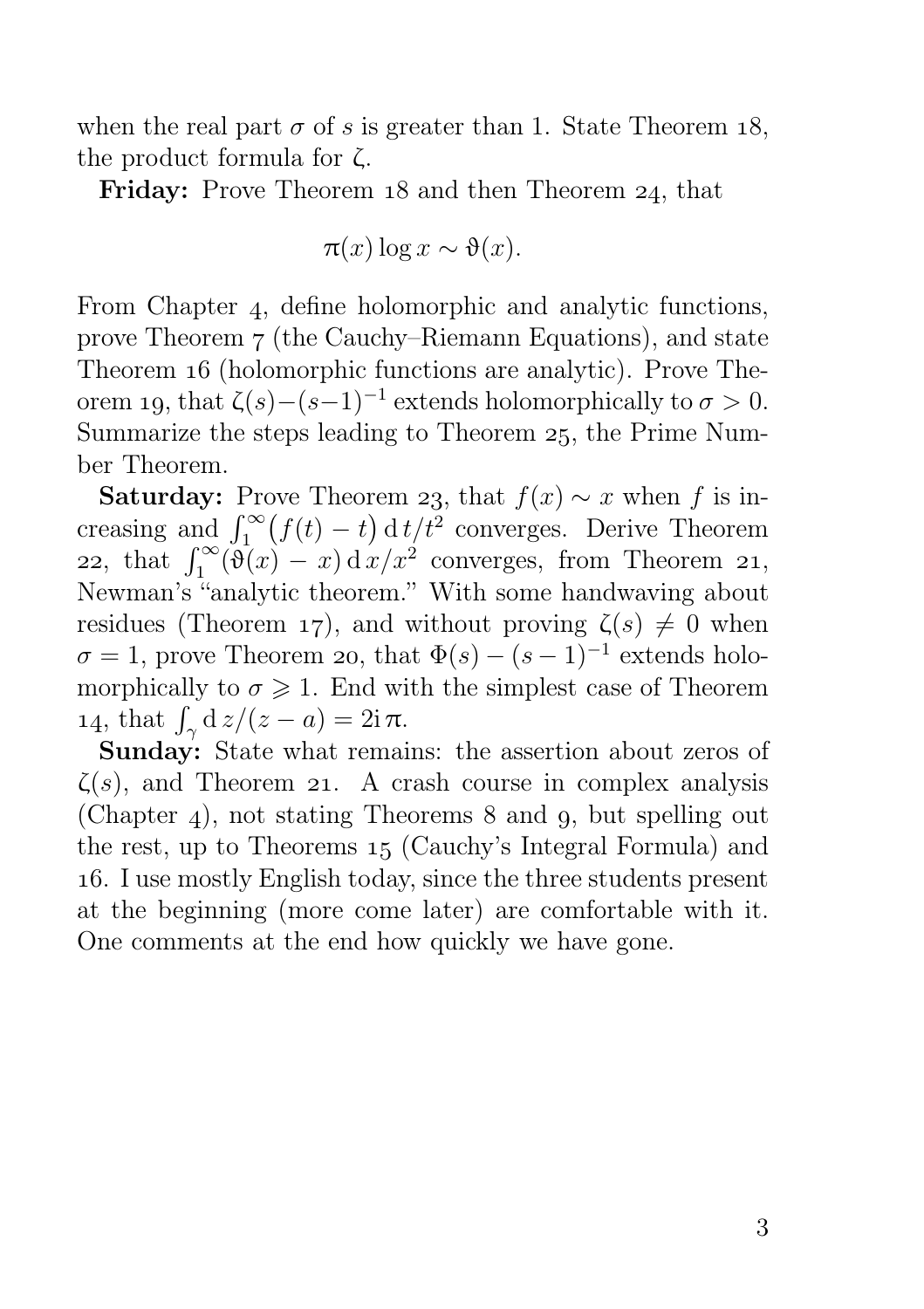when the real part $\sigma$ of $s$ is greater than 1. State Theorem 18, the product formula for $\zeta$.

**Friday:** Prove Theorem 18 and then Theorem 24, that

$$\pi(x)\log x \sim \vartheta(x).$$

From Chapter 4, define holomorphic and analytic functions, prove Theorem 7 (the Cauchy–Riemann Equations), and state Theorem 16 (holomorphic functions are analytic). Prove Theorem 19, that $\zeta(s)-(s-1)^{-1}$ extends holomorphically to $\sigma > 0$. Summarize the steps leading to Theorem 25, the Prime Number Theorem.

**Saturday:** Prove Theorem 23, that $f(x) \sim x$ when $f$ is increasing and $\int_1^\infty \bigl(f(t)-t\bigr)\,\mathrm{d}\,t/t^2$ converges. Derive Theorem 22, that $\int_1^\infty (\vartheta(x)-x)\,\mathrm{d}\,x/x^2$ converges, from Theorem 21, Newman's "analytic theorem." With some handwaving about residues (Theorem 17), and without proving $\zeta(s) \neq 0$ when $\sigma = 1$, prove Theorem 20, that $\Phi(s)-(s-1)^{-1}$ extends holomorphically to $\sigma \geqslant 1$. End with the simplest case of Theorem 14, that $\int_\gamma \mathrm{d}\,z/(z-a) = 2\mathrm{i}\,\pi$.

**Sunday:** State what remains: the assertion about zeros of $\zeta(s)$, and Theorem 21. A crash course in complex analysis (Chapter 4), not stating Theorems 8 and 9, but spelling out the rest, up to Theorems 15 (Cauchy's Integral Formula) and 16. I use mostly English today, since the three students present at the beginning (more come later) are comfortable with it. One comments at the end how quickly we have gone.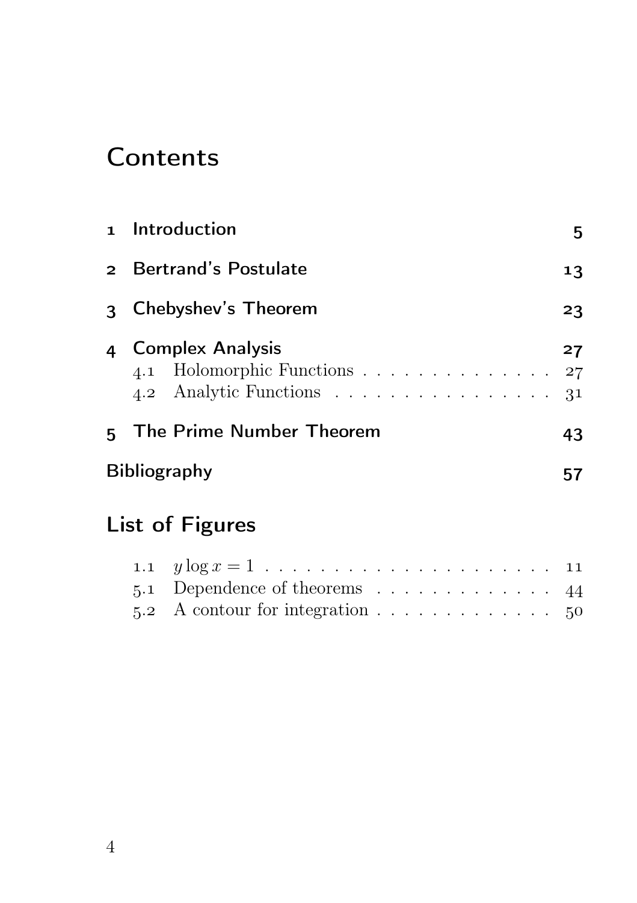# Contents

1 Introduction 5

2 Bertrand's Postulate 13

3 Chebyshev's Theorem 23

4 Complex Analysis 27
- 4.1 Holomorphic Functions . . . . . . . . . . . . . . 27
- 4.2 Analytic Functions . . . . . . . . . . . . . . . . 31

5 The Prime Number Theorem 43

Bibliography 57

# List of Figures

- 1.1 $y \log x = 1$ . . . . . . . . . . . . . . . . . . . . . 11
- 5.1 Dependence of theorems . . . . . . . . . . . . . 44
- 5.2 A contour for integration . . . . . . . . . . . . . 50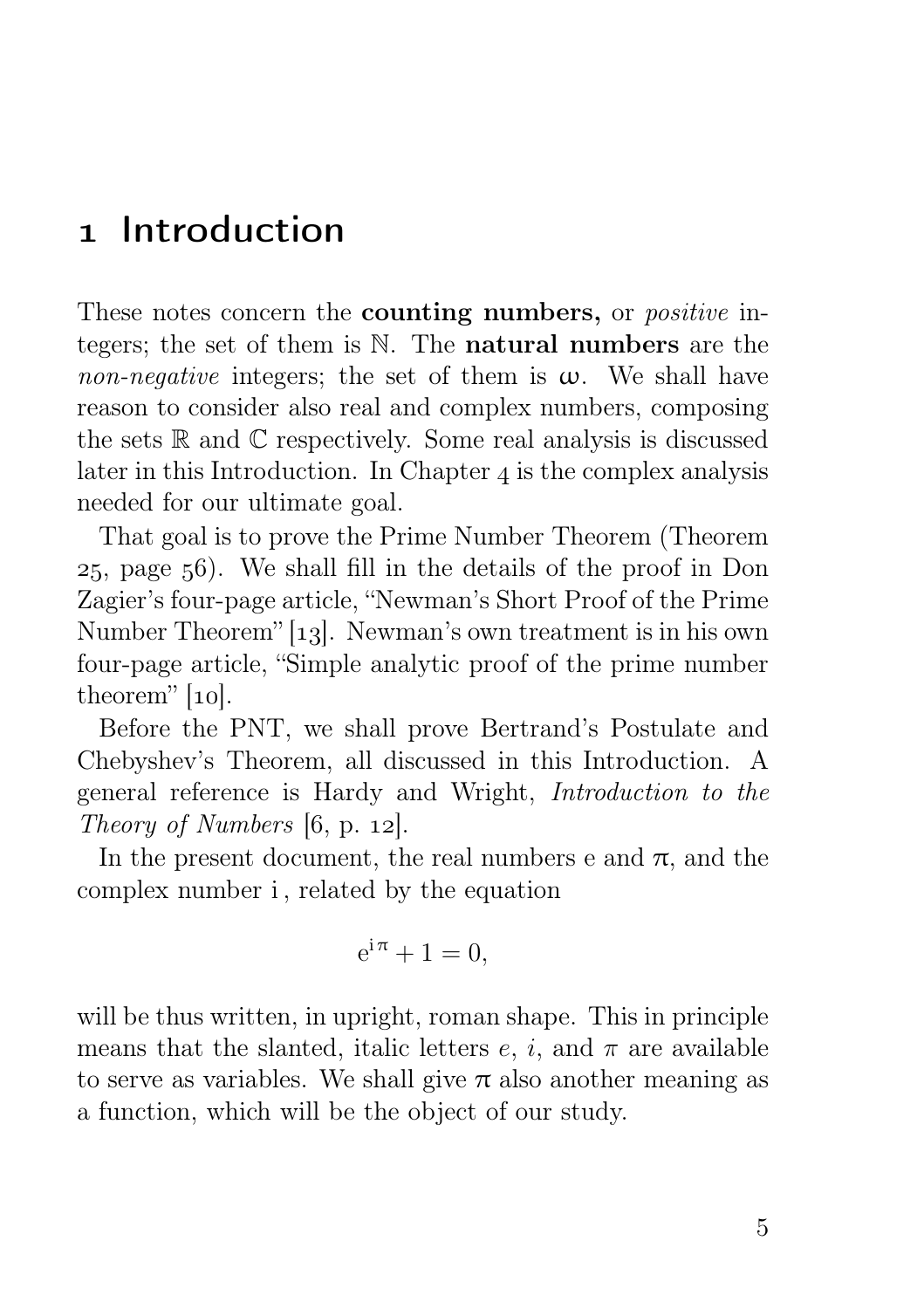# 1 Introduction

These notes concern the **counting numbers,** or *positive* integers; the set of them is $\mathbb{N}$. The **natural numbers** are the *non-negative* integers; the set of them is $\omega$. We shall have reason to consider also real and complex numbers, composing the sets $\mathbb{R}$ and $\mathbb{C}$ respectively. Some real analysis is discussed later in this Introduction. In Chapter 4 is the complex analysis needed for our ultimate goal.

That goal is to prove the Prime Number Theorem (Theorem 25, page 56). We shall fill in the details of the proof in Don Zagier's four-page article, "Newman's Short Proof of the Prime Number Theorem" [13]. Newman's own treatment is in his own four-page article, "Simple analytic proof of the prime number theorem" [10].

Before the PNT, we shall prove Bertrand's Postulate and Chebyshev's Theorem, all discussed in this Introduction. A general reference is Hardy and Wright, *Introduction to the Theory of Numbers* [6, p. 12].

In the present document, the real numbers $\mathrm{e}$ and $\pi$, and the complex number $\mathrm{i}$, related by the equation

$$\mathrm{e}^{\mathrm{i}\,\pi} + 1 = 0,$$

will be thus written, in upright, roman shape. This in principle means that the slanted, italic letters $e$, $i$, and $\pi$ are available to serve as variables. We shall give $\pi$ also another meaning as a function, which will be the object of our study.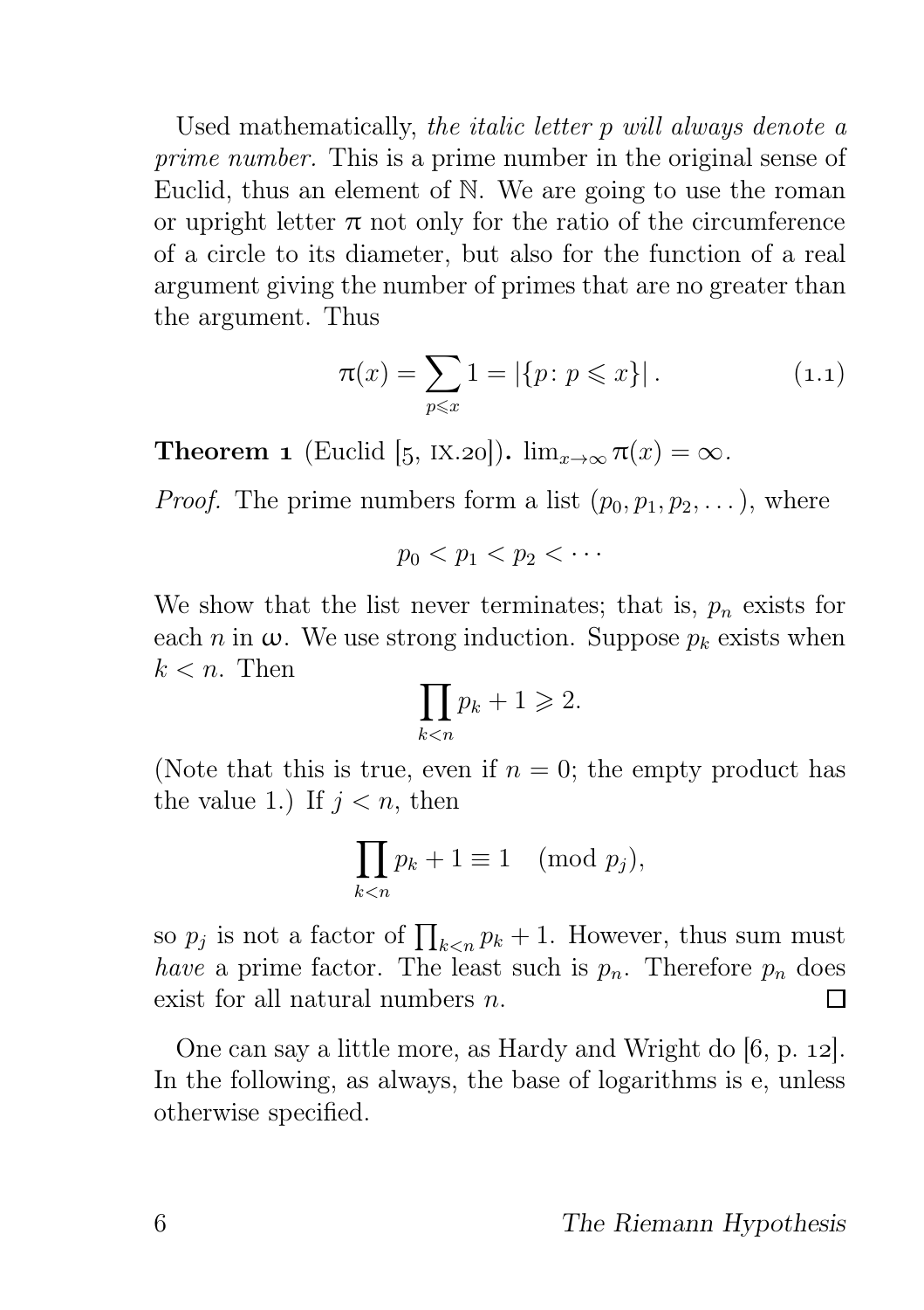Used mathematically, *the italic letter $p$ will always denote a prime number.* This is a prime number in the original sense of Euclid, thus an element of $\mathbb{N}$. We are going to use the roman or upright letter $\pi$ not only for the ratio of the circumference of a circle to its diameter, but also for the function of a real argument giving the number of primes that are no greater than the argument. Thus

$$\pi(x) = \sum_{p \leqslant x} 1 = |\{p \colon p \leqslant x\}| \,. \tag{1.1}$$

**Theorem 1** (Euclid [5, IX.20]). $\lim_{x \to \infty} \pi(x) = \infty$.

*Proof.* The prime numbers form a list $(p_0, p_1, p_2, \dots)$, where

$$p_0 < p_1 < p_2 < \cdots$$

We show that the list never terminates; that is, $p_n$ exists for each $n$ in $\omega$. We use strong induction. Suppose $p_k$ exists when $k < n$. Then

$$\prod_{k<n} p_k + 1 \geqslant 2.$$

(Note that this is true, even if $n = 0$; the empty product has the value 1.) If $j < n$, then

$$\prod_{k<n} p_k + 1 \equiv 1 \pmod{p_j},$$

so $p_j$ is not a factor of $\prod_{k<n} p_k + 1$. However, thus sum must *have* a prime factor. The least such is $p_n$. Therefore $p_n$ does exist for all natural numbers $n$. □

One can say a little more, as Hardy and Wright do [6, p. 12]. In the following, as always, the base of logarithms is e, unless otherwise specified.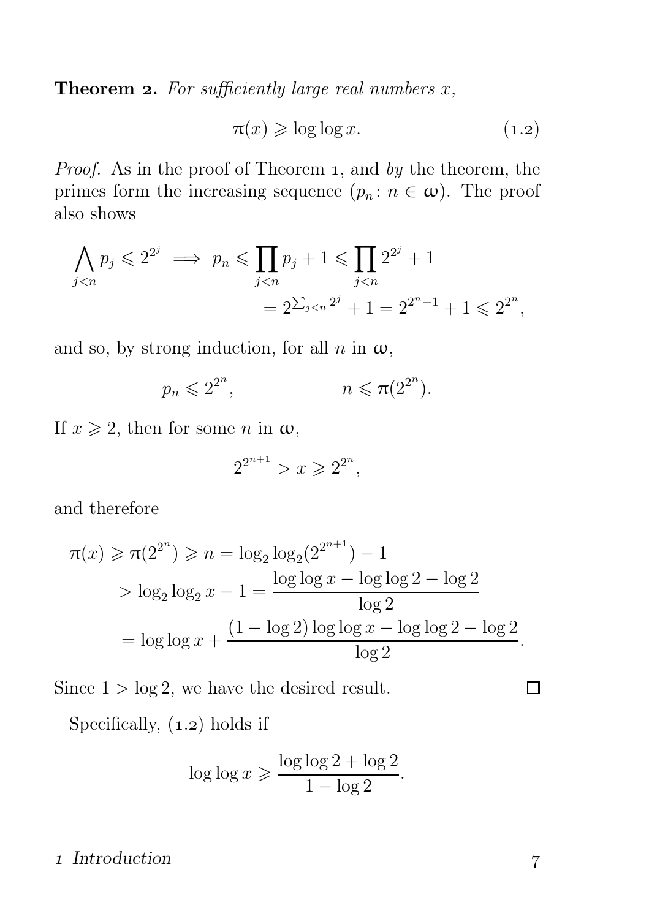**Theorem 2.** *For sufficiently large real numbers $x$,*

$$\pi(x) \geqslant \log\log x. \tag{1.2}$$

*Proof.* As in the proof of Theorem 1, and *by* the theorem, the primes form the increasing sequence $(p_n \colon n \in \omega)$. The proof also shows

$$\begin{aligned}\bigwedge_{j<n} p_j \leqslant 2^{2^j} \implies p_n &\leqslant \prod_{j<n} p_j + 1 \leqslant \prod_{j<n} 2^{2^j} + 1 \\ &= 2^{\sum_{j<n} 2^j} + 1 = 2^{2^n - 1} + 1 \leqslant 2^{2^n},\end{aligned}$$

and so, by strong induction, for all $n$ in $\omega$,

$$p_n \leqslant 2^{2^n}, \qquad\qquad n \leqslant \pi(2^{2^n}).$$

If $x \geqslant 2$, then for some $n$ in $\omega$,

$$2^{2^{n+1}} > x \geqslant 2^{2^n},$$

and therefore

$$\begin{aligned}\pi(x) \geqslant \pi(2^{2^n}) \geqslant n &= \log_2 \log_2 (2^{2^{n+1}}) - 1 \\ &> \log_2 \log_2 x - 1 = \frac{\log\log x - \log\log 2 - \log 2}{\log 2} \\ &= \log\log x + \frac{(1 - \log 2)\log\log x - \log\log 2 - \log 2}{\log 2}.\end{aligned}$$

Since $1 > \log 2$, we have the desired result. □

Specifically, (1.2) holds if

$$\log\log x \geqslant \frac{\log\log 2 + \log 2}{1 - \log 2}.$$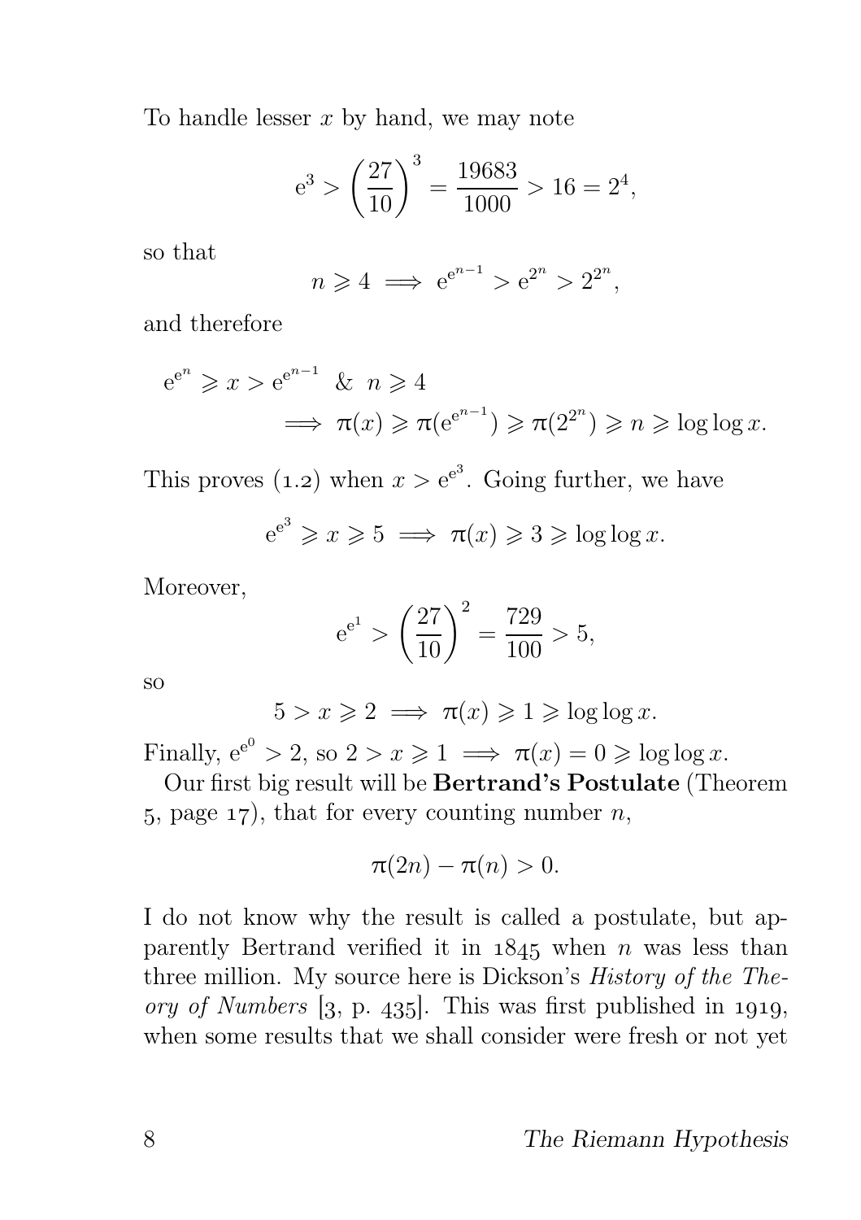To handle lesser $x$ by hand, we may note

$$\mathrm{e}^3 > \left(\frac{27}{10}\right)^3 = \frac{19683}{1000} > 16 = 2^4,$$

so that

$$n \geqslant 4 \implies \mathrm{e}^{\mathrm{e}^{n-1}} > \mathrm{e}^{2^n} > 2^{2^n},$$

and therefore

$$\begin{aligned}\mathrm{e}^{\mathrm{e}^n} \geqslant x > \mathrm{e}^{\mathrm{e}^{n-1}} \;\;\&\;\; n \geqslant 4 \\ \implies \pi(x) \geqslant \pi(\mathrm{e}^{\mathrm{e}^{n-1}}) \geqslant \pi(2^{2^n}) \geqslant n \geqslant \log\log x.\end{aligned}$$

This proves (1.2) when $x > \mathrm{e}^{\mathrm{e}^3}$. Going further, we have

$$\mathrm{e}^{\mathrm{e}^3} \geqslant x \geqslant 5 \implies \pi(x) \geqslant 3 \geqslant \log\log x.$$

Moreover,

$$\mathrm{e}^{\mathrm{e}^1} > \left(\frac{27}{10}\right)^2 = \frac{729}{100} > 5,$$

so

$$5 > x \geqslant 2 \implies \pi(x) \geqslant 1 \geqslant \log\log x.$$

Finally, $\mathrm{e}^{\mathrm{e}^0} > 2$, so $2 > x \geqslant 1 \implies \pi(x) = 0 \geqslant \log\log x$.

Our first big result will be **Bertrand's Postulate** (Theorem 5, page 17), that for every counting number $n$,

$$\pi(2n) - \pi(n) > 0.$$

I do not know why the result is called a postulate, but apparently Bertrand verified it in 1845 when $n$ was less than three million. My source here is Dickson's *History of the Theory of Numbers* [3, p. 435]. This was first published in 1919, when some results that we shall consider were fresh or not yet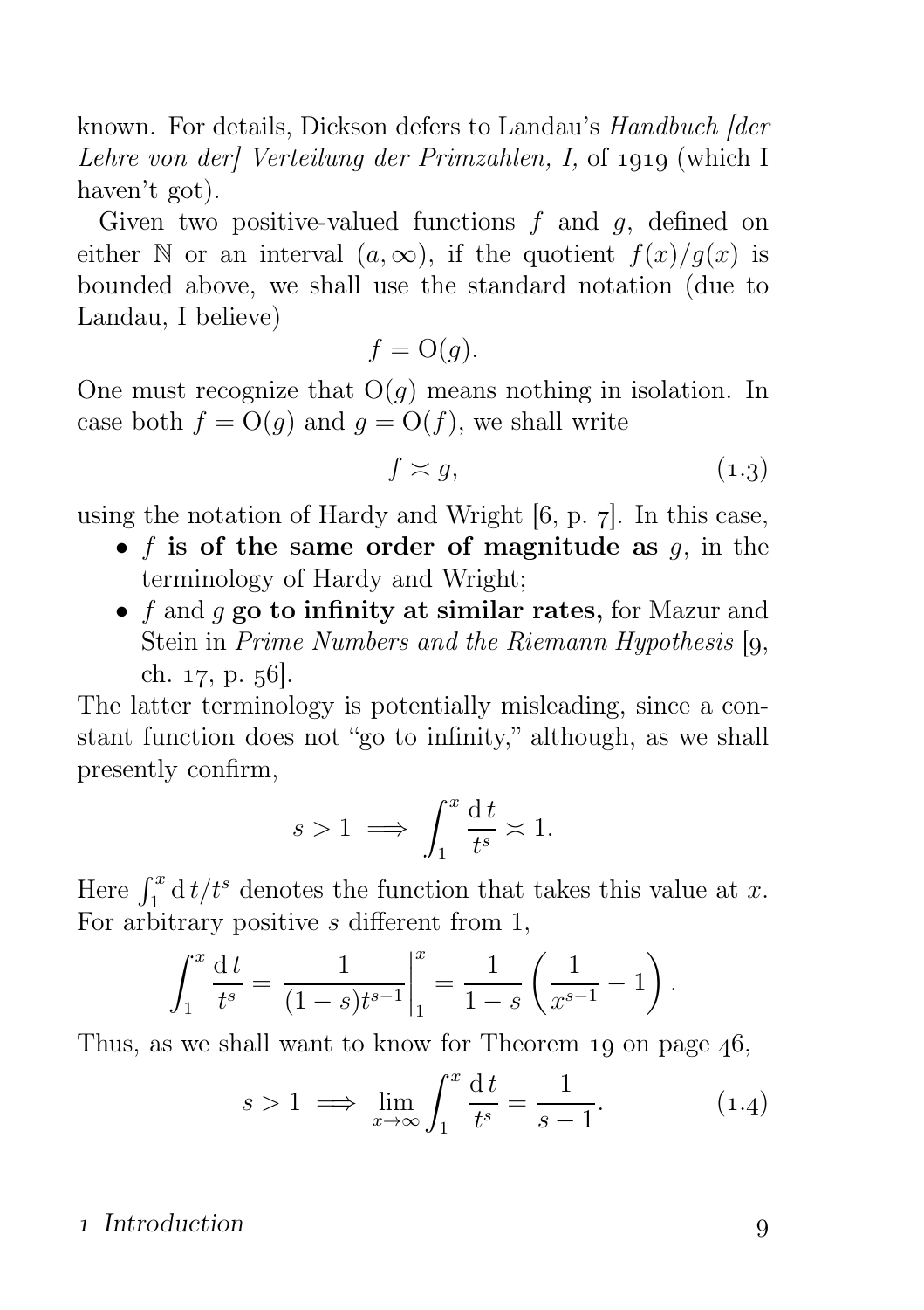known. For details, Dickson defers to Landau's *Handbuch [der Lehre von der] Verteilung der Primzahlen, I,* of 1919 (which I haven't got).

Given two positive-valued functions $f$ and $g$, defined on either $\mathbb{N}$ or an interval $(a, \infty)$, if the quotient $f(x)/g(x)$ is bounded above, we shall use the standard notation (due to Landau, I believe)

$$f = \mathrm{O}(g).$$

One must recognize that $\mathrm{O}(g)$ means nothing in isolation. In case both $f = \mathrm{O}(g)$ and $g = \mathrm{O}(f)$, we shall write

$$f \asymp g, \tag{1.3}$$

using the notation of Hardy and Wright [6, p. 7]. In this case,

- $f$ **is of the same order of magnitude as** $g$, in the terminology of Hardy and Wright;
- $f$ and $g$ **go to infinity at similar rates,** for Mazur and Stein in *Prime Numbers and the Riemann Hypothesis* [9, ch. 17, p. 56].

The latter terminology is potentially misleading, since a constant function does not "go to infinity," although, as we shall presently confirm,

$$s > 1 \implies \int_1^x \frac{\mathrm{d}\,t}{t^s} \asymp 1.$$

Here $\int_1^x \mathrm{d}\,t/t^s$ denotes the function that takes this value at $x$. For arbitrary positive $s$ different from 1,

$$\int_1^x \frac{\mathrm{d}\,t}{t^s} = \left.\frac{1}{(1-s)t^{s-1}}\right|_1^x = \frac{1}{1-s}\left(\frac{1}{x^{s-1}} - 1\right).$$

Thus, as we shall want to know for Theorem 19 on page 46,

$$s > 1 \implies \lim_{x\to\infty} \int_1^x \frac{\mathrm{d}\,t}{t^s} = \frac{1}{s-1}. \tag{1.4}$$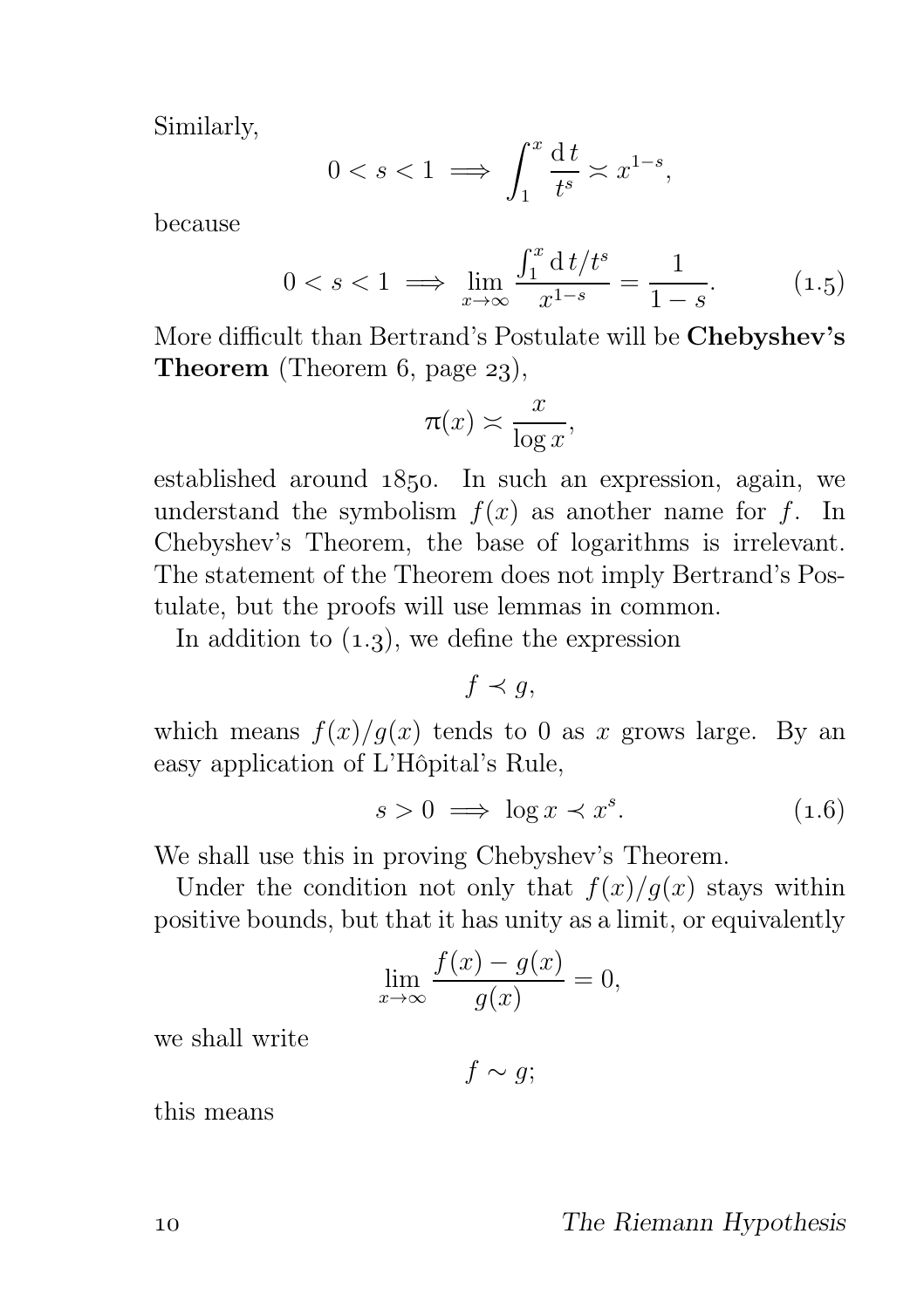Similarly,

$$0 < s < 1 \implies \int_1^x \frac{\mathrm{d}\,t}{t^s} \asymp x^{1-s},$$

because

$$0 < s < 1 \implies \lim_{x \to \infty} \frac{\int_1^x \mathrm{d}\,t/t^s}{x^{1-s}} = \frac{1}{1-s}. \tag{1.5}$$

More difficult than Bertrand's Postulate will be **Chebyshev's Theorem** (Theorem 6, page 23),

$$\pi(x) \asymp \frac{x}{\log x},$$

established around 1850. In such an expression, again, we understand the symbolism $f(x)$ as another name for $f$. In Chebyshev's Theorem, the base of logarithms is irrelevant. The statement of the Theorem does not imply Bertrand's Postulate, but the proofs will use lemmas in common.

In addition to (1.3), we define the expression

$$f \prec g,$$

which means $f(x)/g(x)$ tends to 0 as $x$ grows large. By an easy application of L'Hôpital's Rule,

$$s > 0 \implies \log x \prec x^s. \tag{1.6}$$

We shall use this in proving Chebyshev's Theorem.

Under the condition not only that $f(x)/g(x)$ stays within positive bounds, but that it has unity as a limit, or equivalently

$$\lim_{x \to \infty} \frac{f(x) - g(x)}{g(x)} = 0,$$

we shall write

$$f \sim g;$$

this means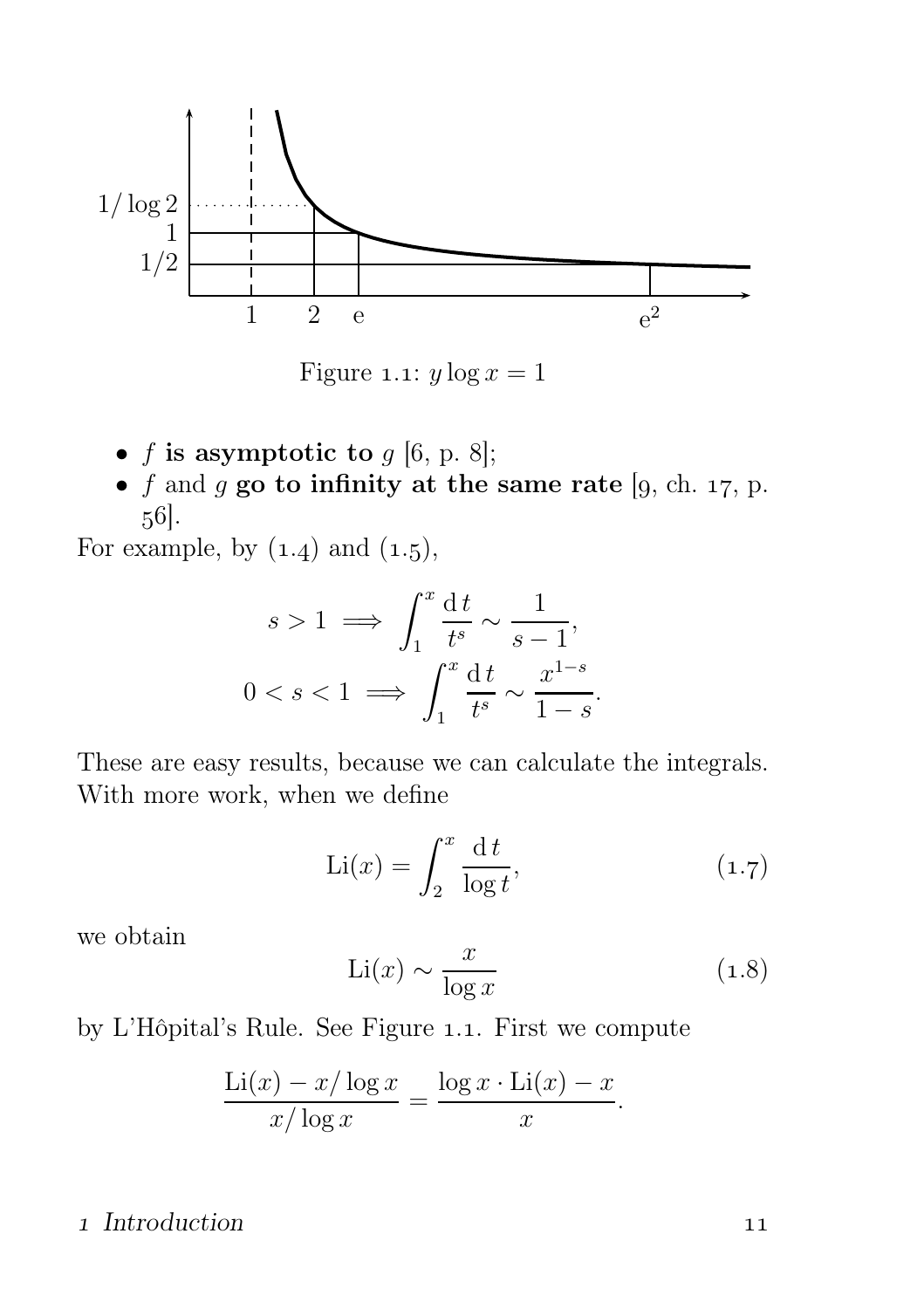Figure 1.1: $y \log x = 1$

- $f$ **is asymptotic to** $g$ [6, p. 8];
- $f$ and $g$ **go to infinity at the same rate** [9, ch. 17, p. 56].

For example, by (1.4) and (1.5),

$$s > 1 \implies \int_1^x \frac{\mathrm{d}\,t}{t^s} \sim \frac{1}{s-1},$$

$$0 < s < 1 \implies \int_1^x \frac{\mathrm{d}\,t}{t^s} \sim \frac{x^{1-s}}{1-s}.$$

These are easy results, because we can calculate the integrals. With more work, when we define

$$\mathrm{Li}(x) = \int_2^x \frac{\mathrm{d}\,t}{\log t}, \tag{1.7}$$

we obtain

$$\mathrm{Li}(x) \sim \frac{x}{\log x} \tag{1.8}$$

by L'Hôpital's Rule. See Figure 1.1. First we compute

$$\frac{\mathrm{Li}(x) - x/\log x}{x/\log x} = \frac{\log x \cdot \mathrm{Li}(x) - x}{x}.$$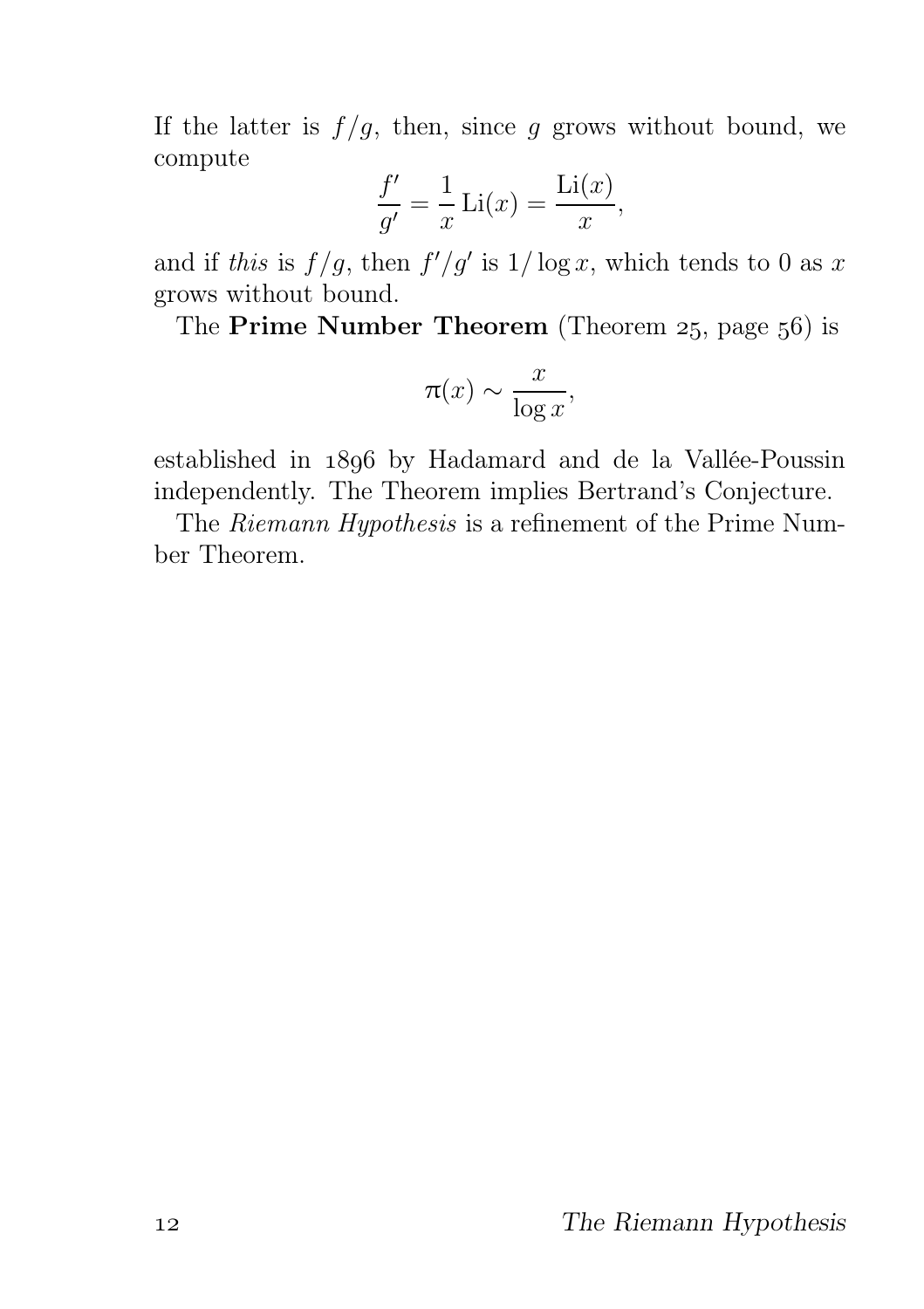If the latter is $f/g$, then, since $g$ grows without bound, we compute

$$\frac{f'}{g'} = \frac{1}{x}\operatorname{Li}(x) = \frac{\operatorname{Li}(x)}{x},$$

and if *this* is $f/g$, then $f'/g'$ is $1/\log x$, which tends to 0 as $x$ grows without bound.

The **Prime Number Theorem** (Theorem 25, page 56) is

$$\pi(x) \sim \frac{x}{\log x},$$

established in 1896 by Hadamard and de la Vallée-Poussin independently. The Theorem implies Bertrand's Conjecture.

The *Riemann Hypothesis* is a refinement of the Prime Number Theorem.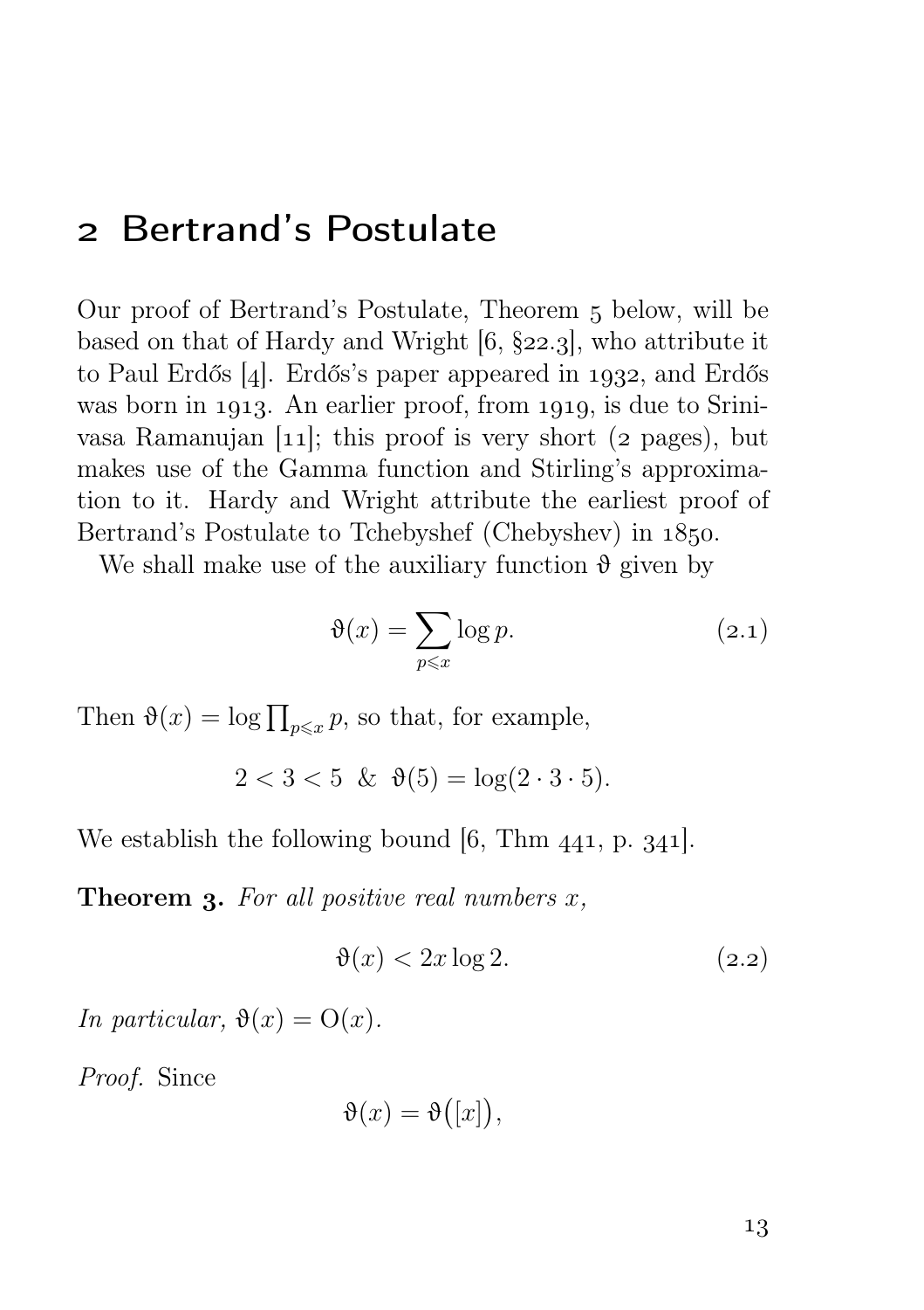## 2 Bertrand's Postulate

Our proof of Bertrand's Postulate, Theorem 5 below, will be based on that of Hardy and Wright [6, §22.3], who attribute it to Paul Erdős [4]. Erdős's paper appeared in 1932, and Erdős was born in 1913. An earlier proof, from 1919, is due to Srinivasa Ramanujan [11]; this proof is very short (2 pages), but makes use of the Gamma function and Stirling's approximation to it. Hardy and Wright attribute the earliest proof of Bertrand's Postulate to Tchebyshef (Chebyshev) in 1850.

We shall make use of the auxiliary function $\vartheta$ given by

$$\vartheta(x) = \sum_{p \leqslant x} \log p. \tag{2.1}$$

Then $\vartheta(x) = \log \prod_{p \leqslant x} p$, so that, for example,

$$2 < 3 < 5 \ \& \ \vartheta(5) = \log(2 \cdot 3 \cdot 5).$$

We establish the following bound [6, Thm 441, p. 341].

**Theorem 3.** *For all positive real numbers $x$,*

$$\vartheta(x) < 2x \log 2. \tag{2.2}$$

*In particular, $\vartheta(x) = \mathrm{O}(x)$.*

*Proof.* Since

$$\vartheta(x) = \vartheta\big([x]\big),$$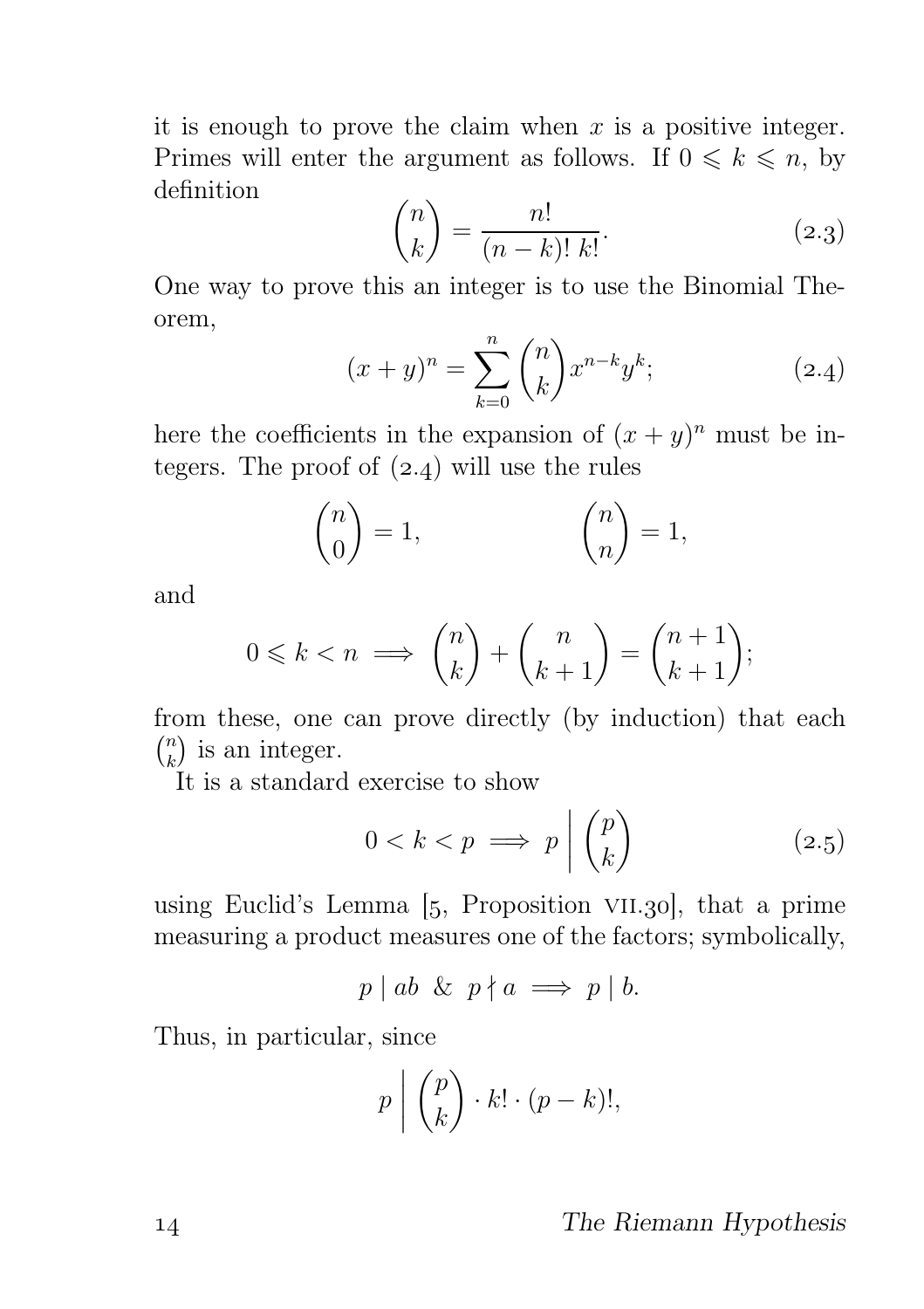it is enough to prove the claim when $x$ is a positive integer. Primes will enter the argument as follows. If $0 \leqslant k \leqslant n$, by definition

$$\binom{n}{k} = \frac{n!}{(n-k)!\ k!}. \tag{2.3}$$

One way to prove this an integer is to use the Binomial Theorem,

$$(x+y)^n = \sum_{k=0}^{n} \binom{n}{k} x^{n-k} y^k; \tag{2.4}$$

here the coefficients in the expansion of $(x+y)^n$ must be integers. The proof of (2.4) will use the rules

$$\binom{n}{0} = 1, \qquad\qquad \binom{n}{n} = 1,$$

and

$$0 \leqslant k < n \implies \binom{n}{k} + \binom{n}{k+1} = \binom{n+1}{k+1};$$

from these, one can prove directly (by induction) that each $\binom{n}{k}$ is an integer.

It is a standard exercise to show

$$0 < k < p \implies p \biggm| \binom{p}{k} \tag{2.5}$$

using Euclid's Lemma [5, Proposition VII.30], that a prime measuring a product measures one of the factors; symbolically,

$$p \mid ab \ \&\ p \nmid a \implies p \mid b.$$

Thus, in particular, since

$$p \biggm| \binom{p}{k} \cdot k! \cdot (p-k)!,$$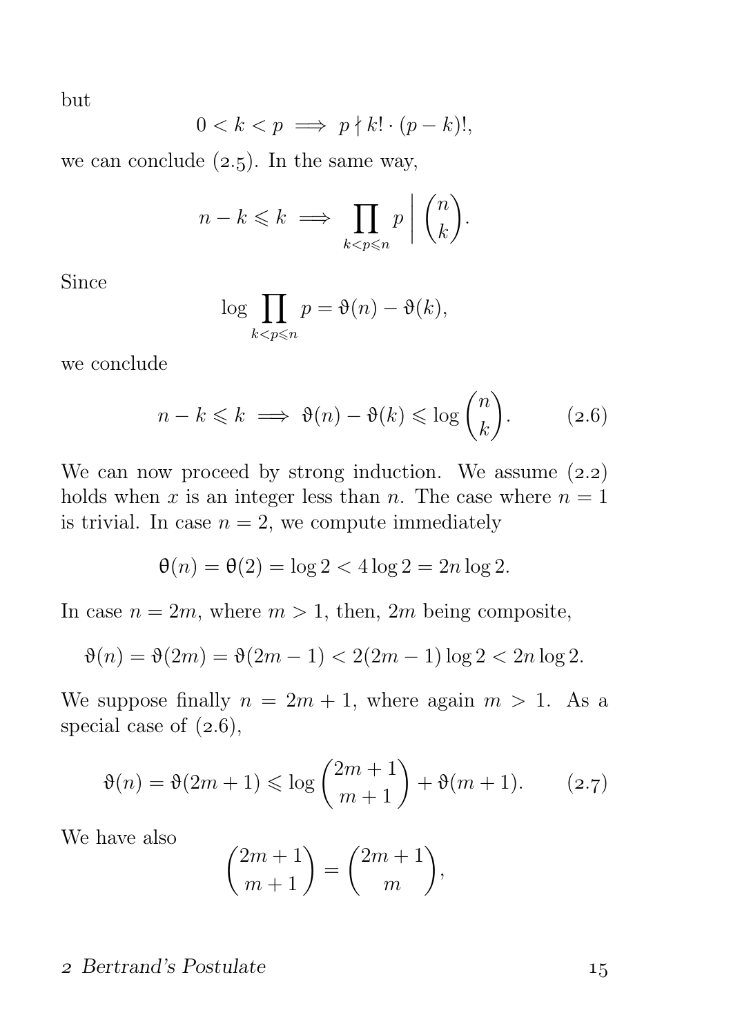but

$$0 < k < p \implies p \nmid k! \cdot (p-k)!,$$

we can conclude (2.5). In the same way,

$$n - k \leqslant k \implies \prod_{k<p\leqslant n} p \;\Big|\; \binom{n}{k}.$$

Since

$$\log \prod_{k<p\leqslant n} p = \vartheta(n) - \vartheta(k),$$

we conclude

$$n - k \leqslant k \implies \vartheta(n) - \vartheta(k) \leqslant \log \binom{n}{k}. \tag{2.6}$$

We can now proceed by strong induction. We assume (2.2) holds when $x$ is an integer less than $n$. The case where $n = 1$ is trivial. In case $n = 2$, we compute immediately

$$\theta(n) = \theta(2) = \log 2 < 4 \log 2 = 2n \log 2.$$

In case $n = 2m$, where $m > 1$, then, $2m$ being composite,

$$\vartheta(n) = \vartheta(2m) = \vartheta(2m-1) < 2(2m-1)\log 2 < 2n \log 2.$$

We suppose finally $n = 2m + 1$, where again $m > 1$. As a special case of (2.6),

$$\vartheta(n) = \vartheta(2m+1) \leqslant \log \binom{2m+1}{m+1} + \vartheta(m+1). \tag{2.7}$$

We have also

$$\binom{2m+1}{m+1} = \binom{2m+1}{m},$$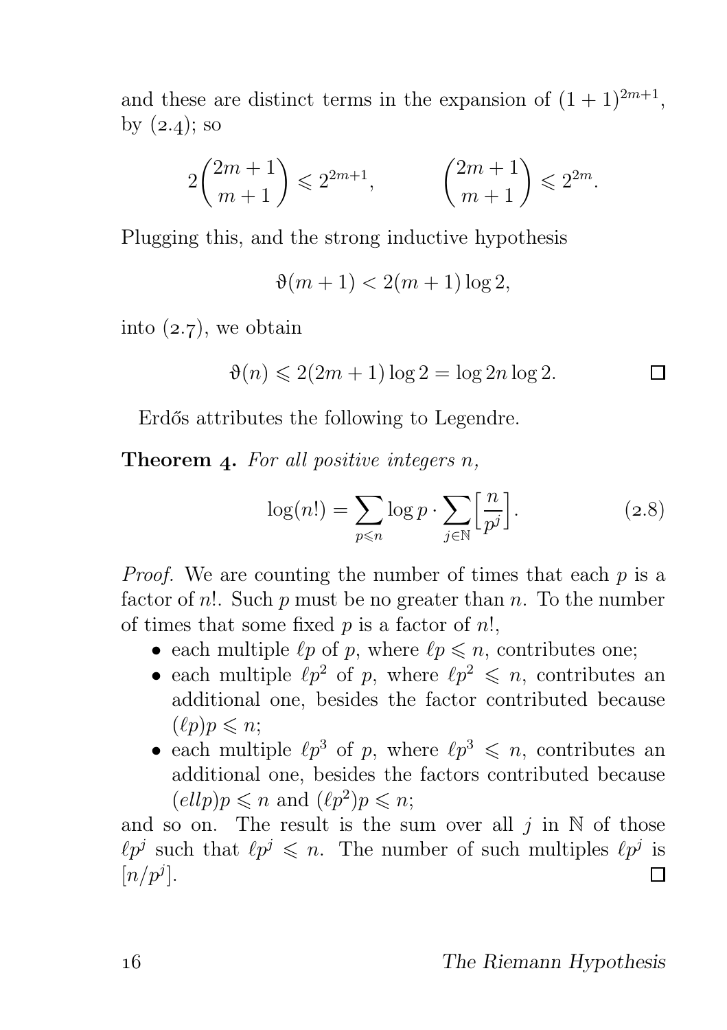and these are distinct terms in the expansion of $(1+1)^{2m+1}$, by (2.4); so

$$2\binom{2m+1}{m+1} \leqslant 2^{2m+1}, \qquad \binom{2m+1}{m+1} \leqslant 2^{2m}.$$

Plugging this, and the strong inductive hypothesis

$$\vartheta(m+1) < 2(m+1)\log 2,$$

into (2.7), we obtain

$$\vartheta(n) \leqslant 2(2m+1)\log 2 = \log 2n \log 2. \qquad \square$$

Erdős attributes the following to Legendre.

**Theorem 4.** *For all positive integers $n$,*

$$\log(n!) = \sum_{p \leqslant n} \log p \cdot \sum_{j \in \mathbb{N}} \Big[\frac{n}{p^j}\Big]. \tag{2.8}$$

*Proof.* We are counting the number of times that each $p$ is a factor of $n!$. Such $p$ must be no greater than $n$. To the number of times that some fixed $p$ is a factor of $n!$,

- each multiple $\ell p$ of $p$, where $\ell p \leqslant n$, contributes one;
- each multiple $\ell p^2$ of $p$, where $\ell p^2 \leqslant n$, contributes an additional one, besides the factor contributed because $(\ell p)p \leqslant n$;
- each multiple $\ell p^3$ of $p$, where $\ell p^3 \leqslant n$, contributes an additional one, besides the factors contributed because $(ellp)p \leqslant n$ and $(\ell p^2)p \leqslant n$;

and so on. The result is the sum over all $j$ in $\mathbb{N}$ of those $\ell p^j$ such that $\ell p^j \leqslant n$. The number of such multiples $\ell p^j$ is $[n/p^j]$. $\square$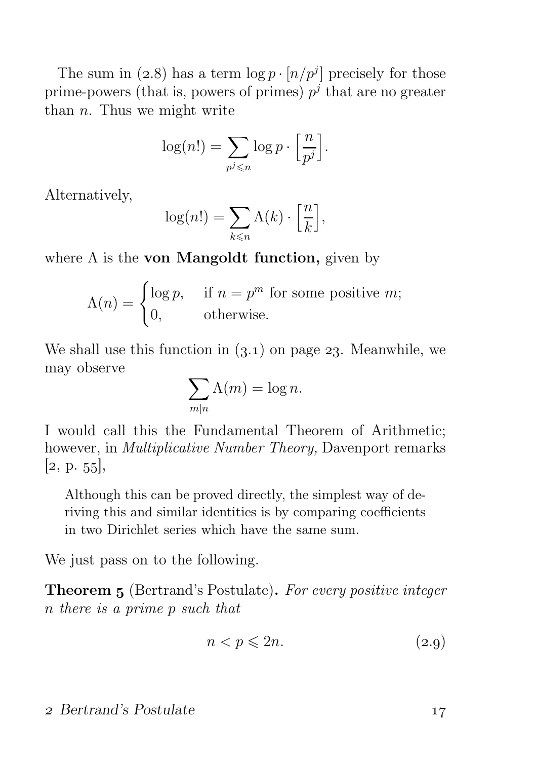The sum in (2.8) has a term $\log p \cdot [n/p^j]$ precisely for those prime-powers (that is, powers of primes) $p^j$ that are no greater than $n$. Thus we might write

$$\log(n!) = \sum_{p^j \leqslant n} \log p \cdot \left[\frac{n}{p^j}\right].$$

Alternatively,

$$\log(n!) = \sum_{k \leqslant n} \Lambda(k) \cdot \left[\frac{n}{k}\right],$$

where $\Lambda$ is the **von Mangoldt function,** given by

$$\Lambda(n) = \begin{cases} \log p, & \text{if } n = p^m \text{ for some positive } m; \\ 0, & \text{otherwise.} \end{cases}$$

We shall use this function in (3.1) on page 23. Meanwhile, we may observe

$$\sum_{m \mid n} \Lambda(m) = \log n.$$

I would call this the Fundamental Theorem of Arithmetic; however, in *Multiplicative Number Theory,* Davenport remarks [2, p. 55],

> Although this can be proved directly, the simplest way of deriving this and similar identities is by comparing coefficients in two Dirichlet series which have the same sum.

We just pass on to the following.

**Theorem 5** (Bertrand's Postulate). *For every positive integer $n$ there is a prime $p$ such that*

$$n < p \leqslant 2n. \tag{2.9}$$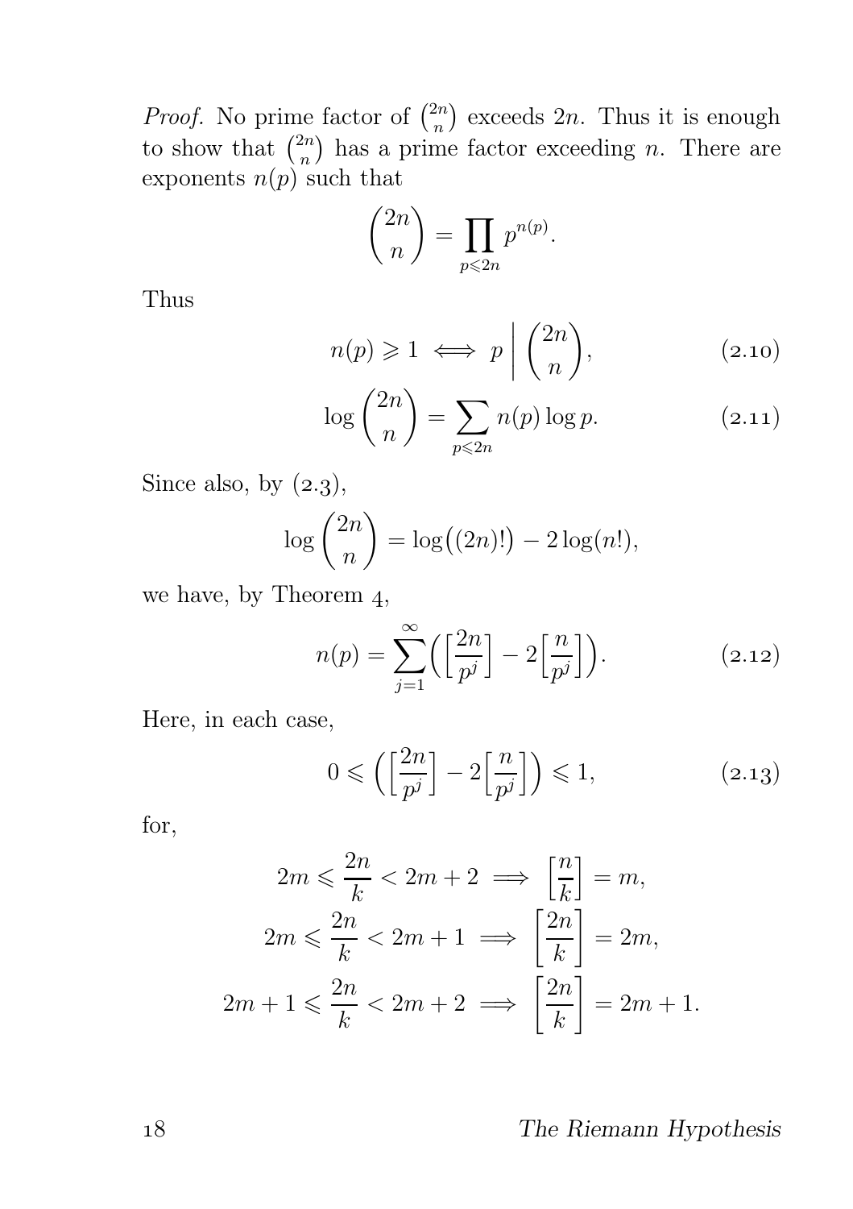*Proof.* No prime factor of $\binom{2n}{n}$ exceeds $2n$. Thus it is enough to show that $\binom{2n}{n}$ has a prime factor exceeding $n$. There are exponents $n(p)$ such that

$$\binom{2n}{n} = \prod_{p \leqslant 2n} p^{n(p)}.$$

Thus

$$n(p) \geqslant 1 \iff p \;\Bigg|\; \binom{2n}{n}, \tag{2.10}$$

$$\log \binom{2n}{n} = \sum_{p \leqslant 2n} n(p) \log p. \tag{2.11}$$

Since also, by (2.3),

$$\log \binom{2n}{n} = \log\bigl((2n)!\bigr) - 2\log(n!),$$

we have, by Theorem 4,

$$n(p) = \sum_{j=1}^{\infty} \Bigl( \Bigl[ \frac{2n}{p^j} \Bigr] - 2 \Bigl[ \frac{n}{p^j} \Bigr] \Bigr). \tag{2.12}$$

Here, in each case,

$$0 \leqslant \Bigl( \Bigl[ \frac{2n}{p^j} \Bigr] - 2 \Bigl[ \frac{n}{p^j} \Bigr] \Bigr) \leqslant 1, \tag{2.13}$$

for,

$$2m \leqslant \frac{2n}{k} < 2m+2 \implies \Bigl[ \frac{n}{k} \Bigr] = m,$$

$$2m \leqslant \frac{2n}{k} < 2m+1 \implies \Bigl[ \frac{2n}{k} \Bigr] = 2m,$$

$$2m+1 \leqslant \frac{2n}{k} < 2m+2 \implies \Bigl[ \frac{2n}{k} \Bigr] = 2m+1.$$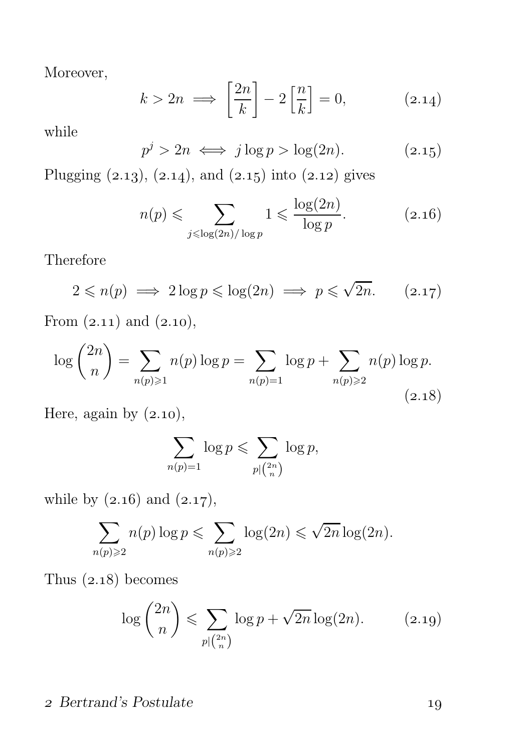Moreover,

$$k > 2n \implies \left[\frac{2n}{k}\right] - 2\left[\frac{n}{k}\right] = 0, \tag{2.14}$$

while

$$p^j > 2n \iff j \log p > \log(2n). \tag{2.15}$$

Plugging (2.13), (2.14), and (2.15) into (2.12) gives

$$n(p) \leqslant \sum_{j \leqslant \log(2n)/\log p} 1 \leqslant \frac{\log(2n)}{\log p}. \tag{2.16}$$

Therefore

$$2 \leqslant n(p) \implies 2\log p \leqslant \log(2n) \implies p \leqslant \sqrt{2n}. \tag{2.17}$$

From (2.11) and (2.10),

$$\log \binom{2n}{n} = \sum_{n(p) \geqslant 1} n(p) \log p = \sum_{n(p)=1} \log p + \sum_{n(p) \geqslant 2} n(p) \log p. \tag{2.18}$$

Here, again by (2.10),

$$\sum_{n(p)=1} \log p \leqslant \sum_{p \mid \binom{2n}{n}} \log p,$$

while by (2.16) and (2.17),

$$\sum_{n(p) \geqslant 2} n(p) \log p \leqslant \sum_{n(p) \geqslant 2} \log(2n) \leqslant \sqrt{2n} \log(2n).$$

Thus (2.18) becomes

$$\log \binom{2n}{n} \leqslant \sum_{p \mid \binom{2n}{n}} \log p + \sqrt{2n} \log(2n). \tag{2.19}$$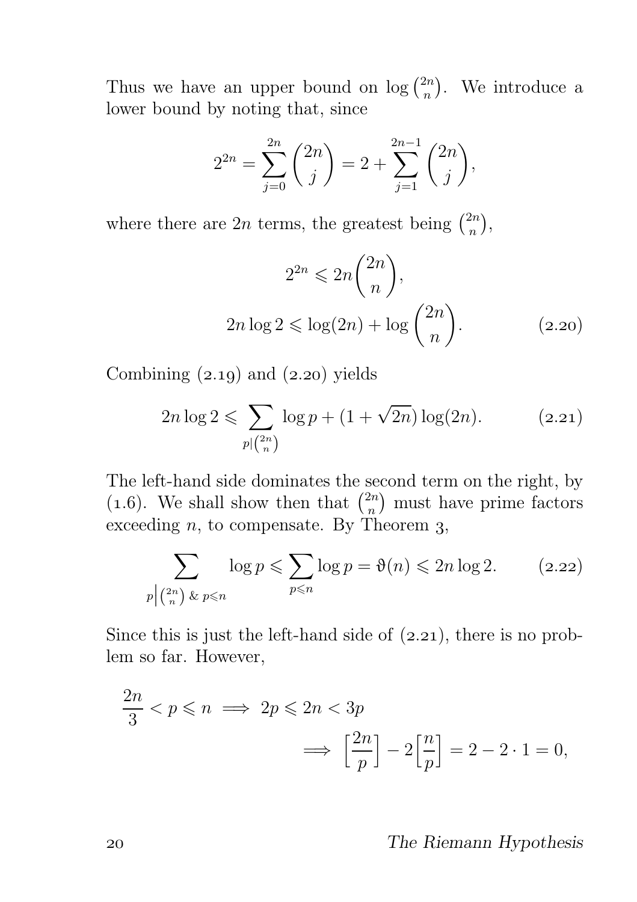Thus we have an upper bound on $\log\binom{2n}{n}$. We introduce a lower bound by noting that, since

$$2^{2n} = \sum_{j=0}^{2n} \binom{2n}{j} = 2 + \sum_{j=1}^{2n-1} \binom{2n}{j},$$

where there are $2n$ terms, the greatest being $\binom{2n}{n}$,

$$2^{2n} \leqslant 2n\binom{2n}{n},$$

$$2n \log 2 \leqslant \log(2n) + \log\binom{2n}{n}. \tag{2.20}$$

Combining (2.19) and (2.20) yields

$$2n \log 2 \leqslant \sum_{p \mid \binom{2n}{n}} \log p + (1 + \sqrt{2n}) \log(2n). \tag{2.21}$$

The left-hand side dominates the second term on the right, by (1.6). We shall show then that $\binom{2n}{n}$ must have prime factors exceeding $n$, to compensate. By Theorem 3,

$$\sum_{p \left| \binom{2n}{n} \right. \,\&\, p \leqslant n} \log p \leqslant \sum_{p \leqslant n} \log p = \vartheta(n) \leqslant 2n \log 2. \tag{2.22}$$

Since this is just the left-hand side of (2.21), there is no problem so far. However,

$$\frac{2n}{3} < p \leqslant n \implies 2p \leqslant 2n < 3p$$
$$\implies \left[\frac{2n}{p}\right] - 2\left[\frac{n}{p}\right] = 2 - 2 \cdot 1 = 0,$$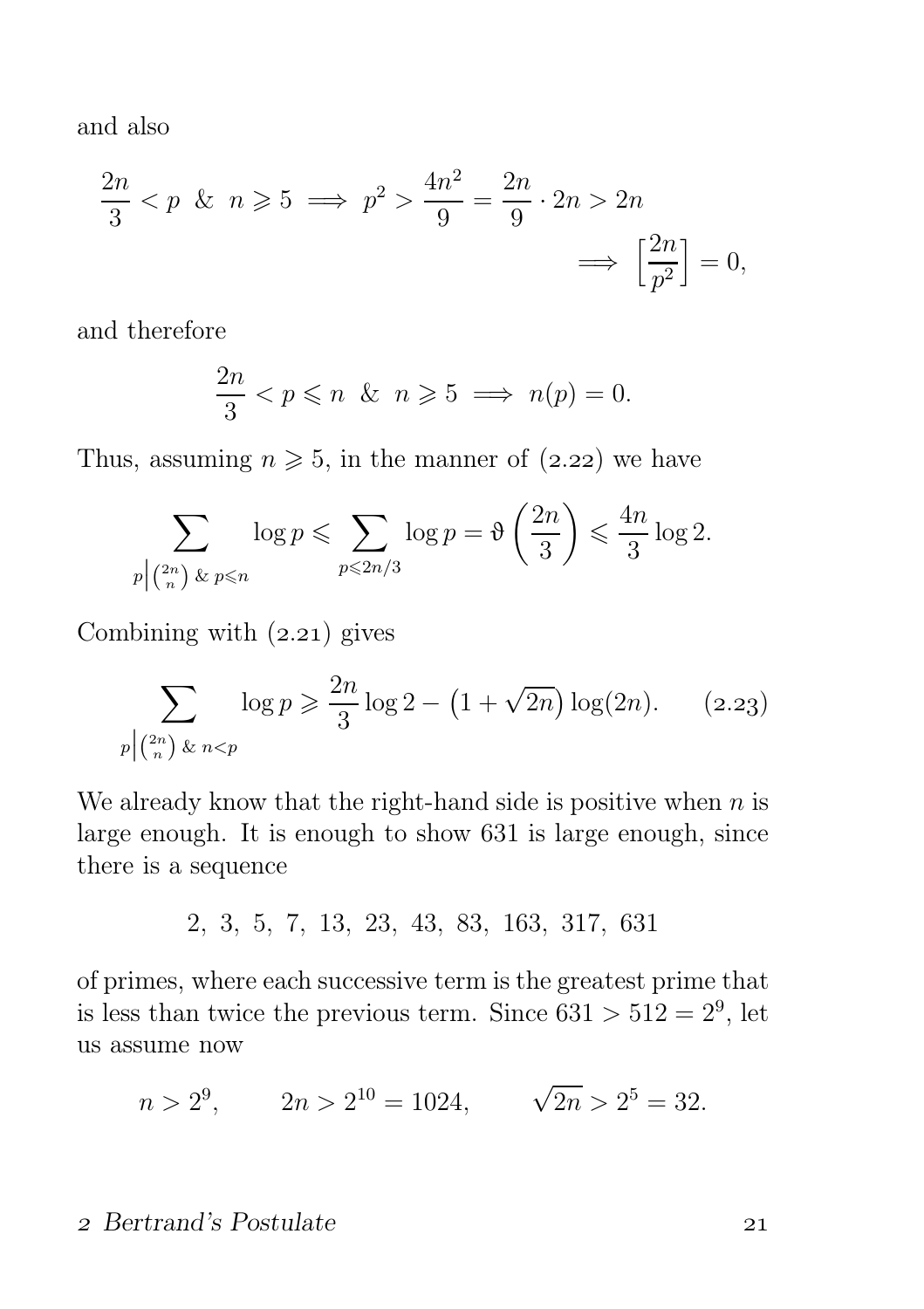and also

$$\frac{2n}{3} < p \ \& \ n \geqslant 5 \implies p^2 > \frac{4n^2}{9} = \frac{2n}{9} \cdot 2n > 2n$$
$$\implies \left[\frac{2n}{p^2}\right] = 0,$$

and therefore

$$\frac{2n}{3} < p \leqslant n \ \& \ n \geqslant 5 \implies n(p) = 0.$$

Thus, assuming $n \geqslant 5$, in the manner of (2.22) we have

$$\sum_{p \left| \binom{2n}{n} \right. \& \ p \leqslant n} \log p \leqslant \sum_{p \leqslant 2n/3} \log p = \vartheta\left(\frac{2n}{3}\right) \leqslant \frac{4n}{3} \log 2.$$

Combining with (2.21) gives

$$\sum_{p \left| \binom{2n}{n} \right. \& \ n<p} \log p \geqslant \frac{2n}{3} \log 2 - \left(1 + \sqrt{2n}\right) \log(2n). \qquad (2.23)$$

We already know that the right-hand side is positive when $n$ is large enough. It is enough to show 631 is large enough, since there is a sequence

$$2, \ 3, \ 5, \ 7, \ 13, \ 23, \ 43, \ 83, \ 163, \ 317, \ 631$$

of primes, where each successive term is the greatest prime that is less than twice the previous term. Since $631 > 512 = 2^9$, let us assume now

$$n > 2^9, \qquad 2n > 2^{10} = 1024, \qquad \sqrt{2n} > 2^5 = 32.$$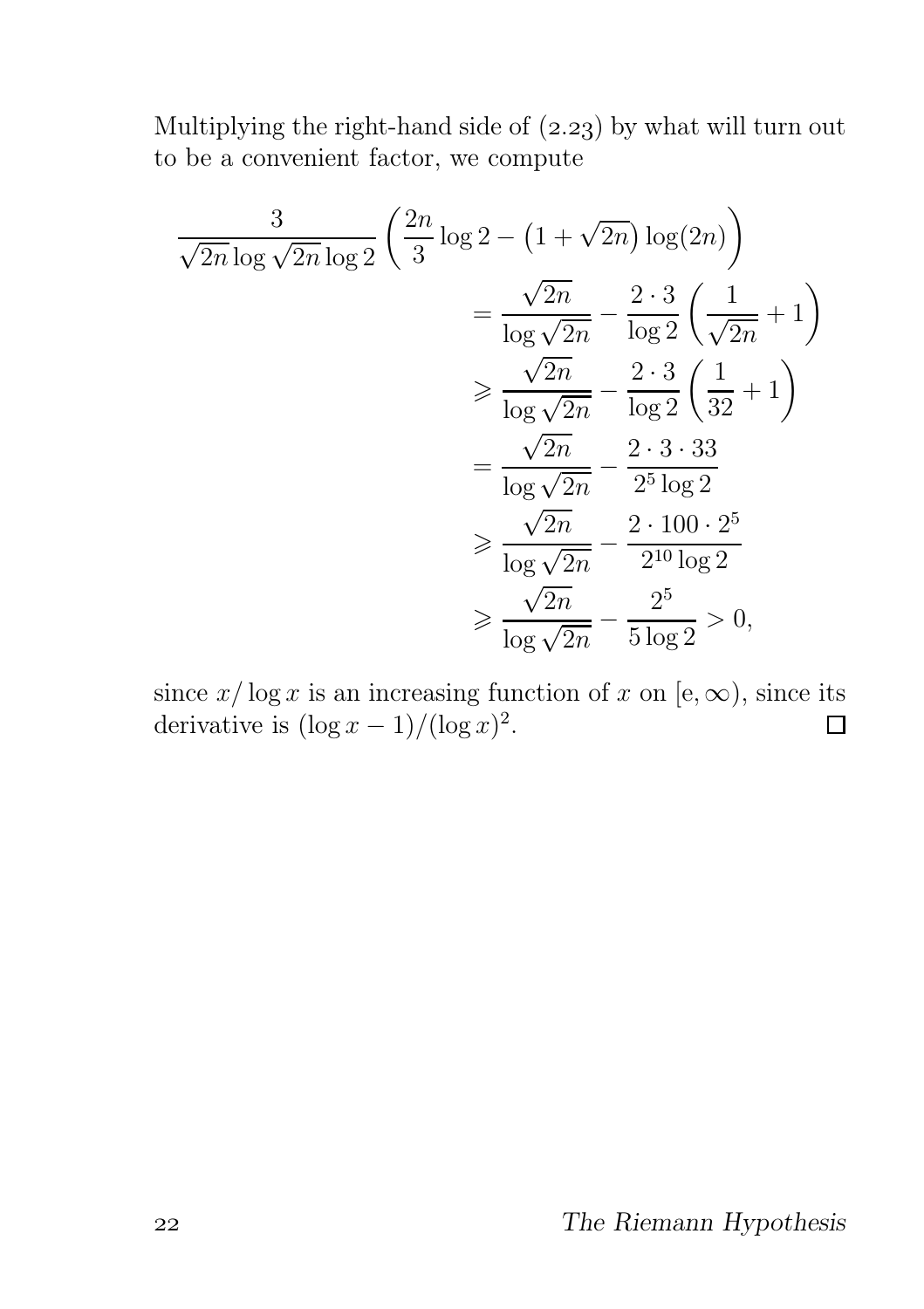Multiplying the right-hand side of (2.23) by what will turn out to be a convenient factor, we compute

$$
\begin{aligned}
\frac{3}{\sqrt{2n}\log\sqrt{2n}\log 2}\left(\frac{2n}{3}\log 2 - \left(1+\sqrt{2n}\right)\log(2n)\right)
&= \frac{\sqrt{2n}}{\log\sqrt{2n}} - \frac{2\cdot 3}{\log 2}\left(\frac{1}{\sqrt{2n}}+1\right)\\
&\geqslant \frac{\sqrt{2n}}{\log\sqrt{2n}} - \frac{2\cdot 3}{\log 2}\left(\frac{1}{32}+1\right)\\
&= \frac{\sqrt{2n}}{\log\sqrt{2n}} - \frac{2\cdot 3\cdot 33}{2^5\log 2}\\
&\geqslant \frac{\sqrt{2n}}{\log\sqrt{2n}} - \frac{2\cdot 100\cdot 2^5}{2^{10}\log 2}\\
&\geqslant \frac{\sqrt{2n}}{\log\sqrt{2n}} - \frac{2^5}{5\log 2} > 0,
\end{aligned}
$$

since $x/\log x$ is an increasing function of $x$ on $[\mathrm{e},\infty)$, since its derivative is $(\log x - 1)/(\log x)^2$. $\square$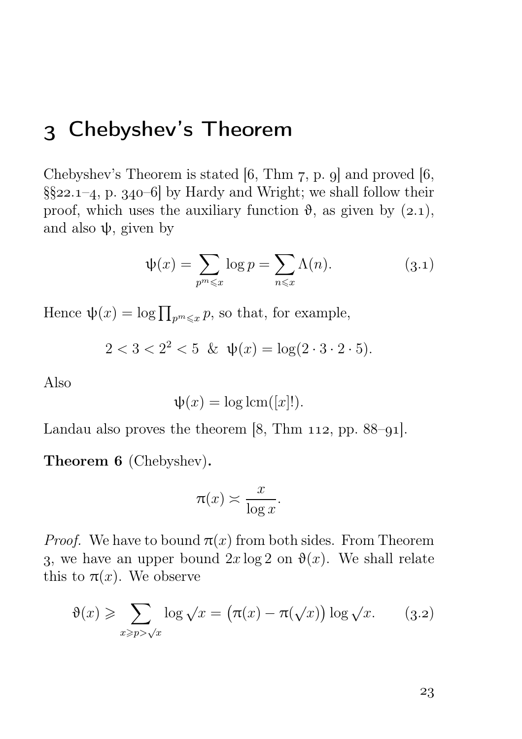# 3 Chebyshev's Theorem

Chebyshev's Theorem is stated [6, Thm 7, p. 9] and proved [6, §§22.1–4, p. 340–6] by Hardy and Wright; we shall follow their proof, which uses the auxiliary function $\vartheta$, as given by (2.1), and also $\psi$, given by

$$\psi(x) = \sum_{p^m \leqslant x} \log p = \sum_{n \leqslant x} \Lambda(n). \tag{3.1}$$

Hence $\psi(x) = \log \prod_{p^m \leqslant x} p$, so that, for example,

$$2 < 3 < 2^2 < 5 \ \ \& \ \ \psi(x) = \log(2 \cdot 3 \cdot 2 \cdot 5).$$

Also

$$\psi(x) = \log \operatorname{lcm}([x]!).$$

Landau also proves the theorem [8, Thm 112, pp. 88–91].

**Theorem 6** (Chebyshev)**.**

$$\pi(x) \asymp \frac{x}{\log x}.$$

*Proof.* We have to bound $\pi(x)$ from both sides. From Theorem 3, we have an upper bound $2x \log 2$ on $\vartheta(x)$. We shall relate this to $\pi(x)$. We observe

$$\vartheta(x) \geqslant \sum_{x \geqslant p > \sqrt{x}} \log \sqrt{x} = \bigl(\pi(x) - \pi(\sqrt{x})\bigr) \log \sqrt{x}. \tag{3.2}$$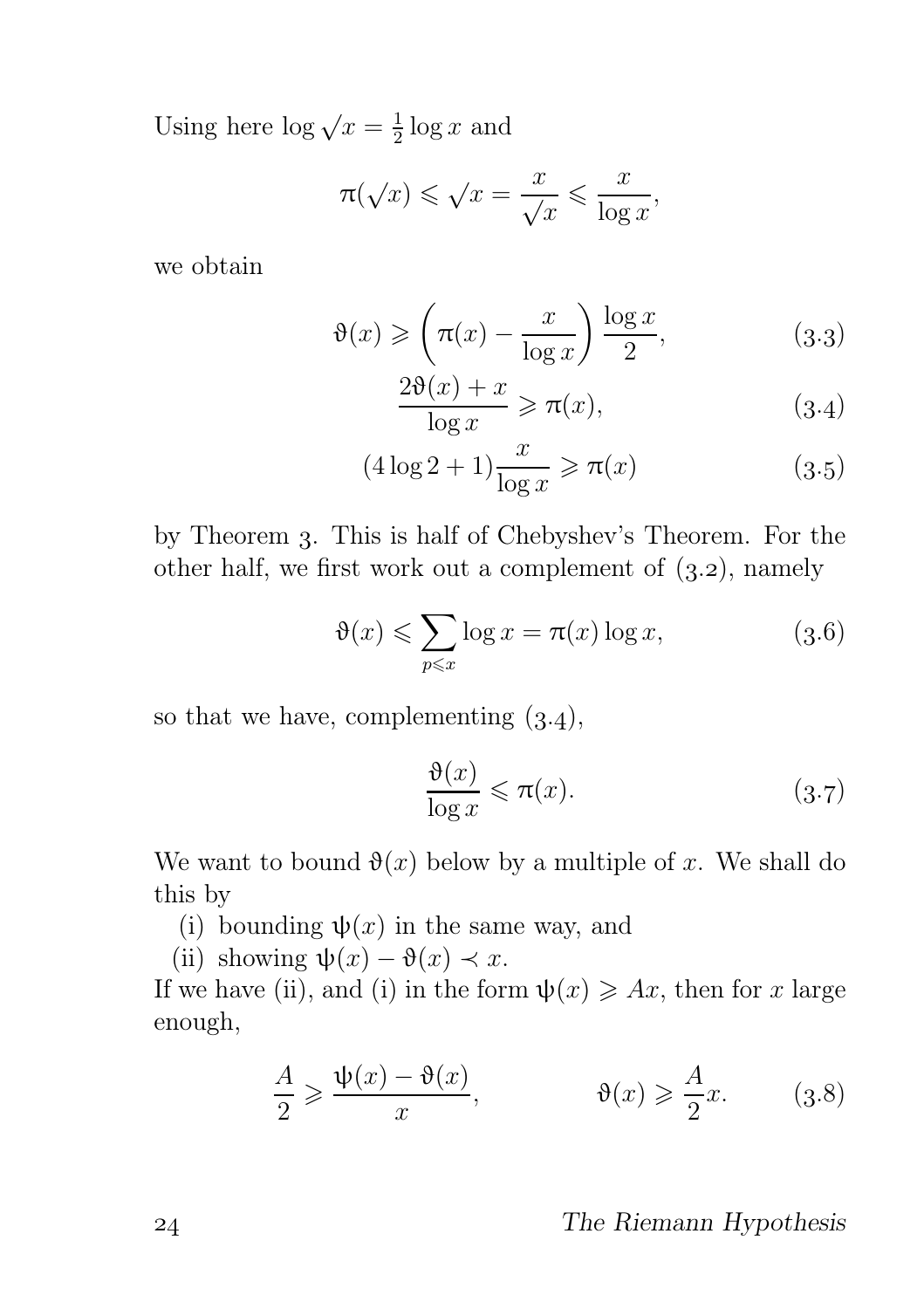Using here $\log \sqrt{x} = \frac{1}{2}\log x$ and

$$\pi(\sqrt{x}) \leqslant \sqrt{x} = \frac{x}{\sqrt{x}} \leqslant \frac{x}{\log x},$$

we obtain

$$\vartheta(x) \geqslant \left(\pi(x) - \frac{x}{\log x}\right)\frac{\log x}{2}, \tag{3.3}$$

$$\frac{2\vartheta(x) + x}{\log x} \geqslant \pi(x), \tag{3.4}$$

$$(4\log 2 + 1)\frac{x}{\log x} \geqslant \pi(x) \tag{3.5}$$

by Theorem 3. This is half of Chebyshev's Theorem. For the other half, we first work out a complement of (3.2), namely

$$\vartheta(x) \leqslant \sum_{p \leqslant x} \log x = \pi(x)\log x, \tag{3.6}$$

so that we have, complementing (3.4),

$$\frac{\vartheta(x)}{\log x} \leqslant \pi(x). \tag{3.7}$$

We want to bound $\vartheta(x)$ below by a multiple of $x$. We shall do this by

(i) bounding $\psi(x)$ in the same way, and

(ii) showing $\psi(x) - \vartheta(x) \prec x$.

If we have (ii), and (i) in the form $\psi(x) \geqslant Ax$, then for $x$ large enough,

$$\frac{A}{2} \geqslant \frac{\psi(x) - \vartheta(x)}{x}, \qquad \vartheta(x) \geqslant \frac{A}{2}x. \tag{3.8}$$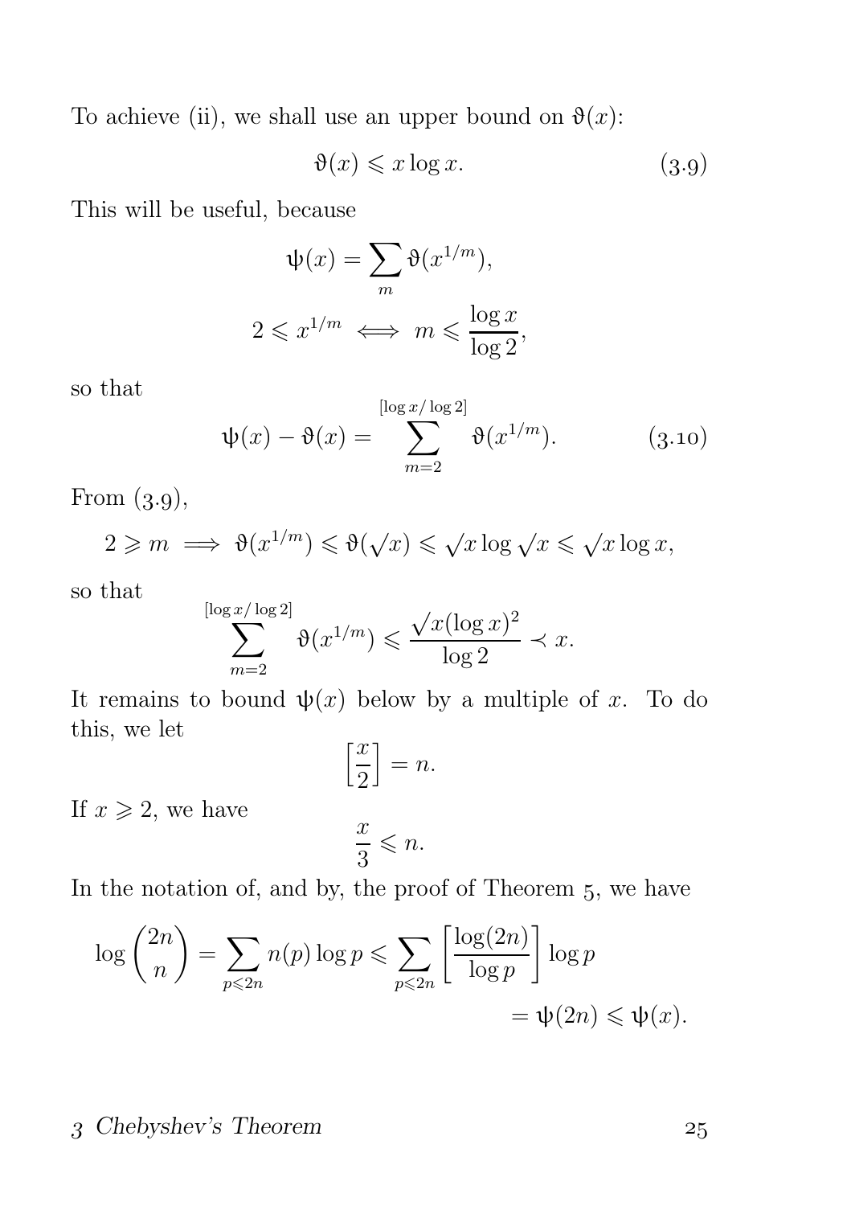To achieve (ii), we shall use an upper bound on $\vartheta(x)$:

$$\vartheta(x) \leqslant x \log x. \tag{3.9}$$

This will be useful, because

$$\psi(x) = \sum_m \vartheta(x^{1/m}),$$

$$2 \leqslant x^{1/m} \iff m \leqslant \frac{\log x}{\log 2},$$

so that

$$\psi(x) - \vartheta(x) = \sum_{m=2}^{[\log x/\log 2]} \vartheta(x^{1/m}). \tag{3.10}$$

From (3.9),

$$2 \geqslant m \implies \vartheta(x^{1/m}) \leqslant \vartheta(\sqrt{x}) \leqslant \sqrt{x} \log \sqrt{x} \leqslant \sqrt{x} \log x,$$

so that

$$\sum_{m=2}^{[\log x/\log 2]} \vartheta(x^{1/m}) \leqslant \frac{\sqrt{x}(\log x)^2}{\log 2} \prec x.$$

It remains to bound $\psi(x)$ below by a multiple of $x$. To do this, we let

$$\left[\frac{x}{2}\right] = n.$$

If $x \geqslant 2$, we have

$$\frac{x}{3} \leqslant n.$$

In the notation of, and by, the proof of Theorem 5, we have

$$\log \binom{2n}{n} = \sum_{p \leqslant 2n} n(p) \log p \leqslant \sum_{p \leqslant 2n} \left[\frac{\log(2n)}{\log p}\right] \log p$$
$$= \psi(2n) \leqslant \psi(x).$$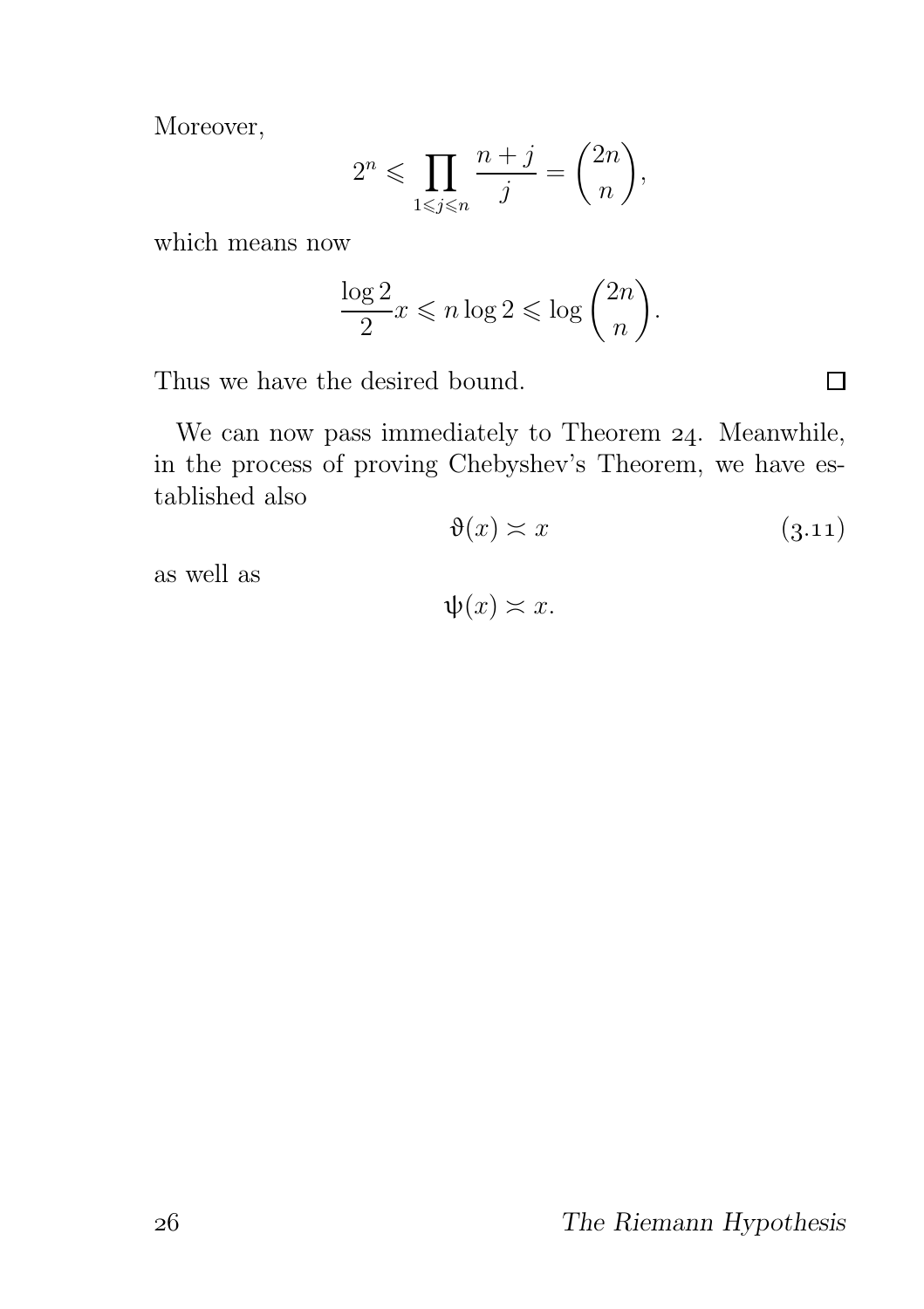Moreover,

$$2^n \leqslant \prod_{1 \leqslant j \leqslant n} \frac{n+j}{j} = \binom{2n}{n},$$

which means now

$$\frac{\log 2}{2} x \leqslant n \log 2 \leqslant \log \binom{2n}{n}.$$

Thus we have the desired bound. $\square$

We can now pass immediately to Theorem 24. Meanwhile, in the process of proving Chebyshev's Theorem, we have established also

$$\vartheta(x) \asymp x \tag{3.11}$$

as well as

$$\psi(x) \asymp x.$$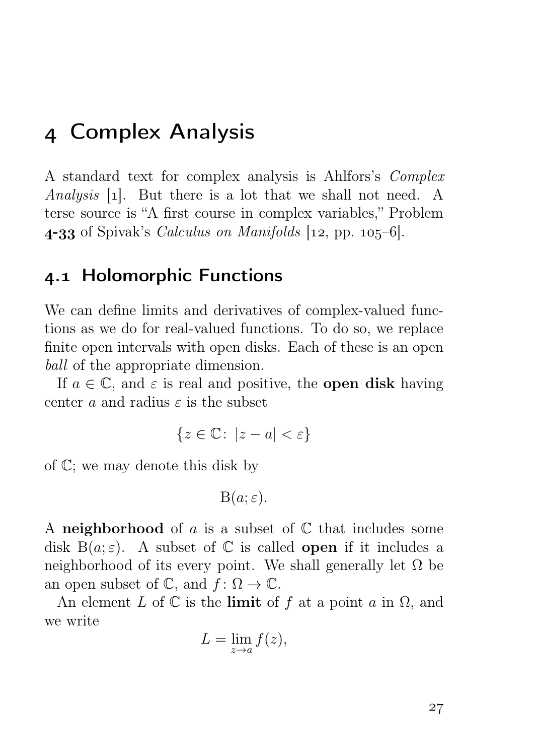# 4 Complex Analysis

A standard text for complex analysis is Ahlfors's *Complex Analysis* [1]. But there is a lot that we shall not need. A terse source is "A first course in complex variables," Problem **4-33** of Spivak's *Calculus on Manifolds* [12, pp. 105–6].

## 4.1 Holomorphic Functions

We can define limits and derivatives of complex-valued functions as we do for real-valued functions. To do so, we replace finite open intervals with open disks. Each of these is an open *ball* of the appropriate dimension.

If $a \in \mathbb{C}$, and $\varepsilon$ is real and positive, the **open disk** having center $a$ and radius $\varepsilon$ is the subset

$$\{z \in \mathbb{C} \colon\ |z - a| < \varepsilon\}$$

of $\mathbb{C}$; we may denote this disk by

$$\mathrm{B}(a; \varepsilon).$$

A **neighborhood** of $a$ is a subset of $\mathbb{C}$ that includes some disk $\mathrm{B}(a; \varepsilon)$. A subset of $\mathbb{C}$ is called **open** if it includes a neighborhood of its every point. We shall generally let $\Omega$ be an open subset of $\mathbb{C}$, and $f \colon \Omega \to \mathbb{C}$.

An element $L$ of $\mathbb{C}$ is the **limit** of $f$ at a point $a$ in $\Omega$, and we write

$$L = \lim_{z \to a} f(z),$$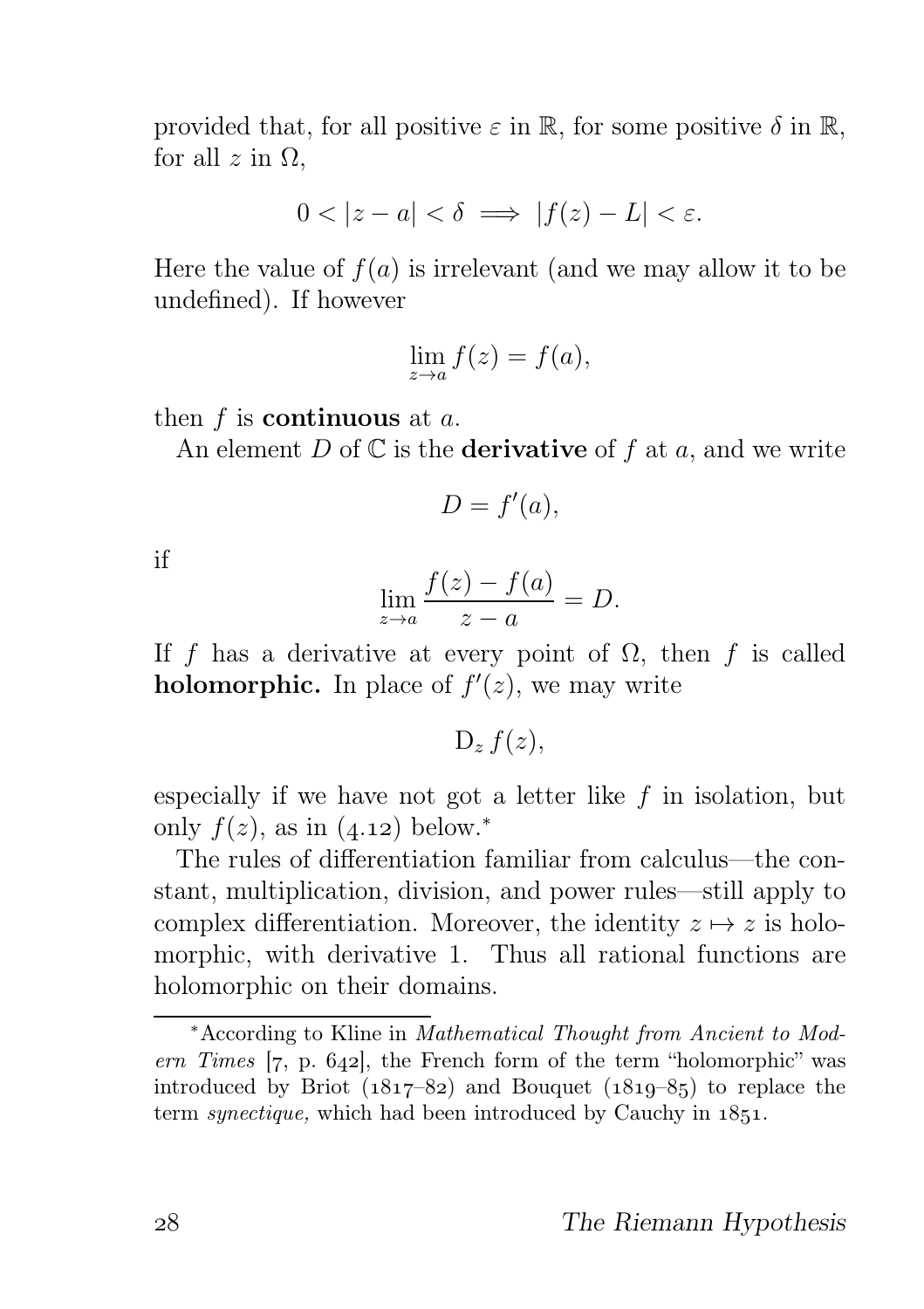provided that, for all positive $\varepsilon$ in $\mathbb{R}$, for some positive $\delta$ in $\mathbb{R}$, for all $z$ in $\Omega$,

$$0 < |z - a| < \delta \implies |f(z) - L| < \varepsilon.$$

Here the value of $f(a)$ is irrelevant (and we may allow it to be undefined). If however

$$\lim_{z \to a} f(z) = f(a),$$

then $f$ is **continuous** at $a$.

An element $D$ of $\mathbb{C}$ is the **derivative** of $f$ at $a$, and we write

$$D = f'(a),$$

if

$$\lim_{z \to a} \frac{f(z) - f(a)}{z - a} = D.$$

If $f$ has a derivative at every point of $\Omega$, then $f$ is called **holomorphic.** In place of $f'(z)$, we may write

$$\mathrm{D}_z\, f(z),$$

especially if we have not got a letter like $f$ in isolation, but only $f(z)$, as in (4.12) below.*

The rules of differentiation familiar from calculus—the constant, multiplication, division, and power rules—still apply to complex differentiation. Moreover, the identity $z \mapsto z$ is holomorphic, with derivative 1. Thus all rational functions are holomorphic on their domains.

*According to Kline in *Mathematical Thought from Ancient to Modern Times* [7, p. 642], the French form of the term "holomorphic" was introduced by Briot (1817–82) and Bouquet (1819–85) to replace the term *synectique,* which had been introduced by Cauchy in 1851.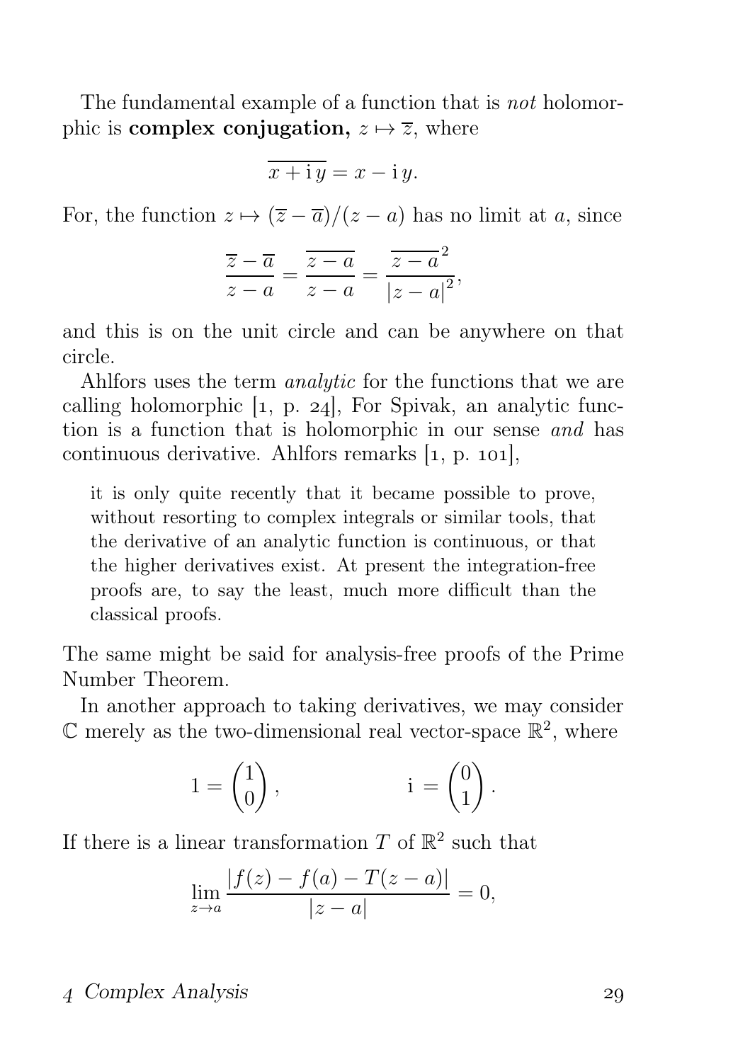The fundamental example of a function that is *not* holomorphic is **complex conjugation,** $z \mapsto \overline{z}$, where

$$\overline{x + \mathrm{i}\, y} = x - \mathrm{i}\, y.$$

For, the function $z \mapsto (\overline{z} - \overline{a})/(z - a)$ has no limit at $a$, since

$$\frac{\overline{z} - \overline{a}}{z - a} = \frac{\overline{z - a}}{z - a} = \frac{\overline{z - a}^2}{|z - a|^2},$$

and this is on the unit circle and can be anywhere on that circle.

Ahlfors uses the term *analytic* for the functions that we are calling holomorphic [1, p. 24], For Spivak, an analytic function is a function that is holomorphic in our sense *and* has continuous derivative. Ahlfors remarks [1, p. 101],

> it is only quite recently that it became possible to prove, without resorting to complex integrals or similar tools, that the derivative of an analytic function is continuous, or that the higher derivatives exist. At present the integration-free proofs are, to say the least, much more difficult than the classical proofs.

The same might be said for analysis-free proofs of the Prime Number Theorem.

In another approach to taking derivatives, we may consider $\mathbb{C}$ merely as the two-dimensional real vector-space $\mathbb{R}^2$, where

$$1 = \begin{pmatrix} 1 \\ 0 \end{pmatrix}, \qquad\qquad \mathrm{i} = \begin{pmatrix} 0 \\ 1 \end{pmatrix}.$$

If there is a linear transformation $T$ of $\mathbb{R}^2$ such that

$$\lim_{z \to a} \frac{|f(z) - f(a) - T(z - a)|}{|z - a|} = 0,$$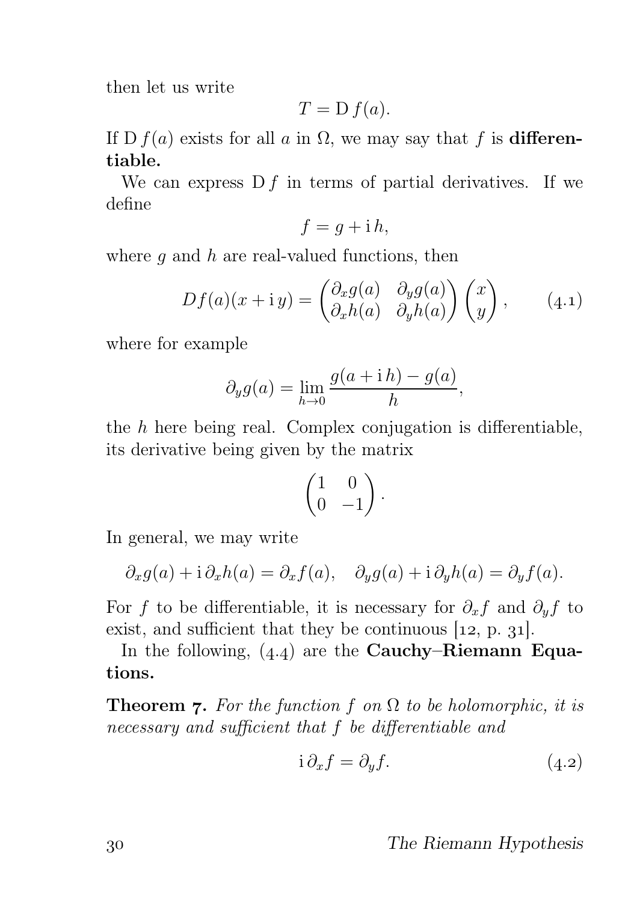then let us write

$$T = \mathrm{D}\, f(a).$$

If $\mathrm{D}\, f(a)$ exists for all $a$ in $\Omega$, we may say that $f$ is **differentiable.**

We can express $\mathrm{D}\, f$ in terms of partial derivatives. If we define

$$f = g + \mathrm{i}\, h,$$

where $g$ and $h$ are real-valued functions, then

$$Df(a)(x + \mathrm{i}\, y) = \begin{pmatrix} \partial_x g(a) & \partial_y g(a) \\ \partial_x h(a) & \partial_y h(a) \end{pmatrix} \begin{pmatrix} x \\ y \end{pmatrix}, \tag{4.1}$$

where for example

$$\partial_y g(a) = \lim_{h \to 0} \frac{g(a + \mathrm{i}\, h) - g(a)}{h},$$

the $h$ here being real. Complex conjugation is differentiable, its derivative being given by the matrix

$$\begin{pmatrix} 1 & 0 \\ 0 & -1 \end{pmatrix}.$$

In general, we may write

$$\partial_x g(a) + \mathrm{i}\, \partial_x h(a) = \partial_x f(a), \quad \partial_y g(a) + \mathrm{i}\, \partial_y h(a) = \partial_y f(a).$$

For $f$ to be differentiable, it is necessary for $\partial_x f$ and $\partial_y f$ to exist, and sufficient that they be continuous [12, p. 31].

In the following, (4.4) are the **Cauchy–Riemann Equations.**

**Theorem 7.** *For the function $f$ on $\Omega$ to be holomorphic, it is necessary and sufficient that $f$ be differentiable and*

$$\mathrm{i}\, \partial_x f = \partial_y f. \tag{4.2}$$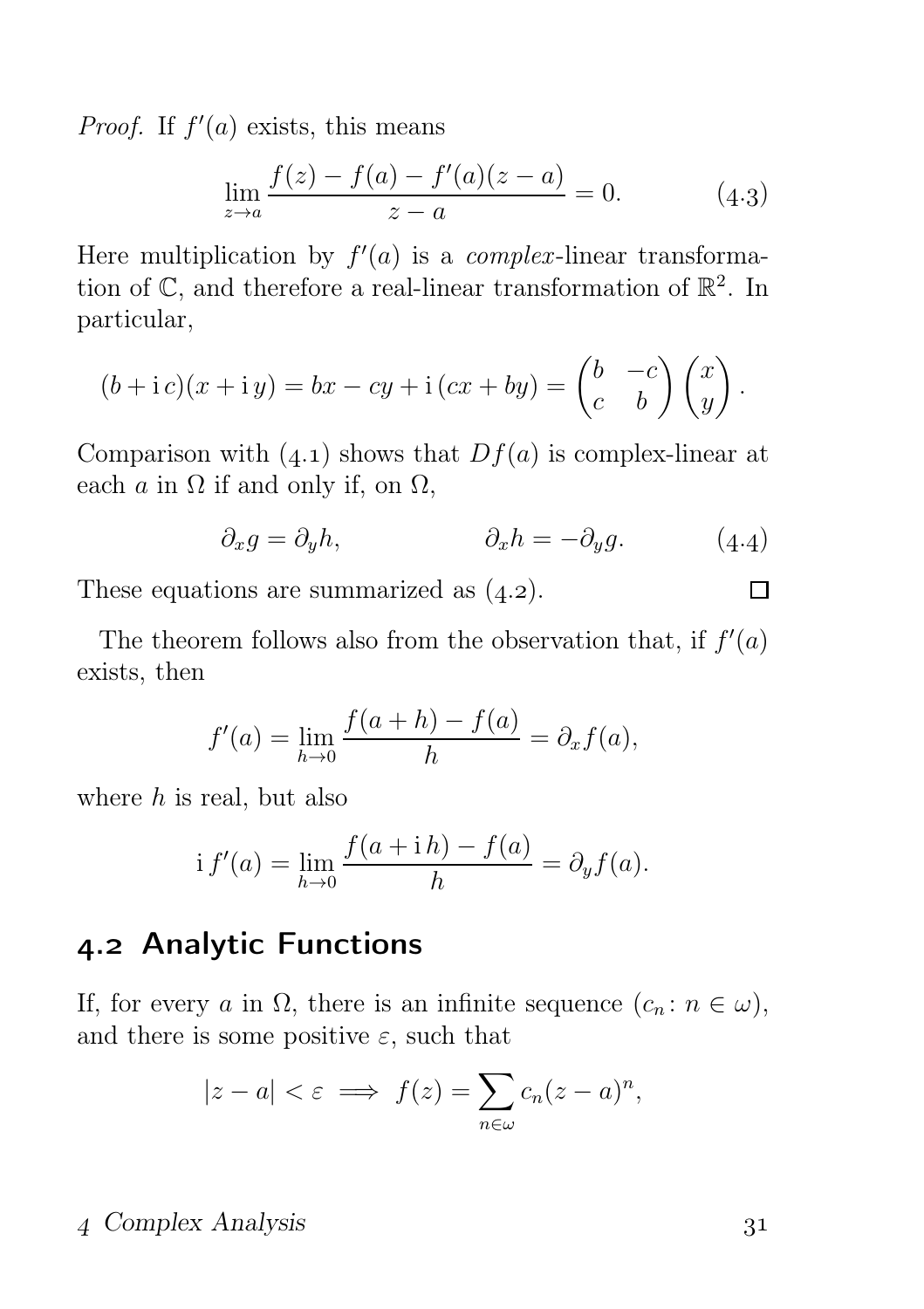*Proof.* If $f'(a)$ exists, this means

$$\lim_{z\to a}\frac{f(z)-f(a)-f'(a)(z-a)}{z-a}=0. \tag{4.3}$$

Here multiplication by $f'(a)$ is a *complex*-linear transformation of $\mathbb{C}$, and therefore a real-linear transformation of $\mathbb{R}^2$. In particular,

$$(b+\mathrm{i}\,c)(x+\mathrm{i}\,y)=bx-cy+\mathrm{i}\,(cx+by)=\begin{pmatrix}b & -c\\ c & b\end{pmatrix}\begin{pmatrix}x\\ y\end{pmatrix}.$$

Comparison with (4.1) shows that $Df(a)$ is complex-linear at each $a$ in $\Omega$ if and only if, on $\Omega$,

$$\partial_x g=\partial_y h, \qquad \partial_x h=-\partial_y g. \tag{4.4}$$

These equations are summarized as (4.2). □

The theorem follows also from the observation that, if $f'(a)$ exists, then

$$f'(a)=\lim_{h\to 0}\frac{f(a+h)-f(a)}{h}=\partial_x f(a),$$

where $h$ is real, but also

$$\mathrm{i}\,f'(a)=\lim_{h\to 0}\frac{f(a+\mathrm{i}\,h)-f(a)}{h}=\partial_y f(a).$$

## 4.2 Analytic Functions

If, for every $a$ in $\Omega$, there is an infinite sequence $(c_n\colon n\in\omega)$, and there is some positive $\varepsilon$, such that

$$|z-a|<\varepsilon \implies f(z)=\sum_{n\in\omega}c_n(z-a)^n,$$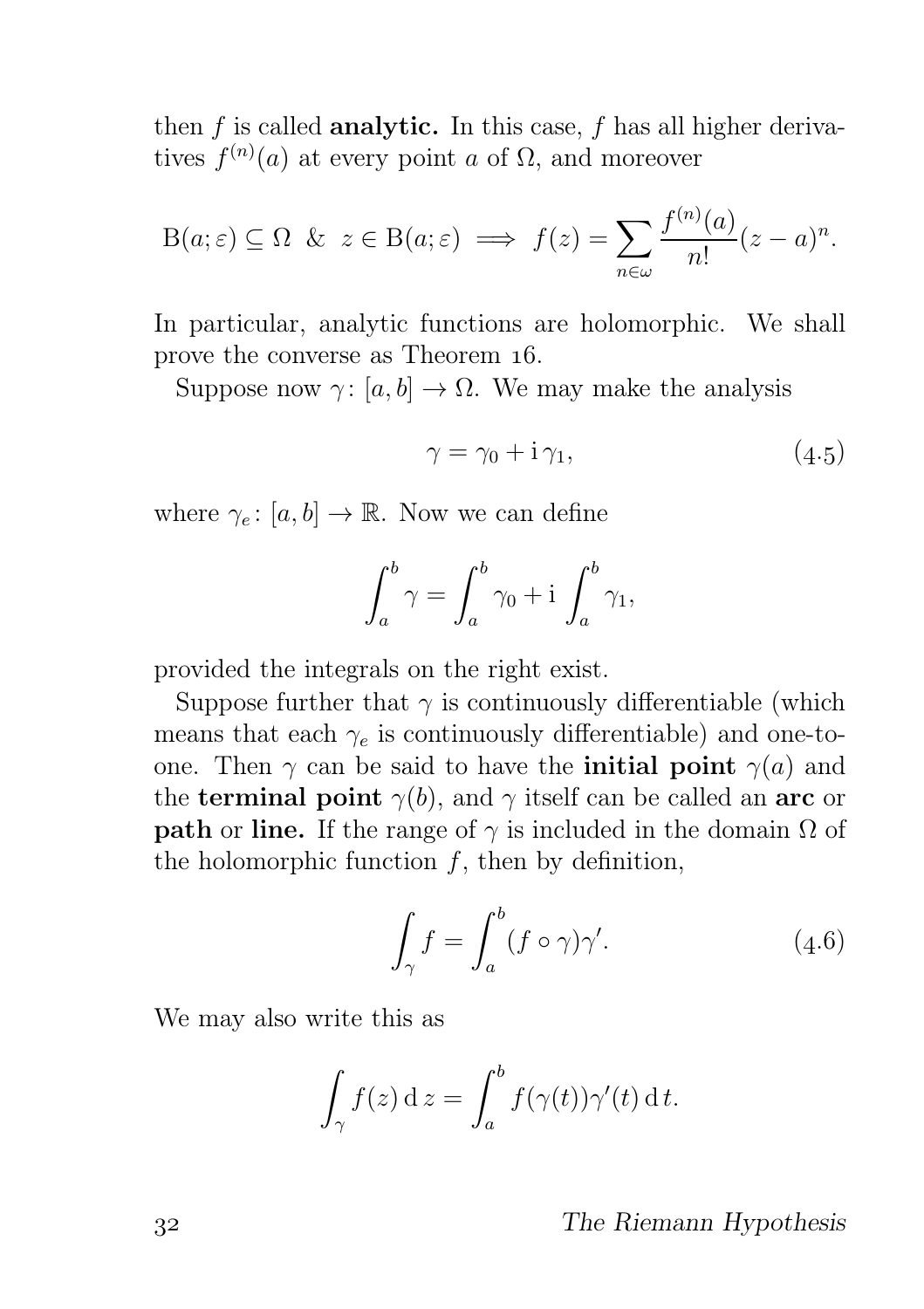then $f$ is called **analytic.** In this case, $f$ has all higher derivatives $f^{(n)}(a)$ at every point $a$ of $\Omega$, and moreover

$$\mathrm{B}(a;\varepsilon) \subseteq \Omega \;\;\&\;\; z \in \mathrm{B}(a;\varepsilon) \implies f(z) = \sum_{n\in\omega} \frac{f^{(n)}(a)}{n!}(z-a)^n.$$

In particular, analytic functions are holomorphic. We shall prove the converse as Theorem 16.

Suppose now $\gamma\colon [a,b] \to \Omega$. We may make the analysis

$$\gamma = \gamma_0 + \mathrm{i}\,\gamma_1, \tag{4.5}$$

where $\gamma_e\colon [a,b] \to \mathbb{R}$. Now we can define

$$\int_a^b \gamma = \int_a^b \gamma_0 + \mathrm{i}\int_a^b \gamma_1,$$

provided the integrals on the right exist.

Suppose further that $\gamma$ is continuously differentiable (which means that each $\gamma_e$ is continuously differentiable) and one-to-one. Then $\gamma$ can be said to have the **initial point** $\gamma(a)$ and the **terminal point** $\gamma(b)$, and $\gamma$ itself can be called an **arc** or **path** or **line.** If the range of $\gamma$ is included in the domain $\Omega$ of the holomorphic function $f$, then by definition,

$$\int_\gamma f = \int_a^b (f\circ\gamma)\gamma'. \tag{4.6}$$

We may also write this as

$$\int_\gamma f(z)\,\mathrm{d}\,z = \int_a^b f(\gamma(t))\gamma'(t)\,\mathrm{d}\,t.$$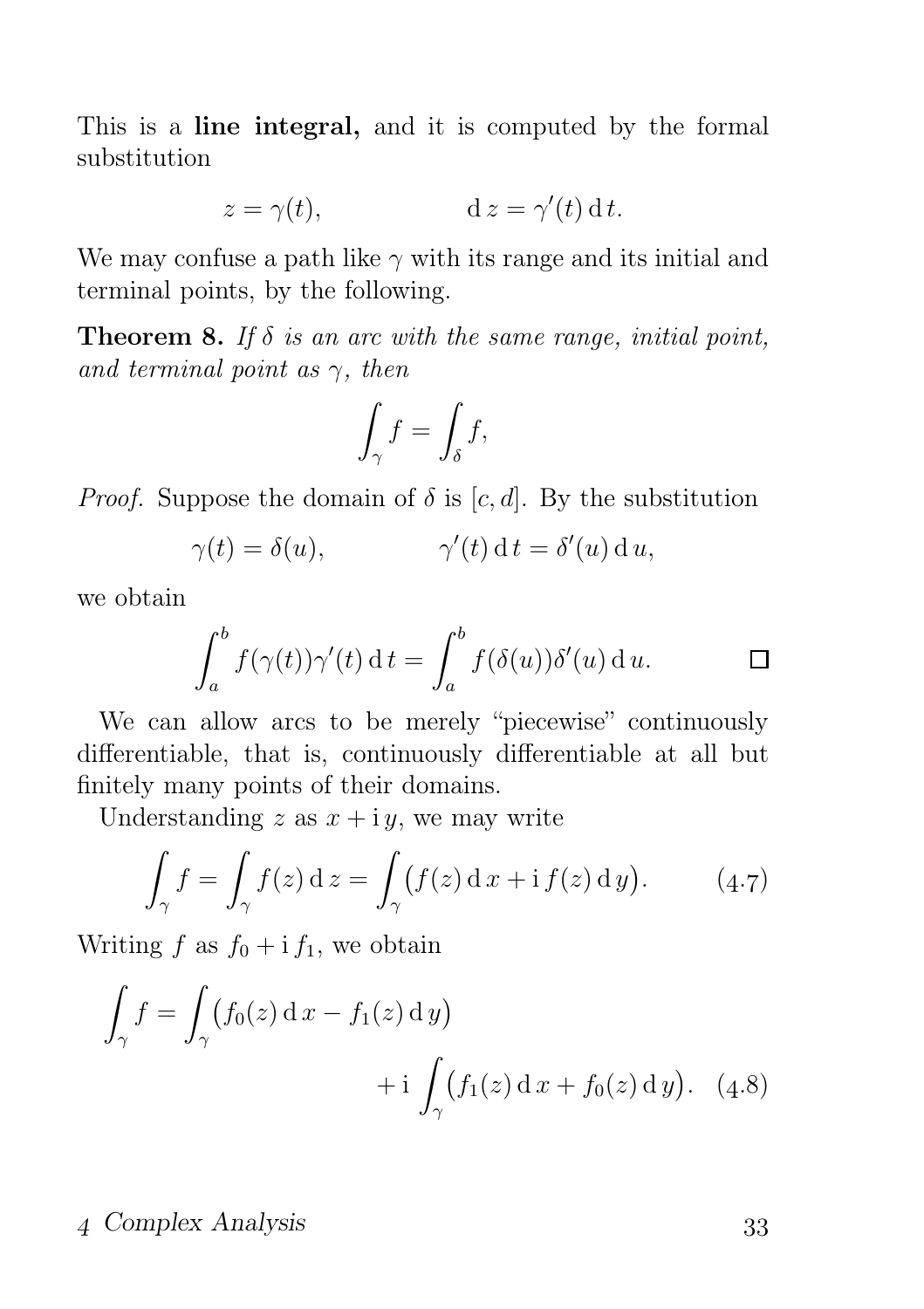This is a **line integral,** and it is computed by the formal substitution

$$z = \gamma(t), \qquad\qquad \mathrm{d}\,z = \gamma'(t)\,\mathrm{d}\,t.$$

We may confuse a path like $\gamma$ with its range and its initial and terminal points, by the following.

**Theorem 8.** *If $\delta$ is an arc with the same range, initial point, and terminal point as $\gamma$, then*

$$\int_\gamma f = \int_\delta f,$$

*Proof.* Suppose the domain of $\delta$ is $[c, d]$. By the substitution

$$\gamma(t) = \delta(u), \qquad\qquad \gamma'(t)\,\mathrm{d}\,t = \delta'(u)\,\mathrm{d}\,u,$$

we obtain

$$\int_a^b f(\gamma(t))\gamma'(t)\,\mathrm{d}\,t = \int_a^b f(\delta(u))\delta'(u)\,\mathrm{d}\,u. \qquad \square$$

We can allow arcs to be merely "piecewise" continuously differentiable, that is, continuously differentiable at all but finitely many points of their domains.

Understanding $z$ as $x + \mathrm{i}\,y$, we may write

$$\int_\gamma f = \int_\gamma f(z)\,\mathrm{d}\,z = \int_\gamma \big(f(z)\,\mathrm{d}\,x + \mathrm{i}\,f(z)\,\mathrm{d}\,y\big). \tag{4.7}$$

Writing $f$ as $f_0 + \mathrm{i}\,f_1$, we obtain

$$\int_\gamma f = \int_\gamma \big(f_0(z)\,\mathrm{d}\,x - f_1(z)\,\mathrm{d}\,y\big) + \mathrm{i}\int_\gamma \big(f_1(z)\,\mathrm{d}\,x + f_0(z)\,\mathrm{d}\,y\big). \tag{4.8}$$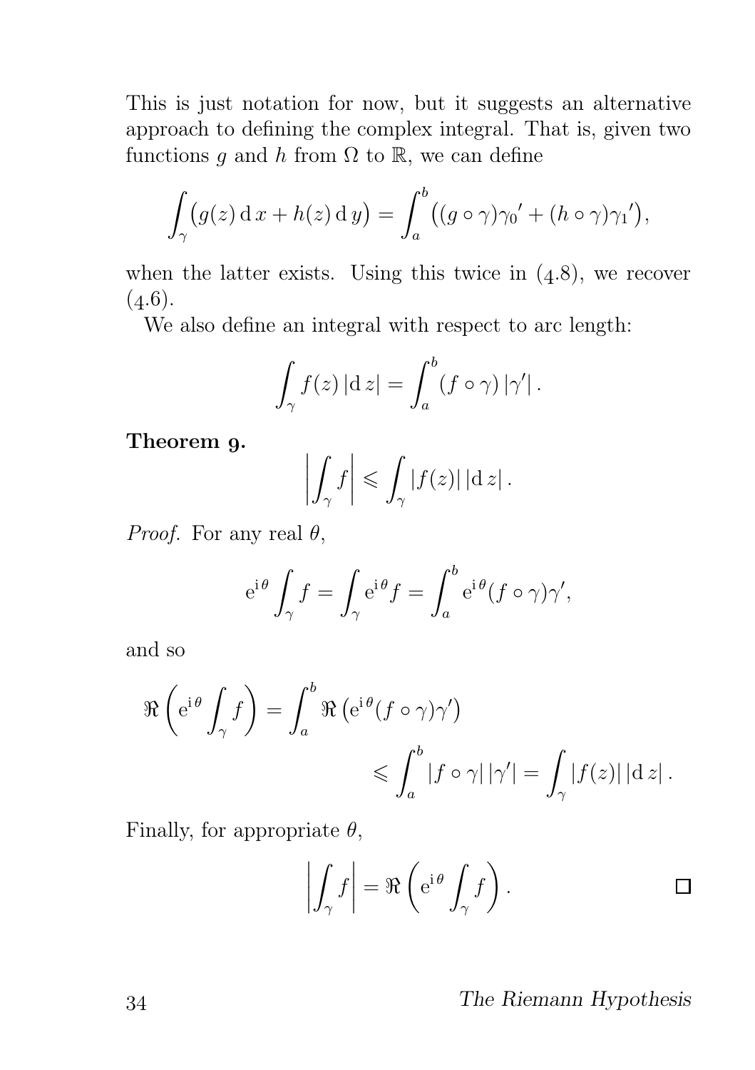This is just notation for now, but it suggests an alternative approach to defining the complex integral. That is, given two functions $g$ and $h$ from $\Omega$ to $\mathbb{R}$, we can define

$$\int_\gamma \bigl(g(z)\,\mathrm{d}\,x + h(z)\,\mathrm{d}\,y\bigr) = \int_a^b \bigl((g\circ\gamma)\gamma_0{}' + (h\circ\gamma)\gamma_1{}'\bigr),$$

when the latter exists. Using this twice in (4.8), we recover (4.6).

We also define an integral with respect to arc length:

$$\int_\gamma f(z)\,|\mathrm{d}\,z| = \int_a^b (f\circ\gamma)\,|\gamma'|\,.$$

**Theorem 9.**

$$\left|\int_\gamma f\right| \leqslant \int_\gamma |f(z)|\,|\mathrm{d}\,z|\,.$$

*Proof.* For any real $\theta$,

$$\mathrm{e}^{\mathrm{i}\,\theta}\int_\gamma f = \int_\gamma \mathrm{e}^{\mathrm{i}\,\theta} f = \int_a^b \mathrm{e}^{\mathrm{i}\,\theta}(f\circ\gamma)\gamma',$$

and so

$$\Re\left(\mathrm{e}^{\mathrm{i}\,\theta}\int_\gamma f\right) = \int_a^b \Re\left(\mathrm{e}^{\mathrm{i}\,\theta}(f\circ\gamma)\gamma'\right) \leqslant \int_a^b |f\circ\gamma|\,|\gamma'| = \int_\gamma |f(z)|\,|\mathrm{d}\,z|\,.$$

Finally, for appropriate $\theta$,

$$\left|\int_\gamma f\right| = \Re\left(\mathrm{e}^{\mathrm{i}\,\theta}\int_\gamma f\right). \qquad \square$$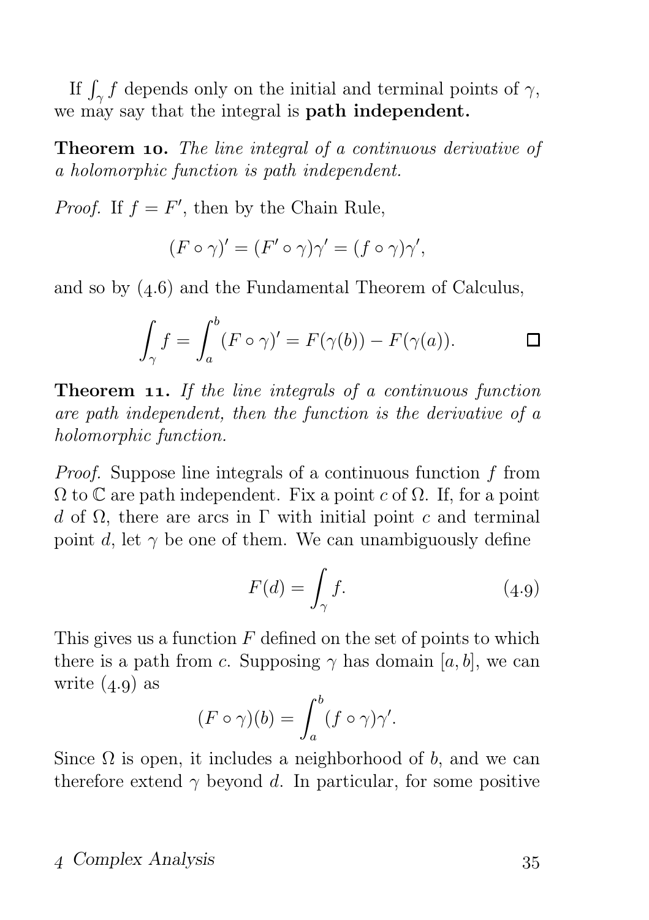If $\int_\gamma f$ depends only on the initial and terminal points of $\gamma$, we may say that the integral is **path independent.**

**Theorem 10.** *The line integral of a continuous derivative of a holomorphic function is path independent.*

*Proof.* If $f = F'$, then by the Chain Rule,

$$(F \circ \gamma)' = (F' \circ \gamma)\gamma' = (f \circ \gamma)\gamma',$$

and so by (4.6) and the Fundamental Theorem of Calculus,

$$\int_\gamma f = \int_a^b (F \circ \gamma)' = F(\gamma(b)) - F(\gamma(a)). \qquad \square$$

**Theorem 11.** *If the line integrals of a continuous function are path independent, then the function is the derivative of a holomorphic function.*

*Proof.* Suppose line integrals of a continuous function $f$ from $\Omega$ to $\mathbb{C}$ are path independent. Fix a point $c$ of $\Omega$. If, for a point $d$ of $\Omega$, there are arcs in $\Gamma$ with initial point $c$ and terminal point $d$, let $\gamma$ be one of them. We can unambiguously define

$$F(d) = \int_\gamma f. \tag{4.9}$$

This gives us a function $F$ defined on the set of points to which there is a path from $c$. Supposing $\gamma$ has domain $[a, b]$, we can write (4.9) as

$$(F \circ \gamma)(b) = \int_a^b (f \circ \gamma)\gamma'.$$

Since $\Omega$ is open, it includes a neighborhood of $b$, and we can therefore extend $\gamma$ beyond $d$. In particular, for some positive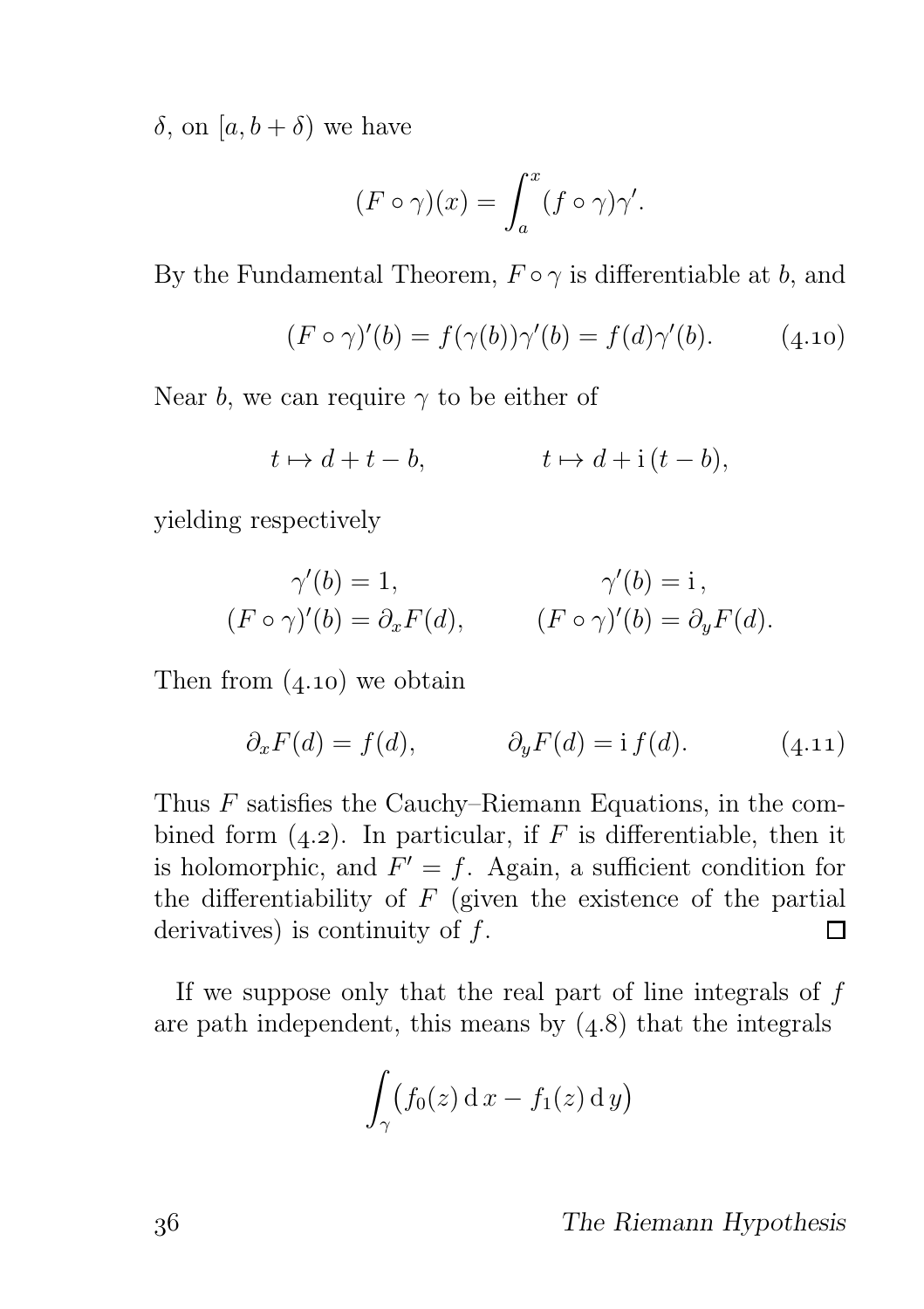$\delta$, on $[a, b+\delta)$ we have

$$(F \circ \gamma)(x) = \int_a^x (f \circ \gamma)\gamma'.$$

By the Fundamental Theorem, $F \circ \gamma$ is differentiable at $b$, and

$$(F \circ \gamma)'(b) = f(\gamma(b))\gamma'(b) = f(d)\gamma'(b). \qquad (4.10)$$

Near $b$, we can require $\gamma$ to be either of

$$t \mapsto d + t - b, \qquad\qquad t \mapsto d + \mathrm{i}\,(t - b),$$

yielding respectively

$$\begin{aligned} \gamma'(b) &= 1, & \gamma'(b) &= \mathrm{i}\,, \\ (F \circ \gamma)'(b) &= \partial_x F(d), & (F \circ \gamma)'(b) &= \partial_y F(d). \end{aligned}$$

Then from (4.10) we obtain

$$\partial_x F(d) = f(d), \qquad\qquad \partial_y F(d) = \mathrm{i}\, f(d). \qquad (4.11)$$

Thus $F$ satisfies the Cauchy–Riemann Equations, in the combined form (4.2). In particular, if $F$ is differentiable, then it is holomorphic, and $F' = f$. Again, a sufficient condition for the differentiability of $F$ (given the existence of the partial derivatives) is continuity of $f$. □

If we suppose only that the real part of line integrals of $f$ are path independent, this means by (4.8) that the integrals

$$\int_\gamma \bigl(f_0(z)\,\mathrm{d}\,x - f_1(z)\,\mathrm{d}\,y\bigr)$$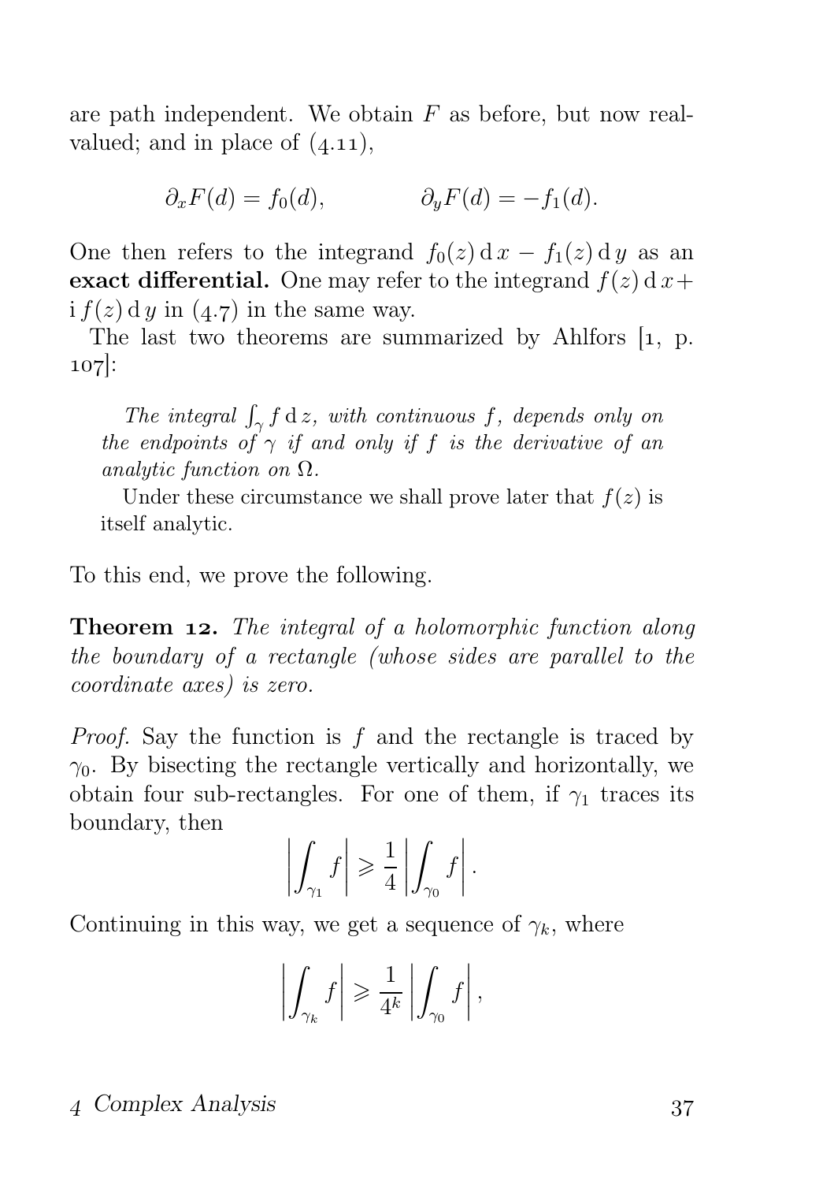are path independent. We obtain $F$ as before, but now real-valued; and in place of (4.11),

$$\partial_x F(d) = f_0(d), \qquad \partial_y F(d) = -f_1(d).$$

One then refers to the integrand $f_0(z)\,\mathrm{d}\,x - f_1(z)\,\mathrm{d}\,y$ as an **exact differential.** One may refer to the integrand $f(z)\,\mathrm{d}\,x + \mathrm{i}\,f(z)\,\mathrm{d}\,y$ in (4.7) in the same way.

The last two theorems are summarized by Ahlfors [1, p. 107]:

> *The integral $\int_\gamma f\,\mathrm{d}\,z$, with continuous $f$, depends only on the endpoints of $\gamma$ if and only if $f$ is the derivative of an analytic function on $\Omega$.*
>
> Under these circumstance we shall prove later that $f(z)$ is itself analytic.

To this end, we prove the following.

**Theorem 12.** *The integral of a holomorphic function along the boundary of a rectangle (whose sides are parallel to the coordinate axes) is zero.*

*Proof.* Say the function is $f$ and the rectangle is traced by $\gamma_0$. By bisecting the rectangle vertically and horizontally, we obtain four sub-rectangles. For one of them, if $\gamma_1$ traces its boundary, then

$$\left|\int_{\gamma_1} f\right| \geqslant \frac{1}{4}\left|\int_{\gamma_0} f\right|.$$

Continuing in this way, we get a sequence of $\gamma_k$, where

$$\left|\int_{\gamma_k} f\right| \geqslant \frac{1}{4^k}\left|\int_{\gamma_0} f\right|,$$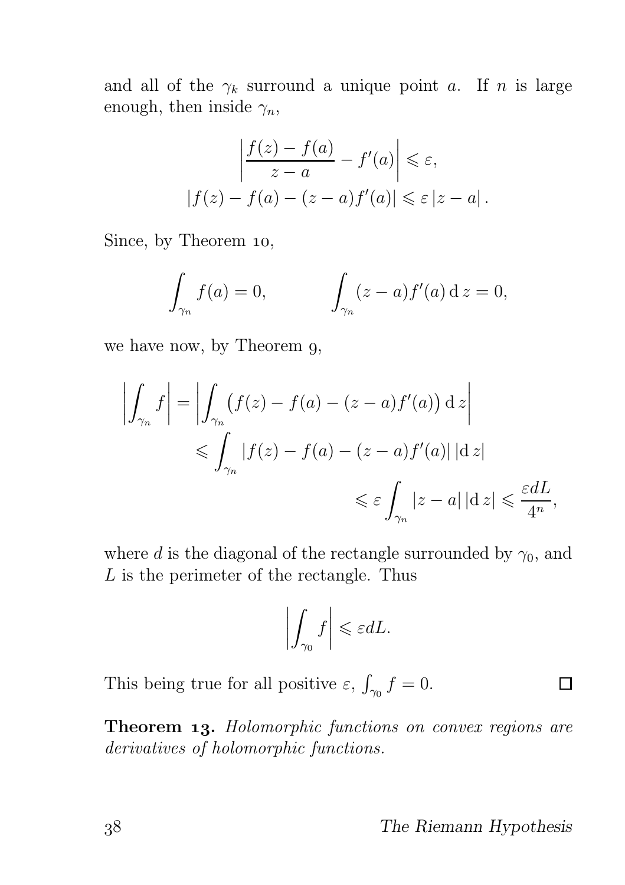and all of the $\gamma_k$ surround a unique point $a$. If $n$ is large enough, then inside $\gamma_n$,

$$\left|\frac{f(z)-f(a)}{z-a} - f'(a)\right| \leqslant \varepsilon,$$
$$|f(z)-f(a)-(z-a)f'(a)| \leqslant \varepsilon\,|z-a|\,.$$

Since, by Theorem 10,

$$\int_{\gamma_n} f(a) = 0, \qquad\qquad \int_{\gamma_n} (z-a)f'(a)\,\mathrm{d}\,z = 0,$$

we have now, by Theorem 9,

$$\begin{aligned}\left|\int_{\gamma_n} f\right| &= \left|\int_{\gamma_n} \big(f(z)-f(a)-(z-a)f'(a)\big)\,\mathrm{d}\,z\right| \\ &\leqslant \int_{\gamma_n} |f(z)-f(a)-(z-a)f'(a)|\,|\mathrm{d}\,z| \\ &\leqslant \varepsilon \int_{\gamma_n} |z-a|\,|\mathrm{d}\,z| \leqslant \frac{\varepsilon d L}{4^n},\end{aligned}$$

where $d$ is the diagonal of the rectangle surrounded by $\gamma_0$, and $L$ is the perimeter of the rectangle. Thus

$$\left|\int_{\gamma_0} f\right| \leqslant \varepsilon d L.$$

This being true for all positive $\varepsilon$, $\int_{\gamma_0} f = 0$. $\square$

**Theorem 13.** *Holomorphic functions on convex regions are derivatives of holomorphic functions.*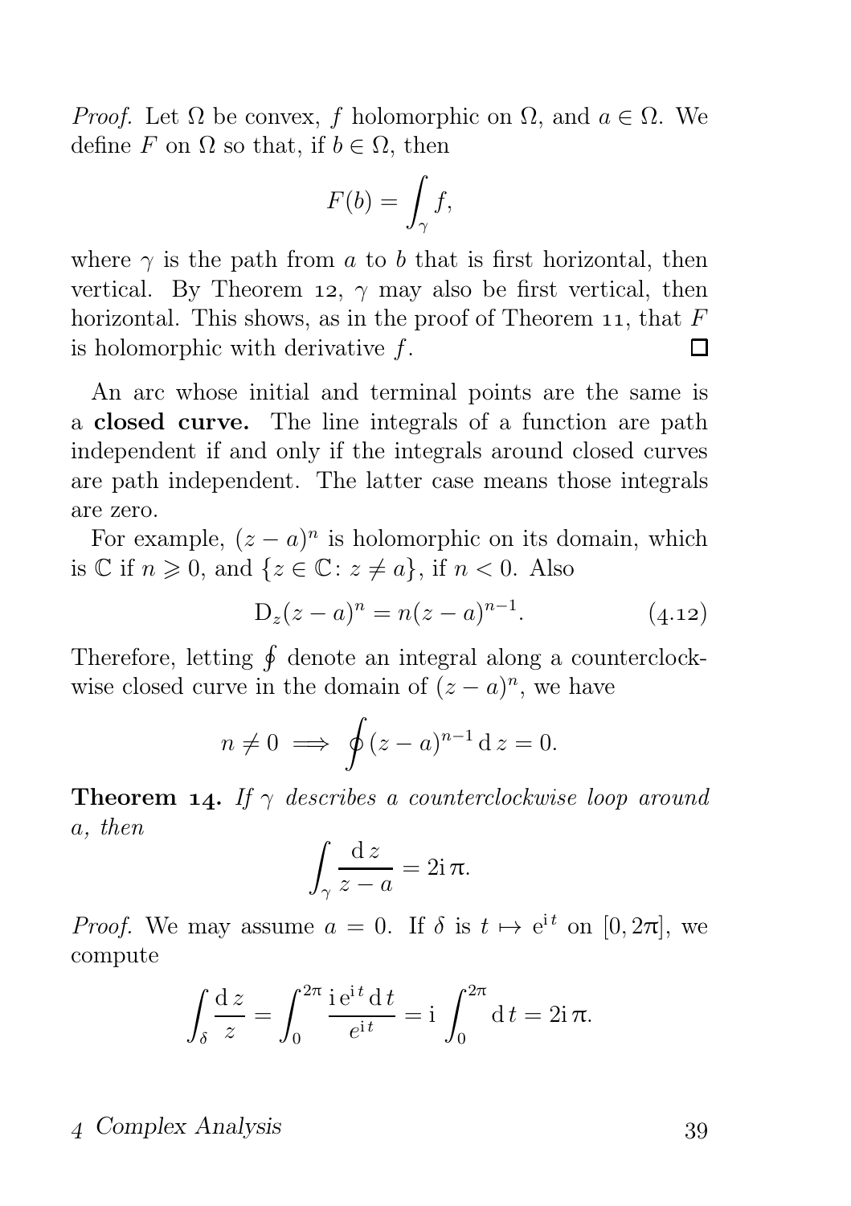*Proof.* Let $\Omega$ be convex, $f$ holomorphic on $\Omega$, and $a \in \Omega$. We define $F$ on $\Omega$ so that, if $b \in \Omega$, then

$$F(b) = \int_\gamma f,$$

where $\gamma$ is the path from $a$ to $b$ that is first horizontal, then vertical. By Theorem 12, $\gamma$ may also be first vertical, then horizontal. This shows, as in the proof of Theorem 11, that $F$ is holomorphic with derivative $f$. □

An arc whose initial and terminal points are the same is a **closed curve.** The line integrals of a function are path independent if and only if the integrals around closed curves are path independent. The latter case means those integrals are zero.

For example, $(z-a)^n$ is holomorphic on its domain, which is $\mathbb{C}$ if $n \geqslant 0$, and $\{z \in \mathbb{C} \colon z \neq a\}$, if $n < 0$. Also

$$\mathrm{D}_z (z-a)^n = n(z-a)^{n-1}. \tag{4.12}$$

Therefore, letting $\oint$ denote an integral along a counterclockwise closed curve in the domain of $(z-a)^n$, we have

$$n \neq 0 \implies \oint (z-a)^{n-1} \,\mathrm{d}\, z = 0.$$

**Theorem 14.** *If $\gamma$ describes a counterclockwise loop around $a$, then*

$$\int_\gamma \frac{\mathrm{d}\, z}{z-a} = 2\mathrm{i}\,\pi.$$

*Proof.* We may assume $a = 0$. If $\delta$ is $t \mapsto \mathrm{e}^{\mathrm{i}\,t}$ on $[0, 2\pi]$, we compute

$$\int_\delta \frac{\mathrm{d}\, z}{z} = \int_0^{2\pi} \frac{\mathrm{i}\,\mathrm{e}^{\mathrm{i}\,t} \,\mathrm{d}\, t}{e^{\mathrm{i}\,t}} = \mathrm{i} \int_0^{2\pi} \mathrm{d}\, t = 2\mathrm{i}\,\pi.$$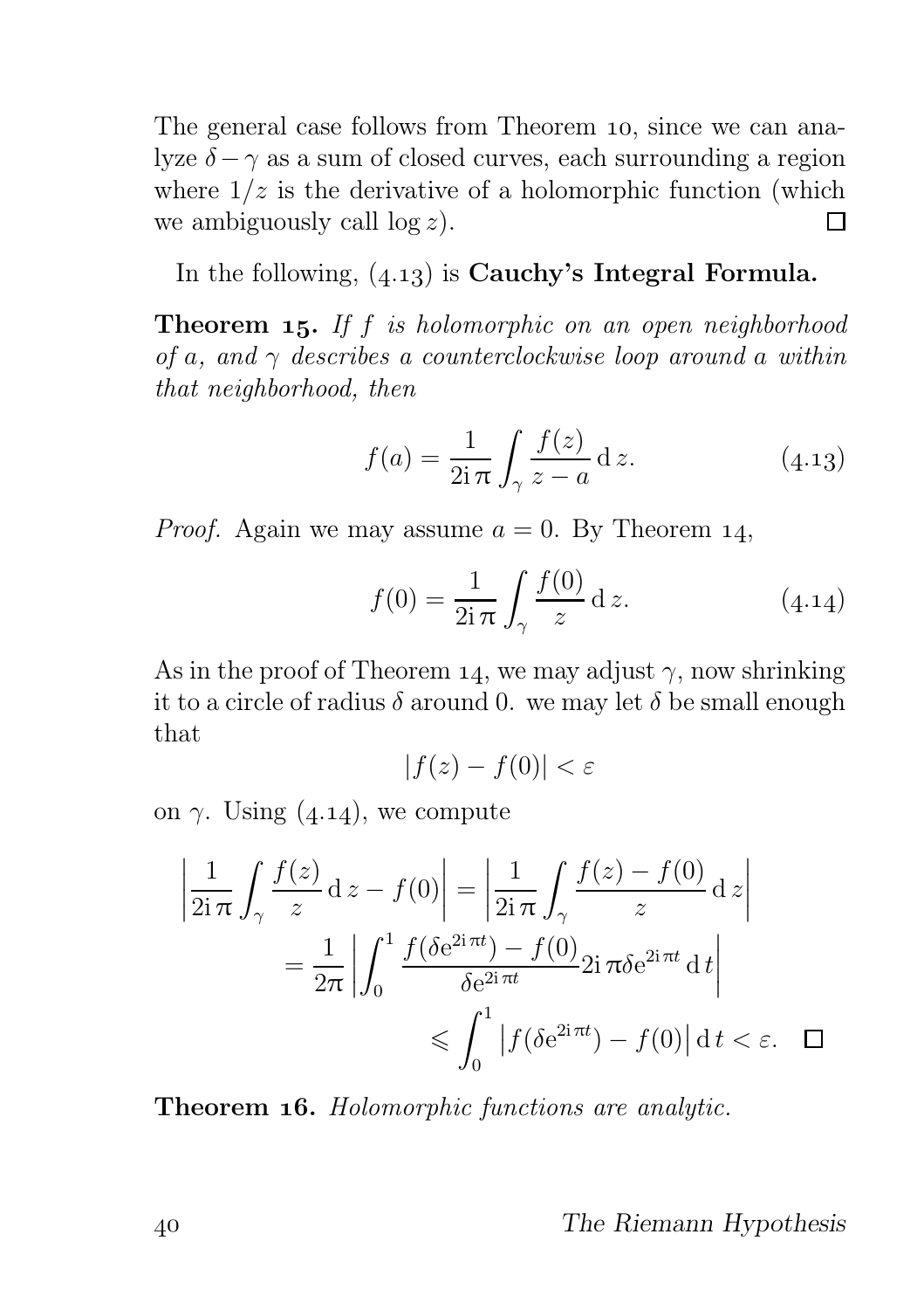The general case follows from Theorem 10, since we can analyze $\delta - \gamma$ as a sum of closed curves, each surrounding a region where $1/z$ is the derivative of a holomorphic function (which we ambiguously call $\log z$). □

In the following, (4.13) is **Cauchy's Integral Formula.**

**Theorem 15.** *If $f$ is holomorphic on an open neighborhood of $a$, and $\gamma$ describes a counterclockwise loop around $a$ within that neighborhood, then*

$$f(a) = \frac{1}{2\mathrm{i}\,\pi} \int_\gamma \frac{f(z)}{z-a}\,\mathrm{d}\,z. \tag{4.13}$$

*Proof.* Again we may assume $a = 0$. By Theorem 14,

$$f(0) = \frac{1}{2\mathrm{i}\,\pi} \int_\gamma \frac{f(0)}{z}\,\mathrm{d}\,z. \tag{4.14}$$

As in the proof of Theorem 14, we may adjust $\gamma$, now shrinking it to a circle of radius $\delta$ around 0. we may let $\delta$ be small enough that

$$|f(z) - f(0)| < \varepsilon$$

on $\gamma$. Using (4.14), we compute

$$\begin{aligned}
\left| \frac{1}{2\mathrm{i}\,\pi} \int_\gamma \frac{f(z)}{z}\,\mathrm{d}\,z - f(0) \right| &= \left| \frac{1}{2\mathrm{i}\,\pi} \int_\gamma \frac{f(z)-f(0)}{z}\,\mathrm{d}\,z \right| \\
&= \frac{1}{2\pi} \left| \int_0^1 \frac{f(\delta \mathrm{e}^{2\mathrm{i}\,\pi t}) - f(0)}{\delta \mathrm{e}^{2\mathrm{i}\,\pi t}} 2\mathrm{i}\,\pi \delta \mathrm{e}^{2\mathrm{i}\,\pi t}\,\mathrm{d}\,t \right| \\
&\leqslant \int_0^1 \left| f(\delta \mathrm{e}^{2\mathrm{i}\,\pi t}) - f(0) \right| \mathrm{d}\,t < \varepsilon. \quad \square
\end{aligned}$$

**Theorem 16.** *Holomorphic functions are analytic.*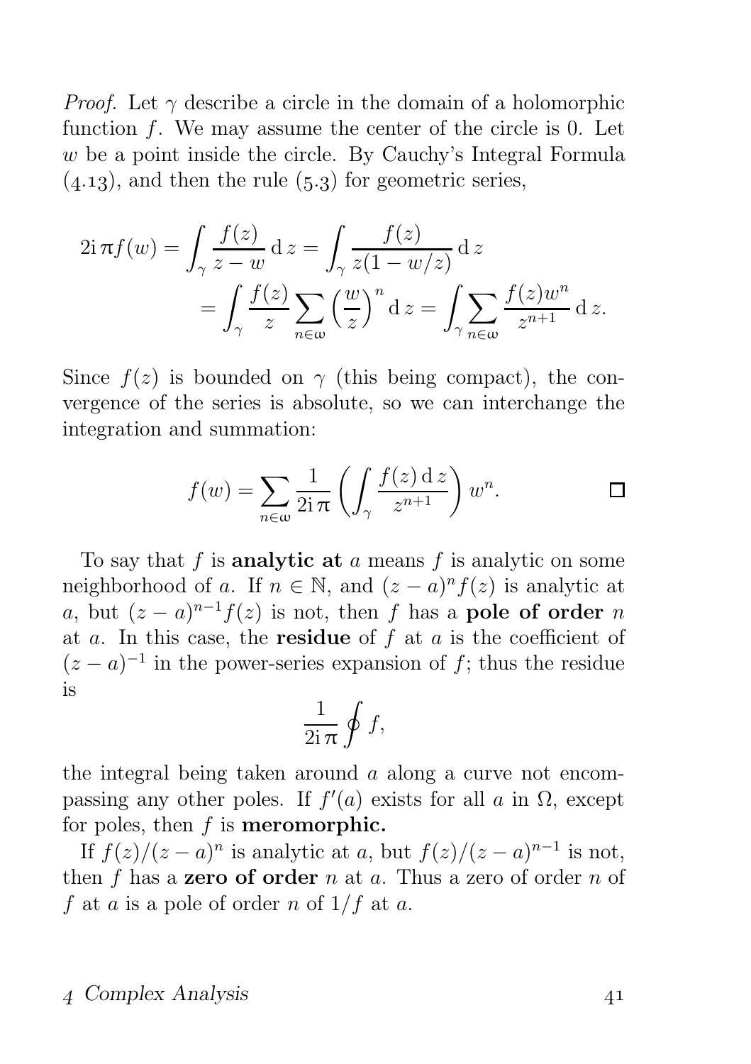*Proof.* Let $\gamma$ describe a circle in the domain of a holomorphic function $f$. We may assume the center of the circle is 0. Let $w$ be a point inside the circle. By Cauchy's Integral Formula (4.13), and then the rule (5.3) for geometric series,

$$\begin{aligned}
2\mathrm{i}\,\pi f(w) &= \int_\gamma \frac{f(z)}{z-w}\,\mathrm{d}\,z = \int_\gamma \frac{f(z)}{z(1-w/z)}\,\mathrm{d}\,z \\
&= \int_\gamma \frac{f(z)}{z}\sum_{n\in\omega}\left(\frac{w}{z}\right)^n \mathrm{d}\,z = \int_\gamma \sum_{n\in\omega}\frac{f(z)w^n}{z^{n+1}}\,\mathrm{d}\,z.
\end{aligned}$$

Since $f(z)$ is bounded on $\gamma$ (this being compact), the convergence of the series is absolute, so we can interchange the integration and summation:

$$f(w) = \sum_{n\in\omega}\frac{1}{2\mathrm{i}\,\pi}\left(\int_\gamma \frac{f(z)\,\mathrm{d}\,z}{z^{n+1}}\right)w^n. \qquad \square$$

To say that $f$ is **analytic at** $a$ means $f$ is analytic on some neighborhood of $a$. If $n \in \mathbb{N}$, and $(z-a)^n f(z)$ is analytic at $a$, but $(z-a)^{n-1}f(z)$ is not, then $f$ has a **pole of order** $n$ at $a$. In this case, the **residue** of $f$ at $a$ is the coefficient of $(z-a)^{-1}$ in the power-series expansion of $f$; thus the residue is

$$\frac{1}{2\mathrm{i}\,\pi}\oint f,$$

the integral being taken around $a$ along a curve not encompassing any other poles. If $f'(a)$ exists for all $a$ in $\Omega$, except for poles, then $f$ is **meromorphic.**

If $f(z)/(z-a)^n$ is analytic at $a$, but $f(z)/(z-a)^{n-1}$ is not, then $f$ has a **zero of order** $n$ at $a$. Thus a zero of order $n$ of $f$ at $a$ is a pole of order $n$ of $1/f$ at $a$.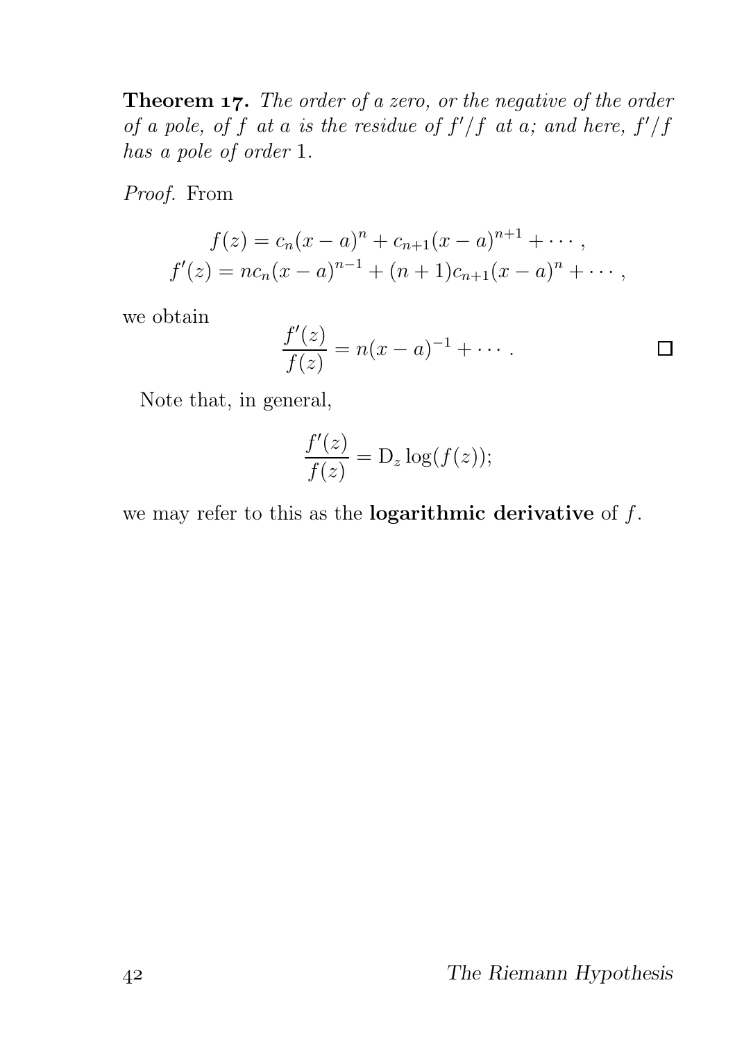**Theorem 17.** *The order of a zero, or the negative of the order of a pole, of $f$ at $a$ is the residue of $f'/f$ at $a$; and here, $f'/f$ has a pole of order* 1.

*Proof.* From

$$
\begin{aligned}
f(z) &= c_n(x-a)^n + c_{n+1}(x-a)^{n+1} + \cdots, \\
f'(z) &= nc_n(x-a)^{n-1} + (n+1)c_{n+1}(x-a)^n + \cdots,
\end{aligned}
$$

we obtain

$$
\frac{f'(z)}{f(z)} = n(x-a)^{-1} + \cdots. \qquad \square
$$

Note that, in general,

$$
\frac{f'(z)}{f(z)} = \mathrm{D}_z \log(f(z));
$$

we may refer to this as the **logarithmic derivative** of $f$.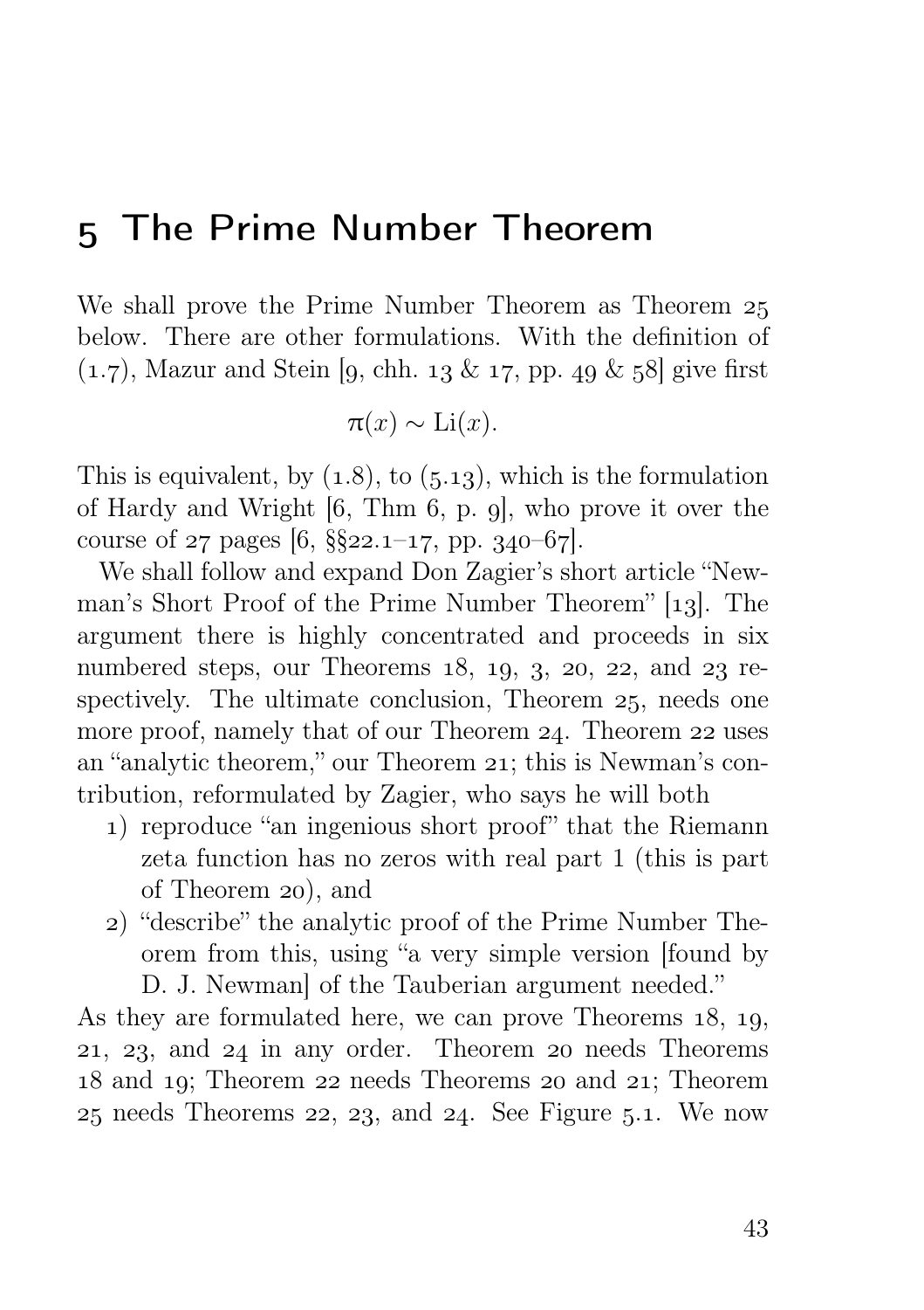# 5 The Prime Number Theorem

We shall prove the Prime Number Theorem as Theorem 25 below. There are other formulations. With the definition of (1.7), Mazur and Stein [9, chh. 13 & 17, pp. 49 & 58] give first

$$\pi(x) \sim \mathrm{Li}(x).$$

This is equivalent, by (1.8), to (5.13), which is the formulation of Hardy and Wright [6, Thm 6, p. 9], who prove it over the course of 27 pages [6, §§22.1–17, pp. 340–67].

We shall follow and expand Don Zagier's short article "Newman's Short Proof of the Prime Number Theorem" [13]. The argument there is highly concentrated and proceeds in six numbered steps, our Theorems 18, 19, 3, 20, 22, and 23 respectively. The ultimate conclusion, Theorem 25, needs one more proof, namely that of our Theorem 24. Theorem 22 uses an "analytic theorem," our Theorem 21; this is Newman's contribution, reformulated by Zagier, who says he will both

1) reproduce "an ingenious short proof" that the Riemann zeta function has no zeros with real part 1 (this is part of Theorem 20), and
2) "describe" the analytic proof of the Prime Number Theorem from this, using "a very simple version [found by D. J. Newman] of the Tauberian argument needed."

As they are formulated here, we can prove Theorems 18, 19, 21, 23, and 24 in any order. Theorem 20 needs Theorems 18 and 19; Theorem 22 needs Theorems 20 and 21; Theorem 25 needs Theorems 22, 23, and 24. See Figure 5.1. We now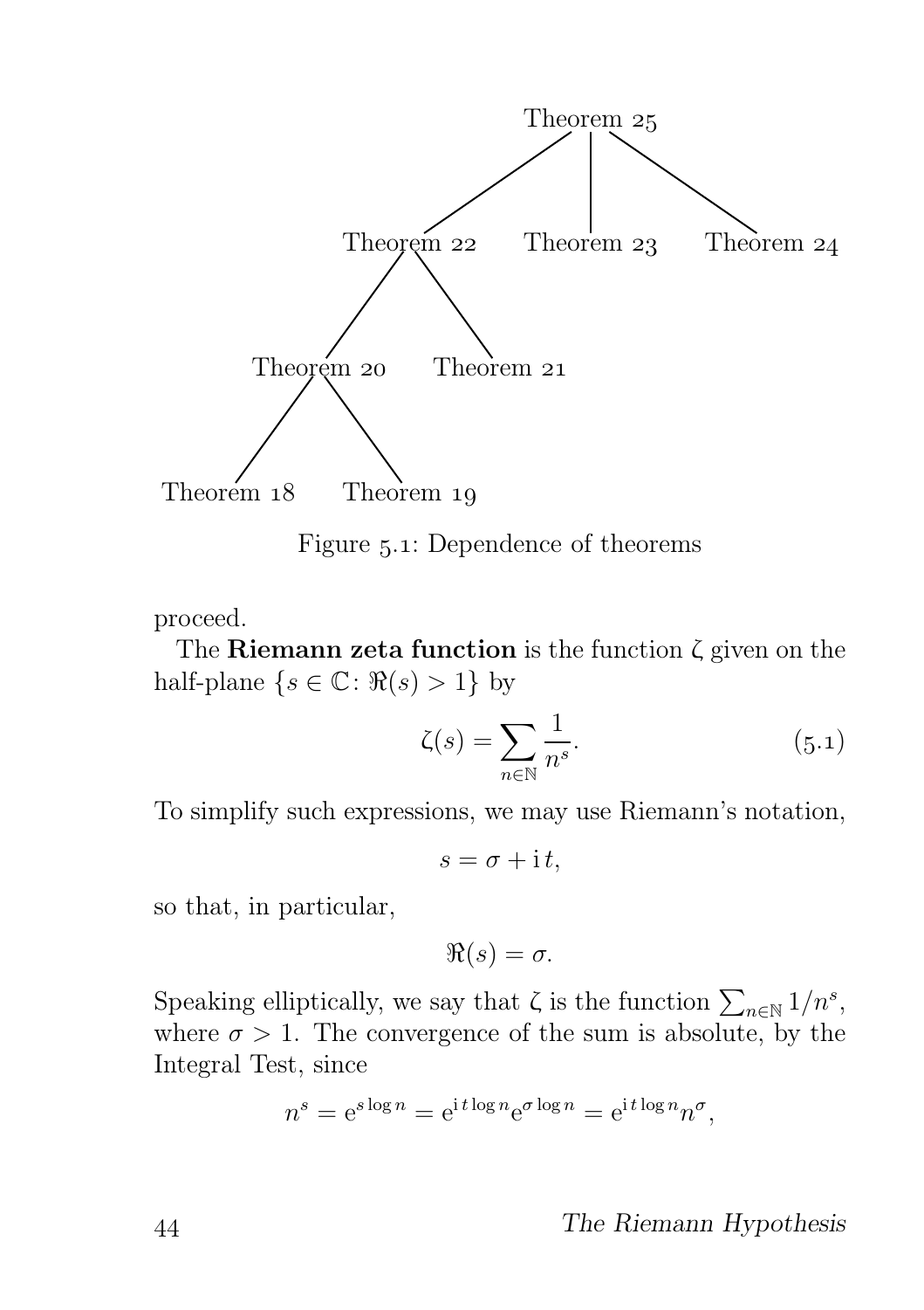Figure 5.1: Dependence of theorems

proceed.

The **Riemann zeta function** is the function $\zeta$ given on the half-plane $\{s \in \mathbb{C} \colon \Re(s) > 1\}$ by

$$\zeta(s) = \sum_{n \in \mathbb{N}} \frac{1}{n^s}. \tag{5.1}$$

To simplify such expressions, we may use Riemann's notation,

$$s = \sigma + \mathrm{i}\, t,$$

so that, in particular,

$$\Re(s) = \sigma.$$

Speaking elliptically, we say that $\zeta$ is the function $\sum_{n \in \mathbb{N}} 1/n^s$, where $\sigma > 1$. The convergence of the sum is absolute, by the Integral Test, since

$$n^s = \mathrm{e}^{s \log n} = \mathrm{e}^{\mathrm{i}\, t \log n} \mathrm{e}^{\sigma \log n} = \mathrm{e}^{\mathrm{i}\, t \log n} n^\sigma,$$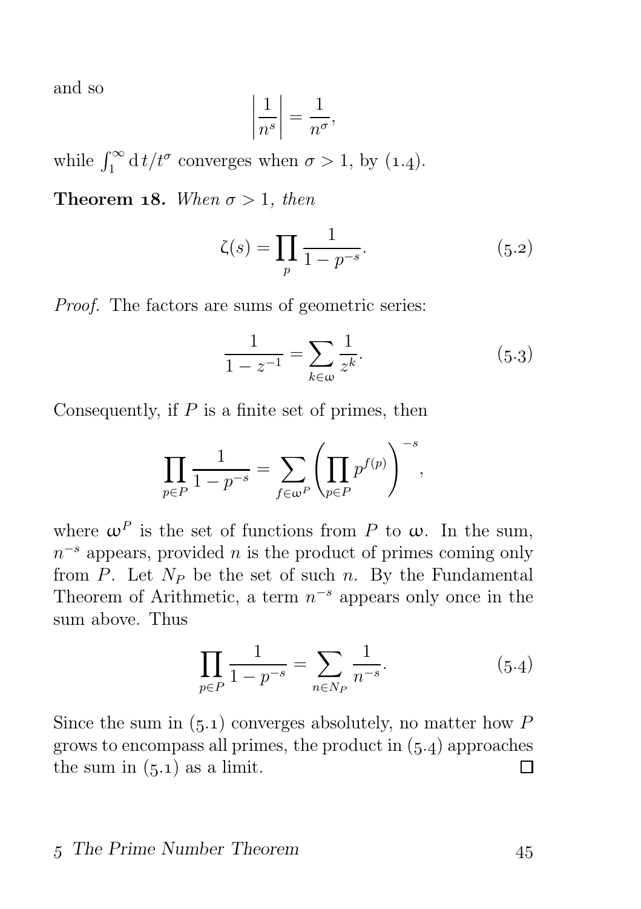and so

$$\left|\frac{1}{n^s}\right| = \frac{1}{n^\sigma},$$

while $\int_1^\infty \mathrm{d}\,t/t^\sigma$ converges when $\sigma > 1$, by (1.4).

**Theorem 18.** *When $\sigma > 1$, then*

$$\zeta(s) = \prod_p \frac{1}{1 - p^{-s}}. \tag{5.2}$$

*Proof.* The factors are sums of geometric series:

$$\frac{1}{1 - z^{-1}} = \sum_{k \in \omega} \frac{1}{z^k}. \tag{5.3}$$

Consequently, if $P$ is a finite set of primes, then

$$\prod_{p \in P} \frac{1}{1 - p^{-s}} = \sum_{f \in \omega^P} \left(\prod_{p \in P} p^{f(p)}\right)^{-s},$$

where $\omega^P$ is the set of functions from $P$ to $\omega$. In the sum, $n^{-s}$ appears, provided $n$ is the product of primes coming only from $P$. Let $N_P$ be the set of such $n$. By the Fundamental Theorem of Arithmetic, a term $n^{-s}$ appears only once in the sum above. Thus

$$\prod_{p \in P} \frac{1}{1 - p^{-s}} = \sum_{n \in N_P} \frac{1}{n^{-s}}. \tag{5.4}$$

Since the sum in (5.1) converges absolutely, no matter how $P$ grows to encompass all primes, the product in (5.4) approaches the sum in (5.1) as a limit. □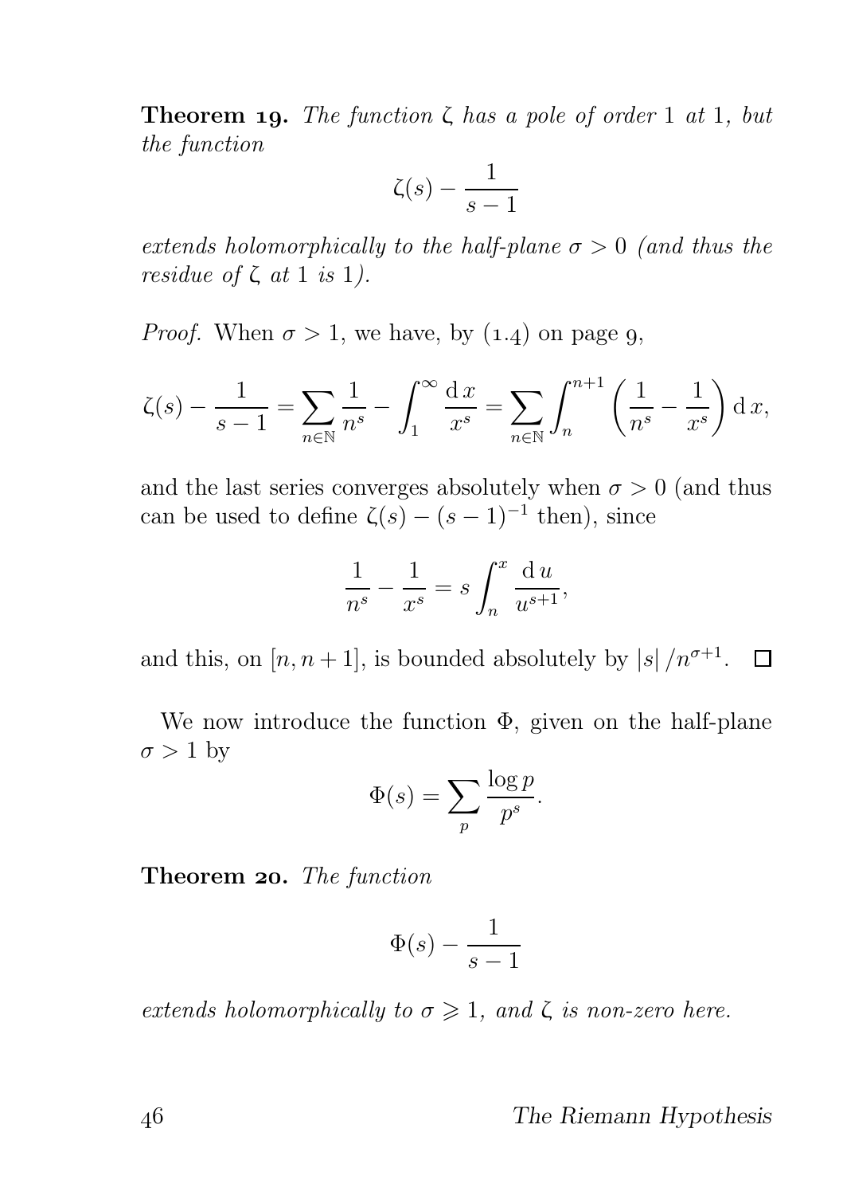**Theorem 19.** *The function $\zeta$ has a pole of order 1 at 1, but the function*

$$\zeta(s) - \frac{1}{s-1}$$

*extends holomorphically to the half-plane $\sigma > 0$ (and thus the residue of $\zeta$ at 1 is 1).*

*Proof.* When $\sigma > 1$, we have, by (1.4) on page 9,

$$\zeta(s) - \frac{1}{s-1} = \sum_{n \in \mathbb{N}} \frac{1}{n^s} - \int_1^\infty \frac{\mathrm{d}\,x}{x^s} = \sum_{n \in \mathbb{N}} \int_n^{n+1} \left( \frac{1}{n^s} - \frac{1}{x^s} \right) \mathrm{d}\,x,$$

and the last series converges absolutely when $\sigma > 0$ (and thus can be used to define $\zeta(s) - (s-1)^{-1}$ then), since

$$\frac{1}{n^s} - \frac{1}{x^s} = s \int_n^x \frac{\mathrm{d}\,u}{u^{s+1}},$$

and this, on $[n, n+1]$, is bounded absolutely by $|s| / n^{\sigma+1}$. ☐

We now introduce the function $\Phi$, given on the half-plane $\sigma > 1$ by

$$\Phi(s) = \sum_p \frac{\log p}{p^s}.$$

**Theorem 20.** *The function*

$$\Phi(s) - \frac{1}{s-1}$$

*extends holomorphically to $\sigma \geqslant 1$, and $\zeta$ is non-zero here.*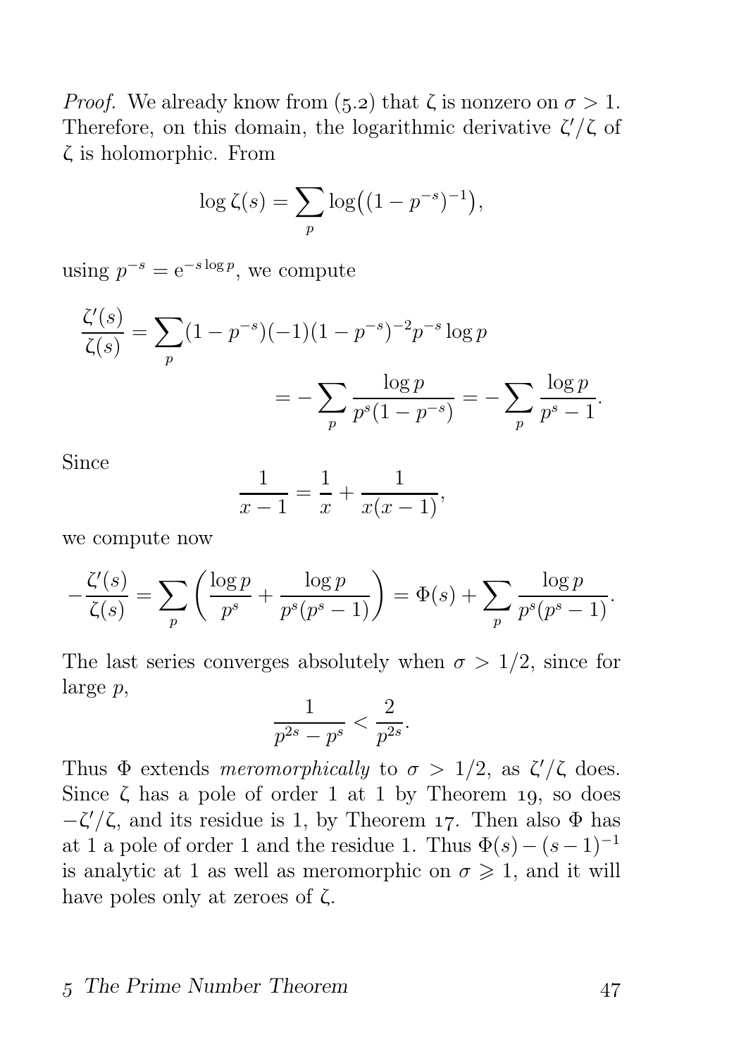*Proof.* We already know from (5.2) that $\zeta$ is nonzero on $\sigma > 1$. Therefore, on this domain, the logarithmic derivative $\zeta'/\zeta$ of $\zeta$ is holomorphic. From

$$\log \zeta(s) = \sum_p \log\bigl((1-p^{-s})^{-1}\bigr),$$

using $p^{-s} = \mathrm{e}^{-s\log p}$, we compute

$$\begin{aligned}\frac{\zeta'(s)}{\zeta(s)} &= \sum_p (1-p^{-s})(-1)(1-p^{-s})^{-2}p^{-s}\log p \\ &= -\sum_p \frac{\log p}{p^s(1-p^{-s})} = -\sum_p \frac{\log p}{p^s - 1}.\end{aligned}$$

Since

$$\frac{1}{x-1} = \frac{1}{x} + \frac{1}{x(x-1)},$$

we compute now

$$-\frac{\zeta'(s)}{\zeta(s)} = \sum_p \left(\frac{\log p}{p^s} + \frac{\log p}{p^s(p^s-1)}\right) = \Phi(s) + \sum_p \frac{\log p}{p^s(p^s-1)}.$$

The last series converges absolutely when $\sigma > 1/2$, since for large $p$,

$$\frac{1}{p^{2s}-p^s} < \frac{2}{p^{2s}}.$$

Thus $\Phi$ extends *meromorphically* to $\sigma > 1/2$, as $\zeta'/\zeta$ does. Since $\zeta$ has a pole of order 1 at 1 by Theorem 19, so does $-\zeta'/\zeta$, and its residue is 1, by Theorem 17. Then also $\Phi$ has at 1 a pole of order 1 and the residue 1. Thus $\Phi(s) - (s-1)^{-1}$ is analytic at 1 as well as meromorphic on $\sigma \geqslant 1$, and it will have poles only at zeroes of $\zeta$.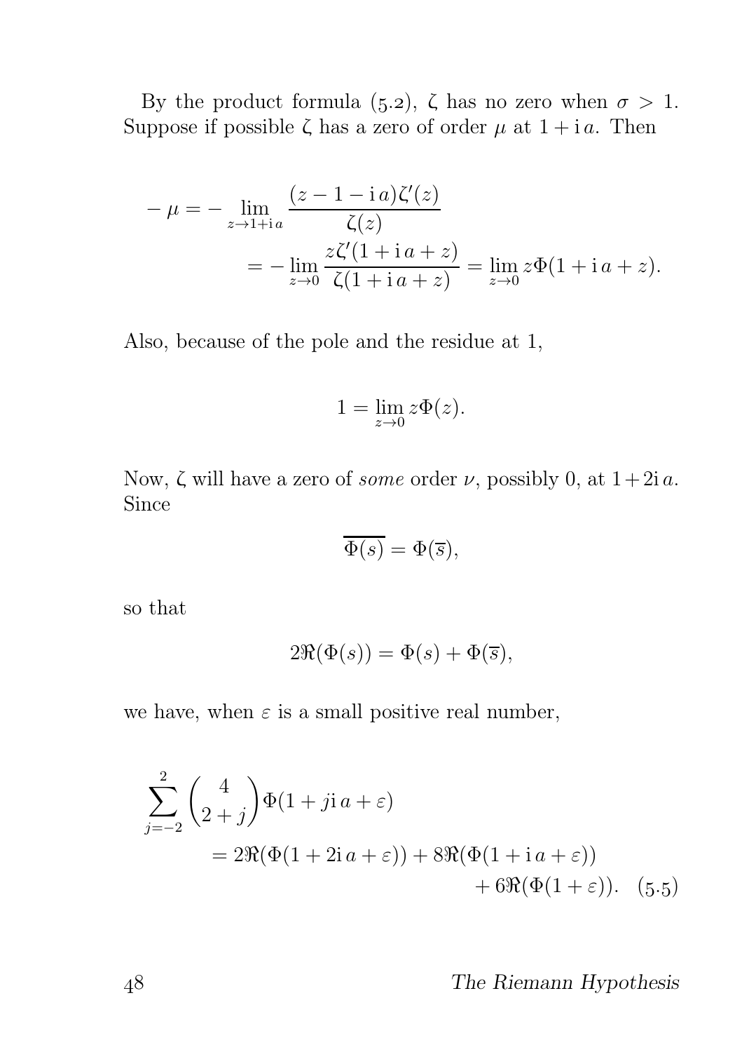By the product formula (5.2), $\zeta$ has no zero when $\sigma > 1$. Suppose if possible $\zeta$ has a zero of order $\mu$ at $1 + \mathrm{i}\,a$. Then

$$
\begin{aligned}
-\mu &= -\lim_{z \to 1+\mathrm{i}\,a} \frac{(z - 1 - \mathrm{i}\,a)\zeta'(z)}{\zeta(z)} \\
&\qquad = -\lim_{z \to 0} \frac{z\zeta'(1 + \mathrm{i}\,a + z)}{\zeta(1 + \mathrm{i}\,a + z)} = \lim_{z \to 0} z\Phi(1 + \mathrm{i}\,a + z).
\end{aligned}
$$

Also, because of the pole and the residue at 1,

$$
1 = \lim_{z \to 0} z\Phi(z).
$$

Now, $\zeta$ will have a zero of *some* order $\nu$, possibly 0, at $1 + 2\mathrm{i}\,a$. Since

$$
\overline{\Phi(s)} = \Phi(\overline{s}),
$$

so that

$$
2\Re(\Phi(s)) = \Phi(s) + \Phi(\overline{s}),
$$

we have, when $\varepsilon$ is a small positive real number,

$$
\begin{aligned}
\sum_{j=-2}^{2} \binom{4}{2+j} \Phi(1 + j\mathrm{i}\,a + \varepsilon) \\
&= 2\Re(\Phi(1 + 2\mathrm{i}\,a + \varepsilon)) + 8\Re(\Phi(1 + \mathrm{i}\,a + \varepsilon)) \\
&\qquad + 6\Re(\Phi(1 + \varepsilon)). \quad (5{\cdot}5)
\end{aligned}
$$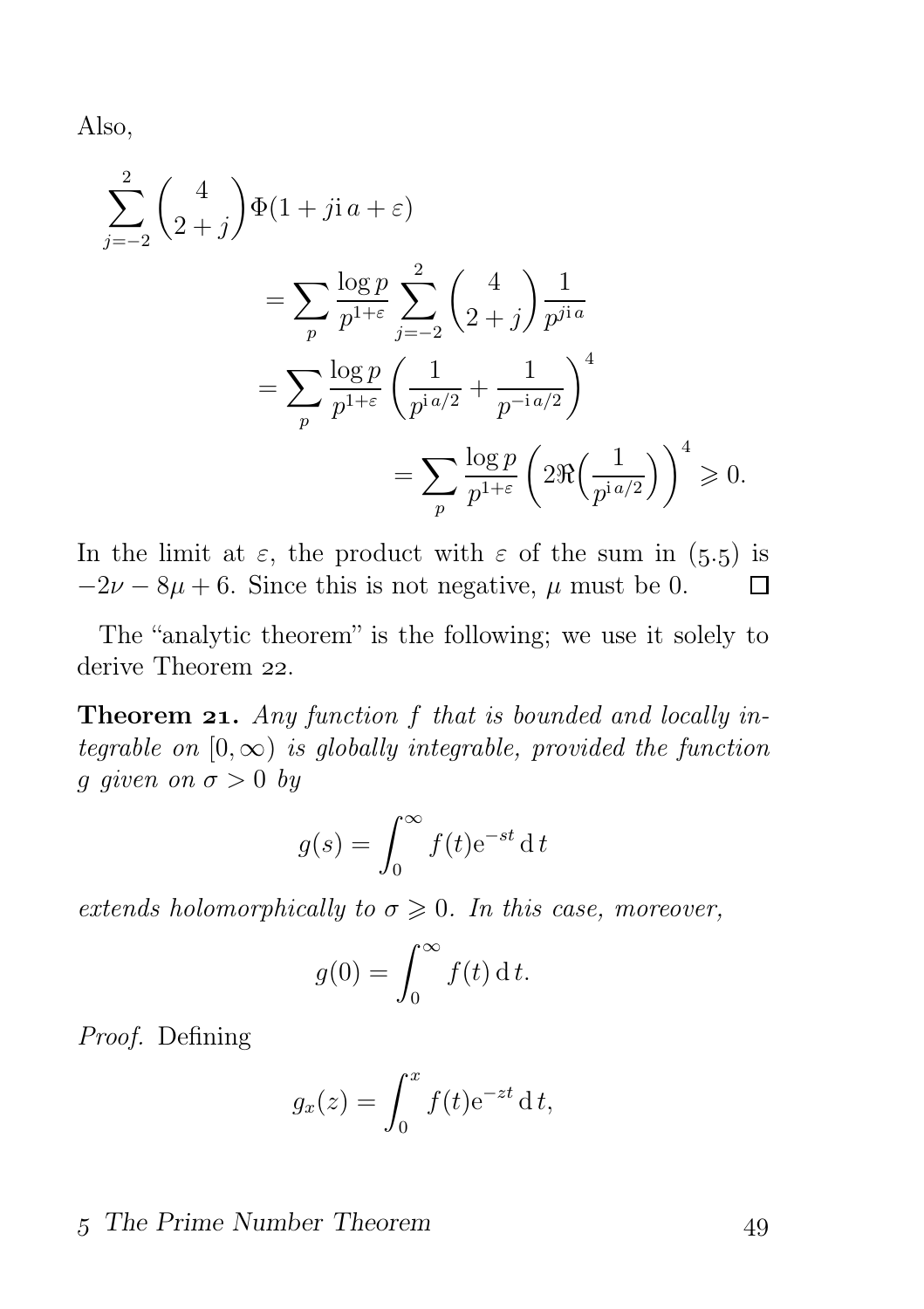Also,

$$
\begin{aligned}
\sum_{j=-2}^{2}\binom{4}{2+j}\Phi(1+j\mathrm{i}\,a+\varepsilon)
&=\sum_p \frac{\log p}{p^{1+\varepsilon}}\sum_{j=-2}^{2}\binom{4}{2+j}\frac{1}{p^{j\mathrm{i}\,a}}\\
&=\sum_p \frac{\log p}{p^{1+\varepsilon}}\left(\frac{1}{p^{\mathrm{i}\,a/2}}+\frac{1}{p^{-\mathrm{i}\,a/2}}\right)^4\\
&=\sum_p \frac{\log p}{p^{1+\varepsilon}}\left(2\Re\Big(\frac{1}{p^{\mathrm{i}\,a/2}}\Big)\right)^4 \geqslant 0.
\end{aligned}
$$

In the limit at $\varepsilon$, the product with $\varepsilon$ of the sum in (5.5) is $-2\nu-8\mu+6$. Since this is not negative, $\mu$ must be 0. □

The "analytic theorem" is the following; we use it solely to derive Theorem 22.

**Theorem 21.** *Any function $f$ that is bounded and locally integrable on $[0,\infty)$ is globally integrable, provided the function $g$ given on $\sigma>0$ by*

$$g(s)=\int_0^\infty f(t)\mathrm{e}^{-st}\,\mathrm{d}\,t$$

*extends holomorphically to $\sigma\geqslant 0$. In this case, moreover,*

$$g(0)=\int_0^\infty f(t)\,\mathrm{d}\,t.$$

*Proof.* Defining

$$g_x(z)=\int_0^x f(t)\mathrm{e}^{-zt}\,\mathrm{d}\,t,$$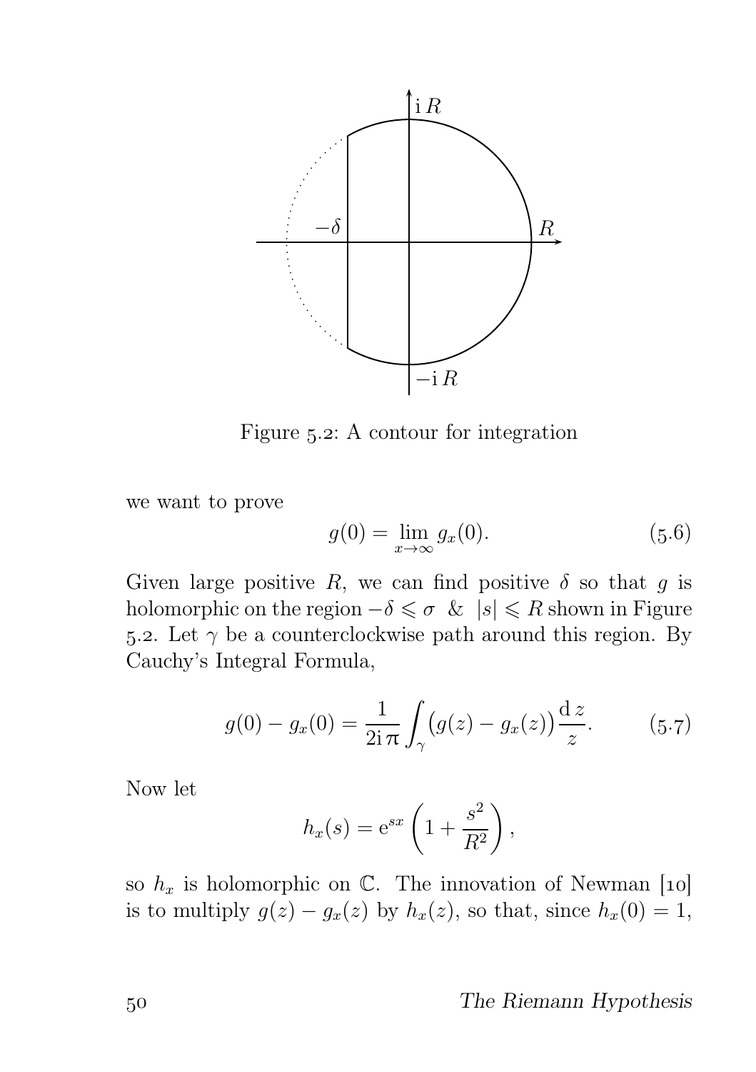Figure 5.2: A contour for integration

we want to prove

$$g(0) = \lim_{x \to \infty} g_x(0). \tag{5.6}$$

Given large positive $R$, we can find positive $\delta$ so that $g$ is holomorphic on the region $-\delta \leqslant \sigma$ & $|s| \leqslant R$ shown in Figure 5.2. Let $\gamma$ be a counterclockwise path around this region. By Cauchy's Integral Formula,

$$g(0) - g_x(0) = \frac{1}{2\mathrm{i}\,\pi} \int_\gamma \bigl(g(z) - g_x(z)\bigr) \frac{\mathrm{d}\, z}{z}. \tag{5.7}$$

Now let

$$h_x(s) = \mathrm{e}^{sx} \left(1 + \frac{s^2}{R^2}\right),$$

so $h_x$ is holomorphic on $\mathbb{C}$. The innovation of Newman [10] is to multiply $g(z) - g_x(z)$ by $h_x(z)$, so that, since $h_x(0) = 1$,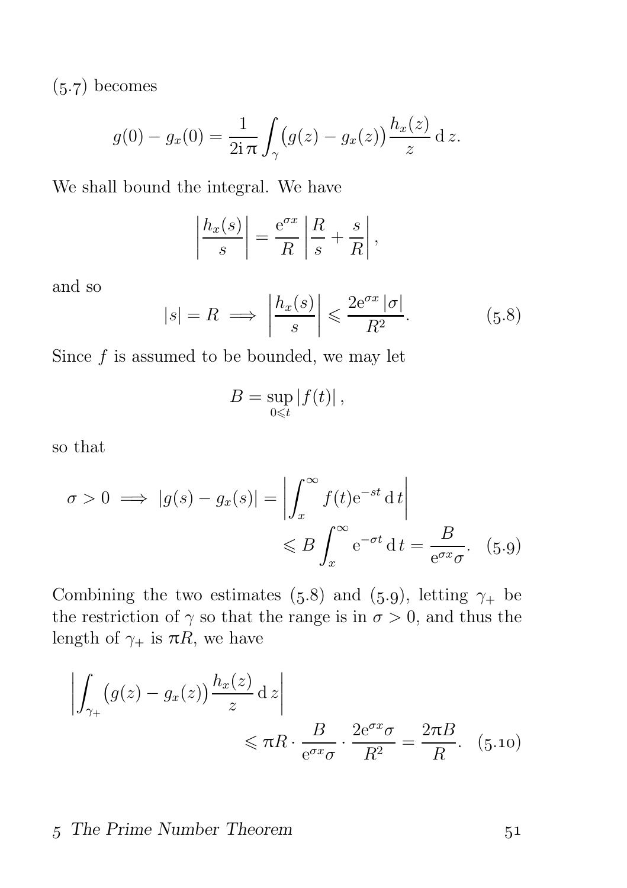(5.7) becomes

$$g(0) - g_x(0) = \frac{1}{2\mathrm{i}\,\pi} \int_\gamma \big(g(z) - g_x(z)\big) \frac{h_x(z)}{z} \,\mathrm{d}\, z.$$

We shall bound the integral. We have

$$\left| \frac{h_x(s)}{s} \right| = \frac{\mathrm{e}^{\sigma x}}{R} \left| \frac{R}{s} + \frac{s}{R} \right|,$$

and so

$$|s| = R \implies \left| \frac{h_x(s)}{s} \right| \leqslant \frac{2\mathrm{e}^{\sigma x}\, |\sigma|}{R^2}. \tag{5.8}$$

Since $f$ is assumed to be bounded, we may let

$$B = \sup_{0 \leqslant t} |f(t)|\,,$$

so that

$$\begin{aligned}\sigma > 0 \implies |g(s) - g_x(s)| &= \left| \int_x^\infty f(t) \mathrm{e}^{-st} \,\mathrm{d}\, t \right| \\ &\leqslant B \int_x^\infty \mathrm{e}^{-\sigma t} \,\mathrm{d}\, t = \frac{B}{\mathrm{e}^{\sigma x}\sigma}. \quad (5.9)\end{aligned}$$

Combining the two estimates (5.8) and (5.9), letting $\gamma_+$ be the restriction of $\gamma$ so that the range is in $\sigma > 0$, and thus the length of $\gamma_+$ is $\pi R$, we have

$$\begin{aligned}&\left| \int_{\gamma_+} \big(g(z) - g_x(z)\big) \frac{h_x(z)}{z} \,\mathrm{d}\, z \right| \\ &\qquad\qquad \leqslant \pi R \cdot \frac{B}{\mathrm{e}^{\sigma x}\sigma} \cdot \frac{2\mathrm{e}^{\sigma x}\sigma}{R^2} = \frac{2\pi B}{R}. \quad (5.10)\end{aligned}$$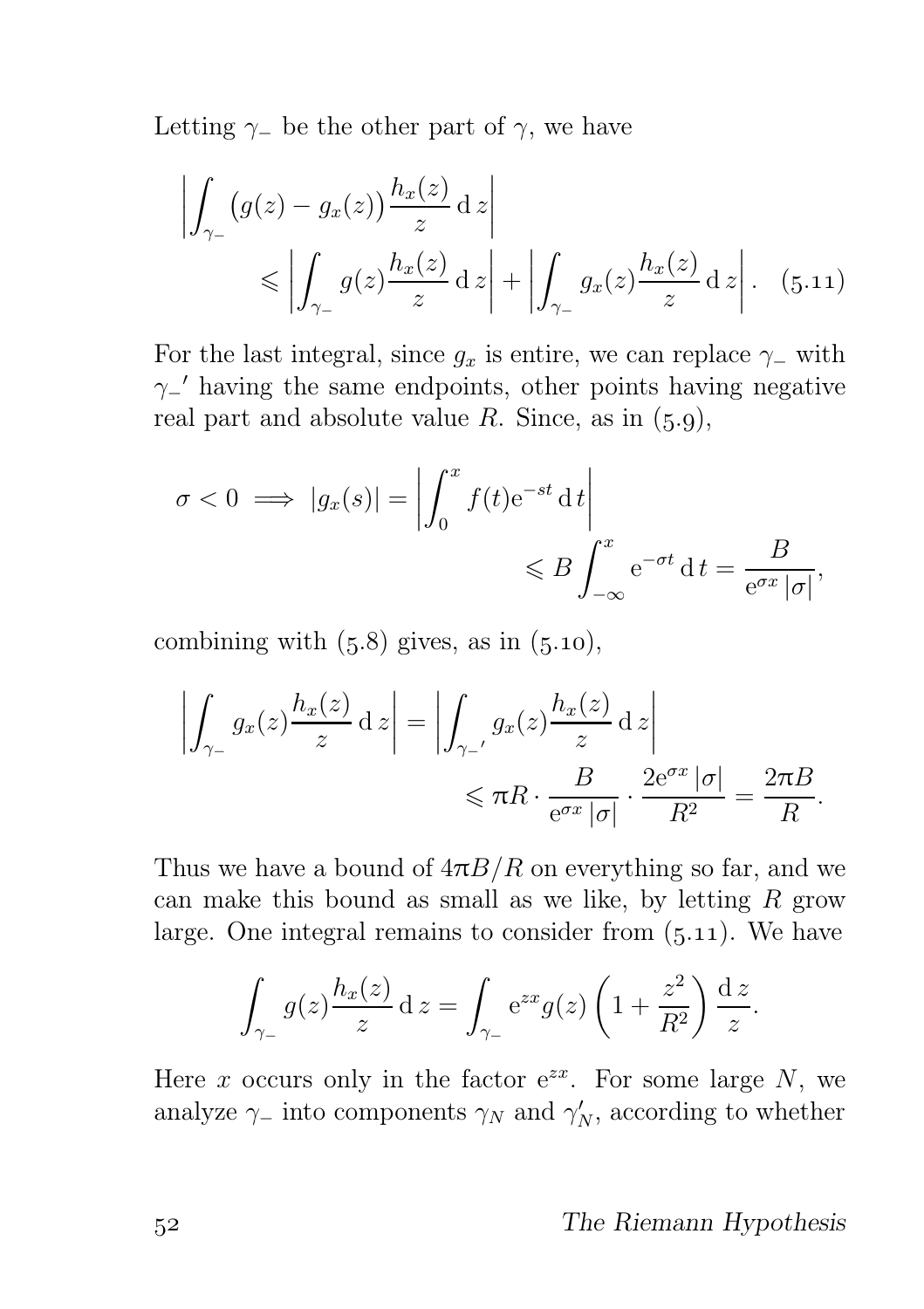Letting $\gamma_-$ be the other part of $\gamma$, we have

$$\left|\int_{\gamma_-} \bigl(g(z) - g_x(z)\bigr)\frac{h_x(z)}{z}\,\mathrm{d}\,z\right| \leqslant \left|\int_{\gamma_-} g(z)\frac{h_x(z)}{z}\,\mathrm{d}\,z\right| + \left|\int_{\gamma_-} g_x(z)\frac{h_x(z)}{z}\,\mathrm{d}\,z\right|. \quad (5.11)$$

For the last integral, since $g_x$ is entire, we can replace $\gamma_-$ with $\gamma_-{}'$ having the same endpoints, other points having negative real part and absolute value $R$. Since, as in (5.9),

$$\sigma < 0 \implies |g_x(s)| = \left|\int_0^x f(t)\mathrm{e}^{-st}\,\mathrm{d}\,t\right| \leqslant B\int_{-\infty}^x \mathrm{e}^{-\sigma t}\,\mathrm{d}\,t = \frac{B}{\mathrm{e}^{\sigma x}\,|\sigma|},$$

combining with (5.8) gives, as in (5.10),

$$\left|\int_{\gamma_-} g_x(z)\frac{h_x(z)}{z}\,\mathrm{d}\,z\right| = \left|\int_{\gamma_-{}'} g_x(z)\frac{h_x(z)}{z}\,\mathrm{d}\,z\right| \leqslant \pi R \cdot \frac{B}{\mathrm{e}^{\sigma x}\,|\sigma|} \cdot \frac{2\mathrm{e}^{\sigma x}\,|\sigma|}{R^2} = \frac{2\pi B}{R}.$$

Thus we have a bound of $4\pi B/R$ on everything so far, and we can make this bound as small as we like, by letting $R$ grow large. One integral remains to consider from (5.11). We have

$$\int_{\gamma_-} g(z)\frac{h_x(z)}{z}\,\mathrm{d}\,z = \int_{\gamma_-} \mathrm{e}^{zx} g(z)\left(1 + \frac{z^2}{R^2}\right)\frac{\mathrm{d}\,z}{z}.$$

Here $x$ occurs only in the factor $\mathrm{e}^{zx}$. For some large $N$, we analyze $\gamma_-$ into components $\gamma_N$ and $\gamma_N'$, according to whether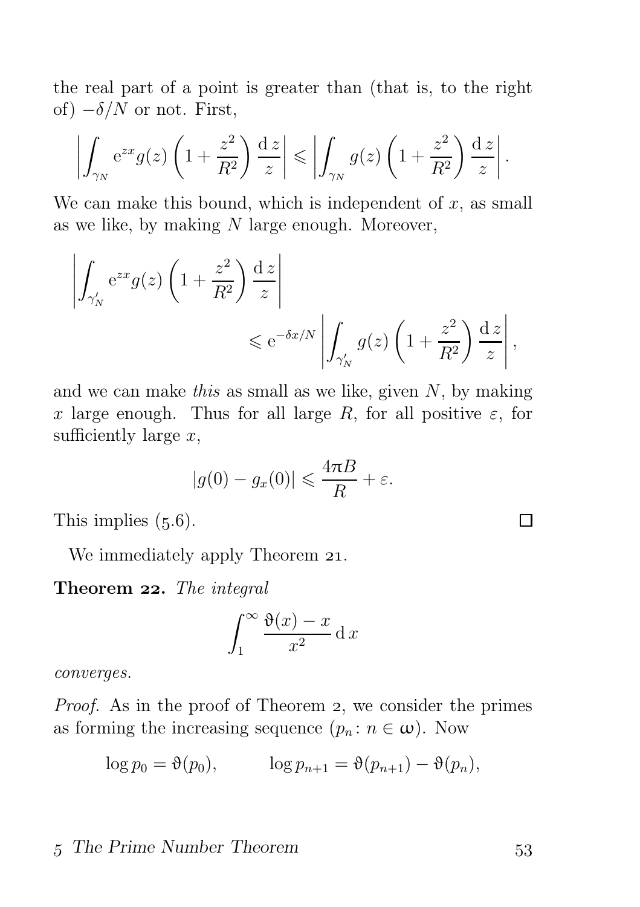the real part of a point is greater than (that is, to the right of) $-\delta/N$ or not. First,

$$\left|\int_{\gamma_N} \mathrm{e}^{zx} g(z)\left(1+\frac{z^2}{R^2}\right)\frac{\mathrm{d}\,z}{z}\right| \leqslant \left|\int_{\gamma_N} g(z)\left(1+\frac{z^2}{R^2}\right)\frac{\mathrm{d}\,z}{z}\right|.$$

We can make this bound, which is independent of $x$, as small as we like, by making $N$ large enough. Moreover,

$$\left|\int_{\gamma_N'} \mathrm{e}^{zx} g(z)\left(1+\frac{z^2}{R^2}\right)\frac{\mathrm{d}\,z}{z}\right| \leqslant \mathrm{e}^{-\delta x/N}\left|\int_{\gamma_N'} g(z)\left(1+\frac{z^2}{R^2}\right)\frac{\mathrm{d}\,z}{z}\right|,$$

and we can make *this* as small as we like, given $N$, by making $x$ large enough. Thus for all large $R$, for all positive $\varepsilon$, for sufficiently large $x$,

$$|g(0)-g_x(0)| \leqslant \frac{4\pi B}{R}+\varepsilon.$$

This implies (5.6). □

We immediately apply Theorem 21.

**Theorem 22.** *The integral*

$$\int_1^\infty \frac{\vartheta(x)-x}{x^2}\,\mathrm{d}\,x$$

*converges.*

*Proof.* As in the proof of Theorem 2, we consider the primes as forming the increasing sequence $(p_n : n \in \omega)$. Now

$$\log p_0 = \vartheta(p_0), \qquad \log p_{n+1} = \vartheta(p_{n+1}) - \vartheta(p_n),$$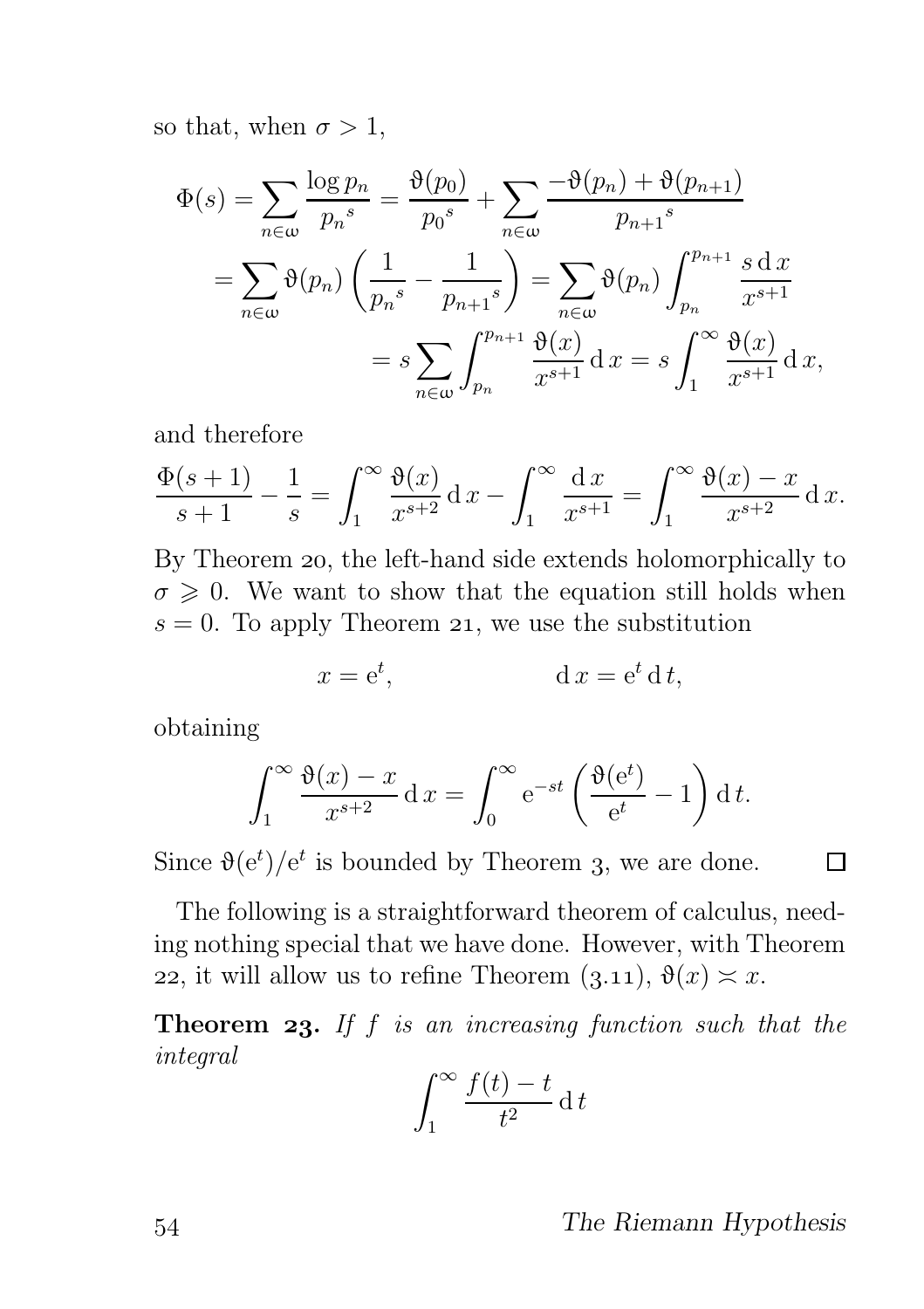so that, when $\sigma > 1$,

$$
\begin{aligned}
\Phi(s) = \sum_{n\in\omega} \frac{\log p_n}{{p_n}^s} &= \frac{\vartheta(p_0)}{{p_0}^s} + \sum_{n\in\omega} \frac{-\vartheta(p_n) + \vartheta(p_{n+1})}{{p_{n+1}}^s} \\
&= \sum_{n\in\omega} \vartheta(p_n)\left(\frac{1}{{p_n}^s} - \frac{1}{{p_{n+1}}^s}\right) = \sum_{n\in\omega} \vartheta(p_n) \int_{p_n}^{p_{n+1}} \frac{s\,\mathrm{d}\,x}{x^{s+1}} \\
&= s \sum_{n\in\omega} \int_{p_n}^{p_{n+1}} \frac{\vartheta(x)}{x^{s+1}}\,\mathrm{d}\,x = s\int_1^\infty \frac{\vartheta(x)}{x^{s+1}}\,\mathrm{d}\,x,
\end{aligned}
$$

and therefore

$$
\frac{\Phi(s+1)}{s+1} - \frac{1}{s} = \int_1^\infty \frac{\vartheta(x)}{x^{s+2}}\,\mathrm{d}\,x - \int_1^\infty \frac{\mathrm{d}\,x}{x^{s+1}} = \int_1^\infty \frac{\vartheta(x) - x}{x^{s+2}}\,\mathrm{d}\,x.
$$

By Theorem 20, the left-hand side extends holomorphically to $\sigma \geqslant 0$. We want to show that the equation still holds when $s = 0$. To apply Theorem 21, we use the substitution

$$
x = \mathrm{e}^t, \qquad\qquad \mathrm{d}\,x = \mathrm{e}^t\,\mathrm{d}\,t,
$$

obtaining

$$
\int_1^\infty \frac{\vartheta(x) - x}{x^{s+2}}\,\mathrm{d}\,x = \int_0^\infty \mathrm{e}^{-st}\left(\frac{\vartheta(\mathrm{e}^t)}{\mathrm{e}^t} - 1\right)\mathrm{d}\,t.
$$

Since $\vartheta(\mathrm{e}^t)/\mathrm{e}^t$ is bounded by Theorem 3, we are done. □

The following is a straightforward theorem of calculus, needing nothing special that we have done. However, with Theorem 22, it will allow us to refine Theorem (3.11), $\vartheta(x) \asymp x$.

**Theorem 23.** *If $f$ is an increasing function such that the integral*

$$
\int_1^\infty \frac{f(t) - t}{t^2}\,\mathrm{d}\,t
$$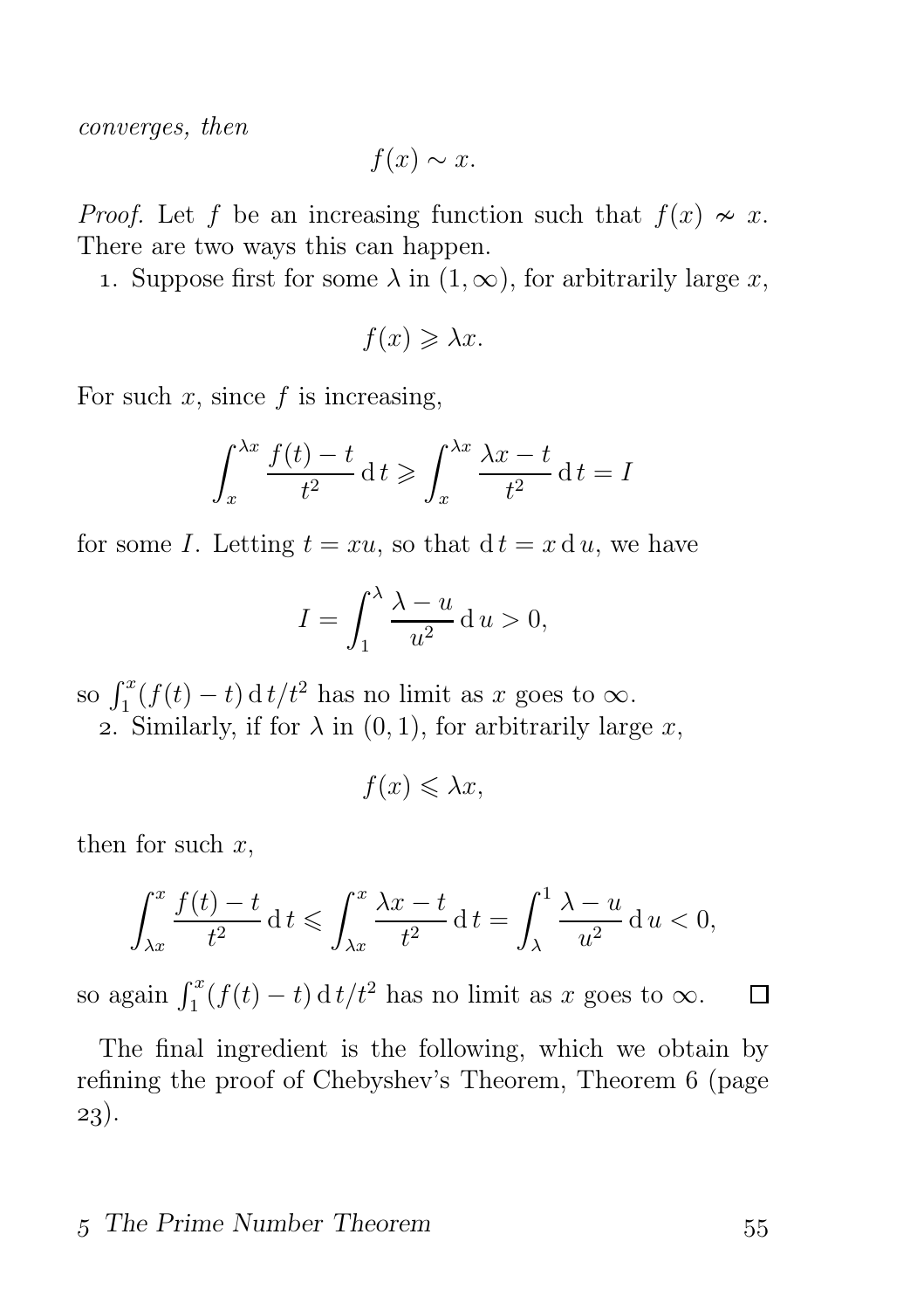*converges, then*

$$f(x) \sim x.$$

*Proof.* Let $f$ be an increasing function such that $f(x) \nsim x$. There are two ways this can happen.

1. Suppose first for some $\lambda$ in $(1, \infty)$, for arbitrarily large $x$,

$$f(x) \geqslant \lambda x.$$

For such $x$, since $f$ is increasing,

$$\int_x^{\lambda x} \frac{f(t) - t}{t^2} \, \mathrm{d}\, t \geqslant \int_x^{\lambda x} \frac{\lambda x - t}{t^2} \, \mathrm{d}\, t = I$$

for some $I$. Letting $t = xu$, so that $\mathrm{d}\, t = x \, \mathrm{d}\, u$, we have

$$I = \int_1^{\lambda} \frac{\lambda - u}{u^2} \, \mathrm{d}\, u > 0,$$

so $\int_1^x (f(t) - t) \, \mathrm{d}\, t / t^2$ has no limit as $x$ goes to $\infty$.

2. Similarly, if for $\lambda$ in $(0, 1)$, for arbitrarily large $x$,

$$f(x) \leqslant \lambda x,$$

then for such $x$,

$$\int_{\lambda x}^{x} \frac{f(t) - t}{t^2} \, \mathrm{d}\, t \leqslant \int_{\lambda x}^{x} \frac{\lambda x - t}{t^2} \, \mathrm{d}\, t = \int_{\lambda}^{1} \frac{\lambda - u}{u^2} \, \mathrm{d}\, u < 0,$$

so again $\int_1^x (f(t) - t) \, \mathrm{d}\, t / t^2$ has no limit as $x$ goes to $\infty$. □

The final ingredient is the following, which we obtain by refining the proof of Chebyshev's Theorem, Theorem 6 (page 23).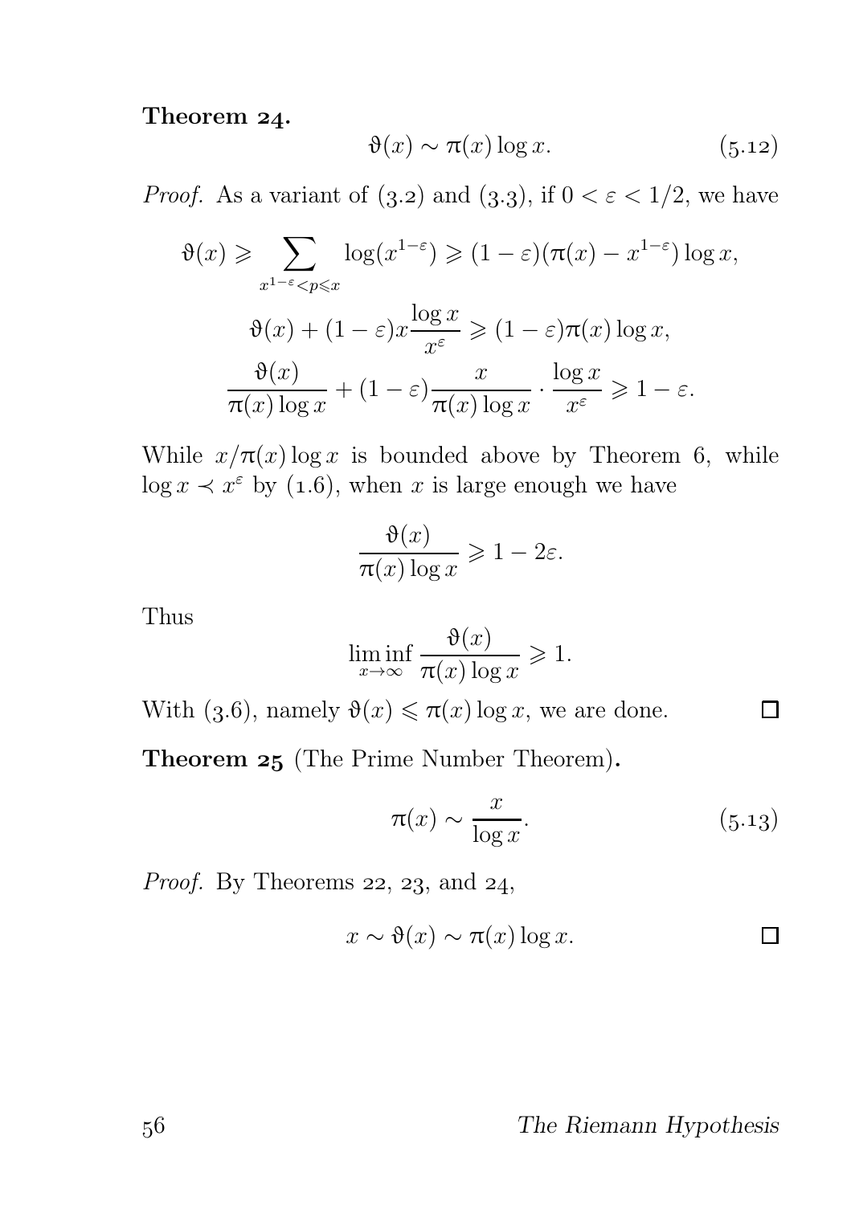**Theorem 24.**

$$\vartheta(x) \sim \pi(x) \log x. \tag{5.12}$$

*Proof.* As a variant of (3.2) and (3.3), if $0 < \varepsilon < 1/2$, we have

$$\vartheta(x) \geqslant \sum_{x^{1-\varepsilon} < p \leqslant x} \log(x^{1-\varepsilon}) \geqslant (1-\varepsilon)(\pi(x) - x^{1-\varepsilon}) \log x,$$

$$\vartheta(x) + (1-\varepsilon) x \frac{\log x}{x^{\varepsilon}} \geqslant (1-\varepsilon)\pi(x) \log x,$$

$$\frac{\vartheta(x)}{\pi(x)\log x} + (1-\varepsilon)\frac{x}{\pi(x)\log x} \cdot \frac{\log x}{x^{\varepsilon}} \geqslant 1 - \varepsilon.$$

While $x/\pi(x)\log x$ is bounded above by Theorem 6, while $\log x \prec x^{\varepsilon}$ by (1.6), when $x$ is large enough we have

$$\frac{\vartheta(x)}{\pi(x)\log x} \geqslant 1 - 2\varepsilon.$$

Thus

$$\liminf_{x \to \infty} \frac{\vartheta(x)}{\pi(x)\log x} \geqslant 1.$$

With (3.6), namely $\vartheta(x) \leqslant \pi(x)\log x$, we are done. □

**Theorem 25** (The Prime Number Theorem)**.**

$$\pi(x) \sim \frac{x}{\log x}. \tag{5.13}$$

*Proof.* By Theorems 22, 23, and 24,

$$x \sim \vartheta(x) \sim \pi(x) \log x.$$ □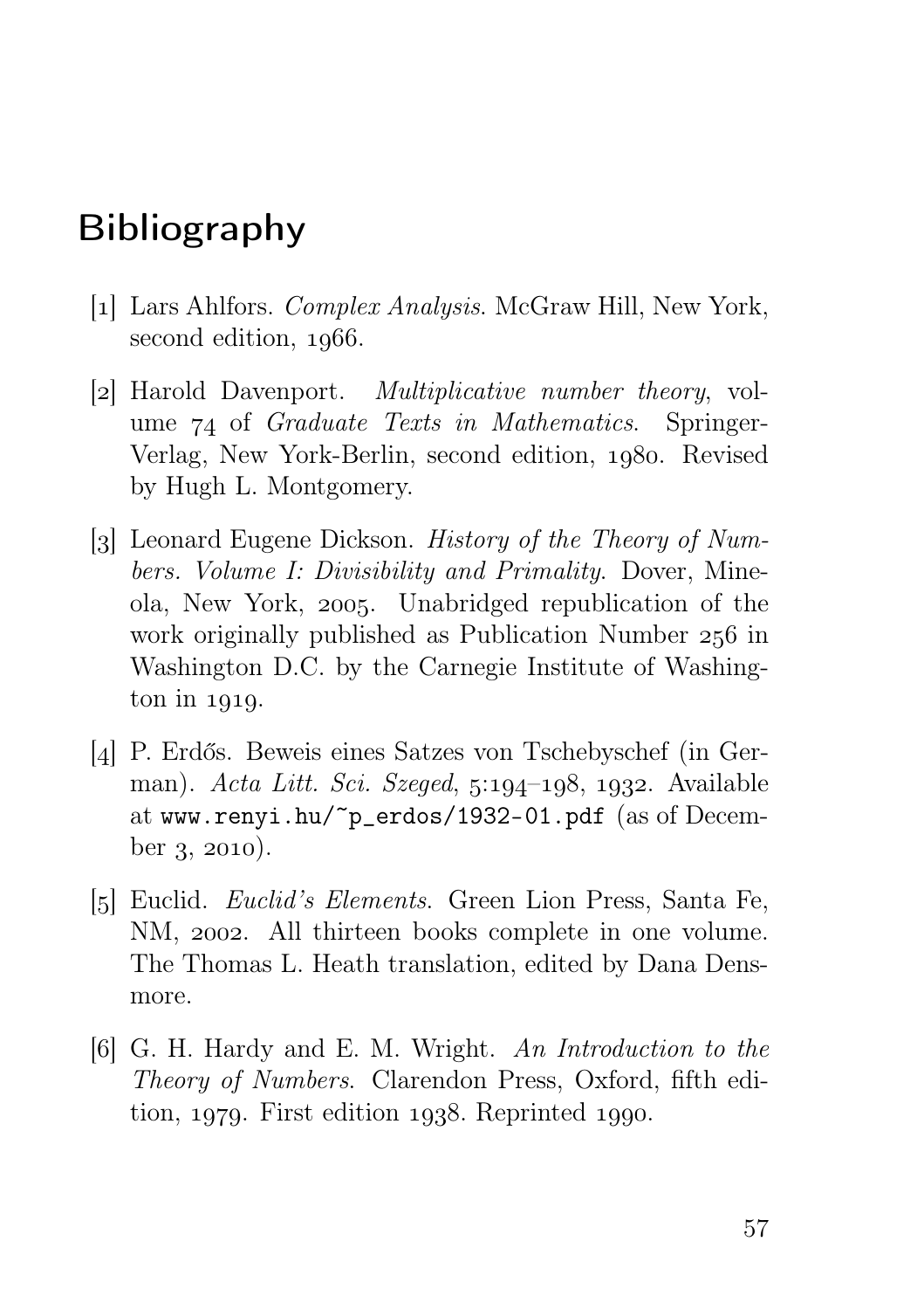# Bibliography

[1] Lars Ahlfors. *Complex Analysis*. McGraw Hill, New York, second edition, 1966.

[2] Harold Davenport. *Multiplicative number theory*, volume 74 of *Graduate Texts in Mathematics*. Springer-Verlag, New York-Berlin, second edition, 1980. Revised by Hugh L. Montgomery.

[3] Leonard Eugene Dickson. *History of the Theory of Numbers. Volume I: Divisibility and Primality*. Dover, Mineola, New York, 2005. Unabridged republication of the work originally published as Publication Number 256 in Washington D.C. by the Carnegie Institute of Washington in 1919.

[4] P. Erdős. Beweis eines Satzes von Tschebyschef (in German). *Acta Litt. Sci. Szeged*, 5:194–198, 1932. Available at `www.renyi.hu/~p_erdos/1932-01.pdf` (as of December 3, 2010).

[5] Euclid. *Euclid's Elements*. Green Lion Press, Santa Fe, NM, 2002. All thirteen books complete in one volume. The Thomas L. Heath translation, edited by Dana Densmore.

[6] G. H. Hardy and E. M. Wright. *An Introduction to the Theory of Numbers*. Clarendon Press, Oxford, fifth edition, 1979. First edition 1938. Reprinted 1990.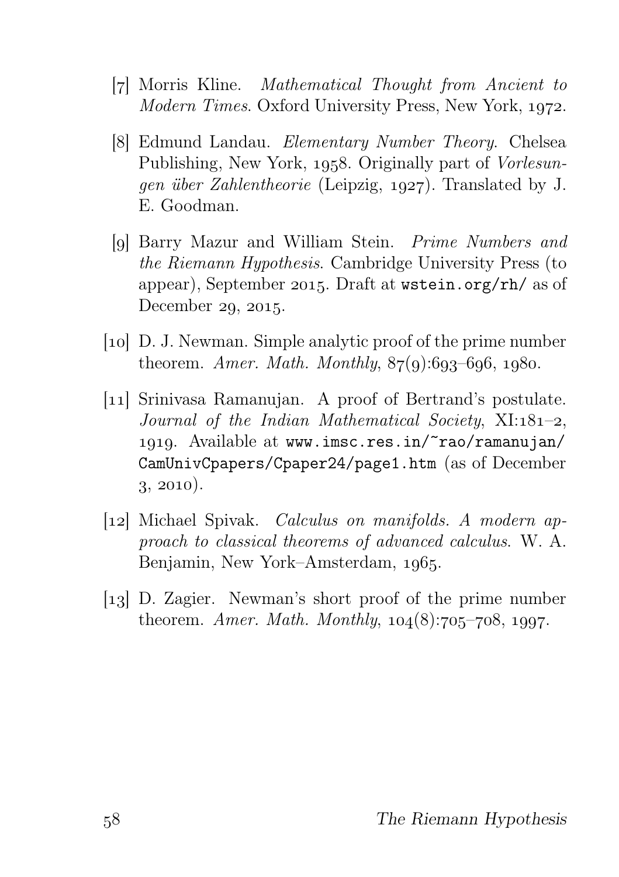[7] Morris Kline. *Mathematical Thought from Ancient to Modern Times*. Oxford University Press, New York, 1972.

[8] Edmund Landau. *Elementary Number Theory*. Chelsea Publishing, New York, 1958. Originally part of *Vorlesungen über Zahlentheorie* (Leipzig, 1927). Translated by J. E. Goodman.

[9] Barry Mazur and William Stein. *Prime Numbers and the Riemann Hypothesis*. Cambridge University Press (to appear), September 2015. Draft at `wstein.org/rh/` as of December 29, 2015.

[10] D. J. Newman. Simple analytic proof of the prime number theorem. *Amer. Math. Monthly*, 87(9):693–696, 1980.

[11] Srinivasa Ramanujan. A proof of Bertrand's postulate. *Journal of the Indian Mathematical Society*, XI:181–2, 1919. Available at `www.imsc.res.in/~rao/ramanujan/CamUnivCpapers/Cpaper24/page1.htm` (as of December 3, 2010).

[12] Michael Spivak. *Calculus on manifolds. A modern approach to classical theorems of advanced calculus*. W. A. Benjamin, New York–Amsterdam, 1965.

[13] D. Zagier. Newman's short proof of the prime number theorem. *Amer. Math. Monthly*, 104(8):705–708, 1997.